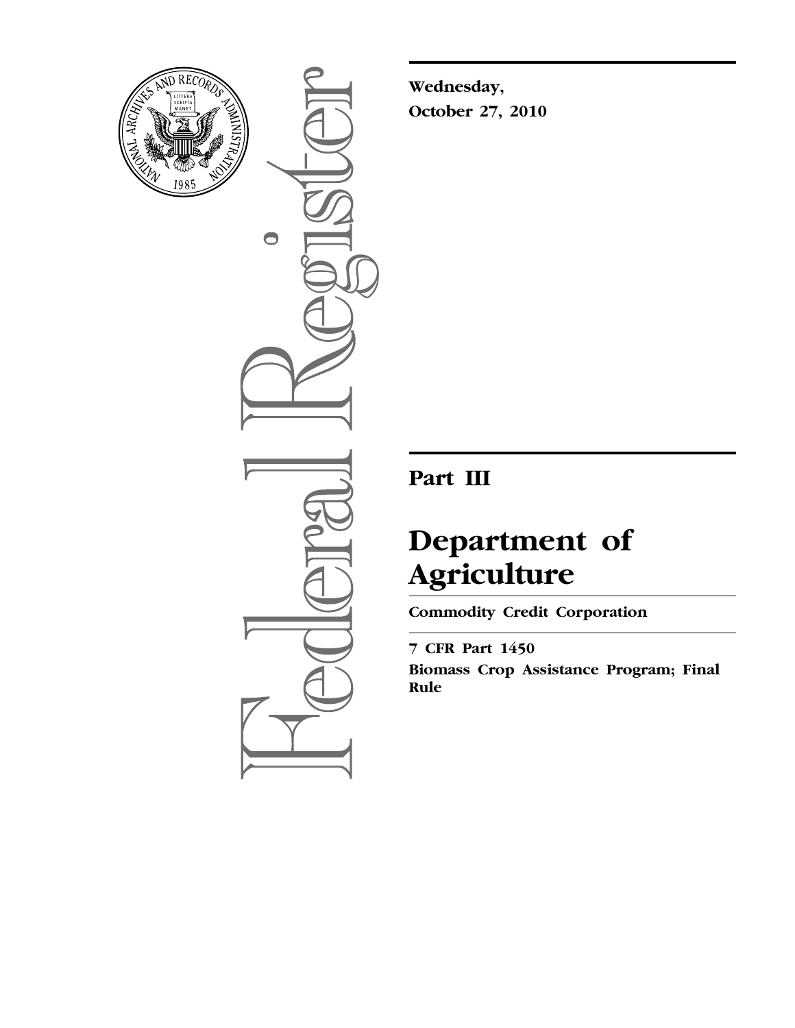**Wednesday,**
**October 27, 2010**

# Part III

# Department of Agriculture

**Commodity Credit Corporation**

**7 CFR Part 1450**

**Biomass Crop Assistance Program; Final Rule**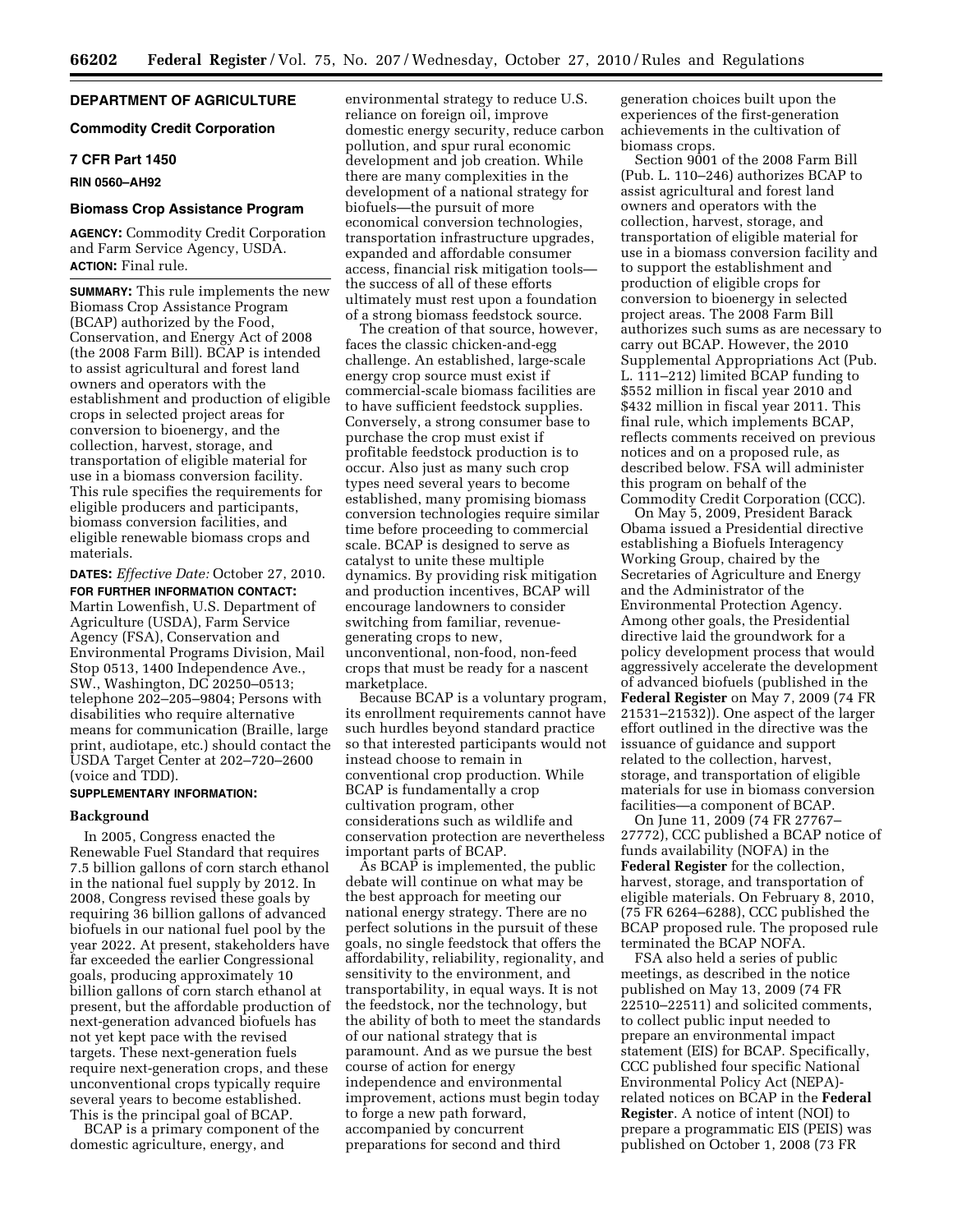## DEPARTMENT OF AGRICULTURE

### Commodity Credit Corporation

### 7 CFR Part 1450

**RIN 0560–AH92**

### Biomass Crop Assistance Program

**AGENCY:** Commodity Credit Corporation and Farm Service Agency, USDA.

**ACTION:** Final rule.

**SUMMARY:** This rule implements the new Biomass Crop Assistance Program (BCAP) authorized by the Food, Conservation, and Energy Act of 2008 (the 2008 Farm Bill). BCAP is intended to assist agricultural and forest land owners and operators with the establishment and production of eligible crops in selected project areas for conversion to bioenergy, and the collection, harvest, storage, and transportation of eligible material for use in a biomass conversion facility. This rule specifies the requirements for eligible producers and participants, biomass conversion facilities, and eligible renewable biomass crops and materials.

**DATES:** *Effective Date:* October 27, 2010.

**FOR FURTHER INFORMATION CONTACT:** Martin Lowenfish, U.S. Department of Agriculture (USDA), Farm Service Agency (FSA), Conservation and Environmental Programs Division, Mail Stop 0513, 1400 Independence Ave., SW., Washington, DC 20250–0513; telephone 202–205–9804; Persons with disabilities who require alternative means for communication (Braille, large print, audiotape, etc.) should contact the USDA Target Center at 202–720–2600 (voice and TDD).

**SUPPLEMENTARY INFORMATION:**

#### Background

In 2005, Congress enacted the Renewable Fuel Standard that requires 7.5 billion gallons of corn starch ethanol in the national fuel supply by 2012. In 2008, Congress revised these goals by requiring 36 billion gallons of advanced biofuels in our national fuel pool by the year 2022. At present, stakeholders have far exceeded the earlier Congressional goals, producing approximately 10 billion gallons of corn starch ethanol at present, but the affordable production of next-generation advanced biofuels has not yet kept pace with the revised targets. These next-generation fuels require next-generation crops, and these unconventional crops typically require several years to become established. This is the principal goal of BCAP.

BCAP is a primary component of the domestic agriculture, energy, and environmental strategy to reduce U.S. reliance on foreign oil, improve domestic energy security, reduce carbon pollution, and spur rural economic development and job creation. While there are many complexities in the development of a national strategy for biofuels—the pursuit of more economical conversion technologies, transportation infrastructure upgrades, expanded and affordable consumer access, financial risk mitigation tools—the success of all of these efforts ultimately must rest upon a foundation of a strong biomass feedstock source.

The creation of that source, however, faces the classic chicken-and-egg challenge. An established, large-scale energy crop source must exist if commercial-scale biomass facilities are to have sufficient feedstock supplies. Conversely, a strong consumer base to purchase the crop must exist if profitable feedstock production is to occur. Also just as many such crop types need several years to become established, many promising biomass conversion technologies require similar time before proceeding to commercial scale. BCAP is designed to serve as catalyst to unite these multiple dynamics. By providing risk mitigation and production incentives, BCAP will encourage landowners to consider switching from familiar, revenue-generating crops to new, unconventional, non-food, non-feed crops that must be ready for a nascent marketplace.

Because BCAP is a voluntary program, its enrollment requirements cannot have such hurdles beyond standard practice so that interested participants would not instead choose to remain in conventional crop production. While BCAP is fundamentally a crop cultivation program, other considerations such as wildlife and conservation protection are nevertheless important parts of BCAP.

As BCAP is implemented, the public debate will continue on what may be the best approach for meeting our national energy strategy. There are no perfect solutions in the pursuit of these goals, no single feedstock that offers the affordability, reliability, regionality, and sensitivity to the environment, and transportability, in equal ways. It is not the feedstock, nor the technology, but the ability of both to meet the standards of our national strategy that is paramount. And as we pursue the best course of action for energy independence and environmental improvement, actions must begin today to forge a new path forward, accompanied by concurrent preparations for second and third generation choices built upon the experiences of the first-generation achievements in the cultivation of biomass crops.

Section 9001 of the 2008 Farm Bill (Pub. L. 110–246) authorizes BCAP to assist agricultural and forest land owners and operators with the collection, harvest, storage, and transportation of eligible material for use in a biomass conversion facility and to support the establishment and production of eligible crops for conversion to bioenergy in selected project areas. The 2008 Farm Bill authorizes such sums as are necessary to carry out BCAP. However, the 2010 Supplemental Appropriations Act (Pub. L. 111–212) limited BCAP funding to $552 million in fiscal year 2010 and $432 million in fiscal year 2011. This final rule, which implements BCAP, reflects comments received on previous notices and on a proposed rule, as described below. FSA will administer this program on behalf of the Commodity Credit Corporation (CCC).

On May 5, 2009, President Barack Obama issued a Presidential directive establishing a Biofuels Interagency Working Group, chaired by the Secretaries of Agriculture and Energy and the Administrator of the Environmental Protection Agency. Among other goals, the Presidential directive laid the groundwork for a policy development process that would aggressively accelerate the development of advanced biofuels (published in the **Federal Register** on May 7, 2009 (74 FR 21531–21532)). One aspect of the larger effort outlined in the directive was the issuance of guidance and support related to the collection, harvest, storage, and transportation of eligible materials for use in biomass conversion facilities—a component of BCAP.

On June 11, 2009 (74 FR 27767–27772), CCC published a BCAP notice of funds availability (NOFA) in the **Federal Register** for the collection, harvest, storage, and transportation of eligible materials. On February 8, 2010, (75 FR 6264–6288), CCC published the BCAP proposed rule. The proposed rule terminated the BCAP NOFA.

FSA also held a series of public meetings, as described in the notice published on May 13, 2009 (74 FR 22510–22511) and solicited comments, to collect public input needed to prepare an environmental impact statement (EIS) for BCAP. Specifically, CCC published four specific National Environmental Policy Act (NEPA)-related notices on BCAP in the **Federal Register**. A notice of intent (NOI) to prepare a programmatic EIS (PEIS) was published on October 1, 2008 (73 FR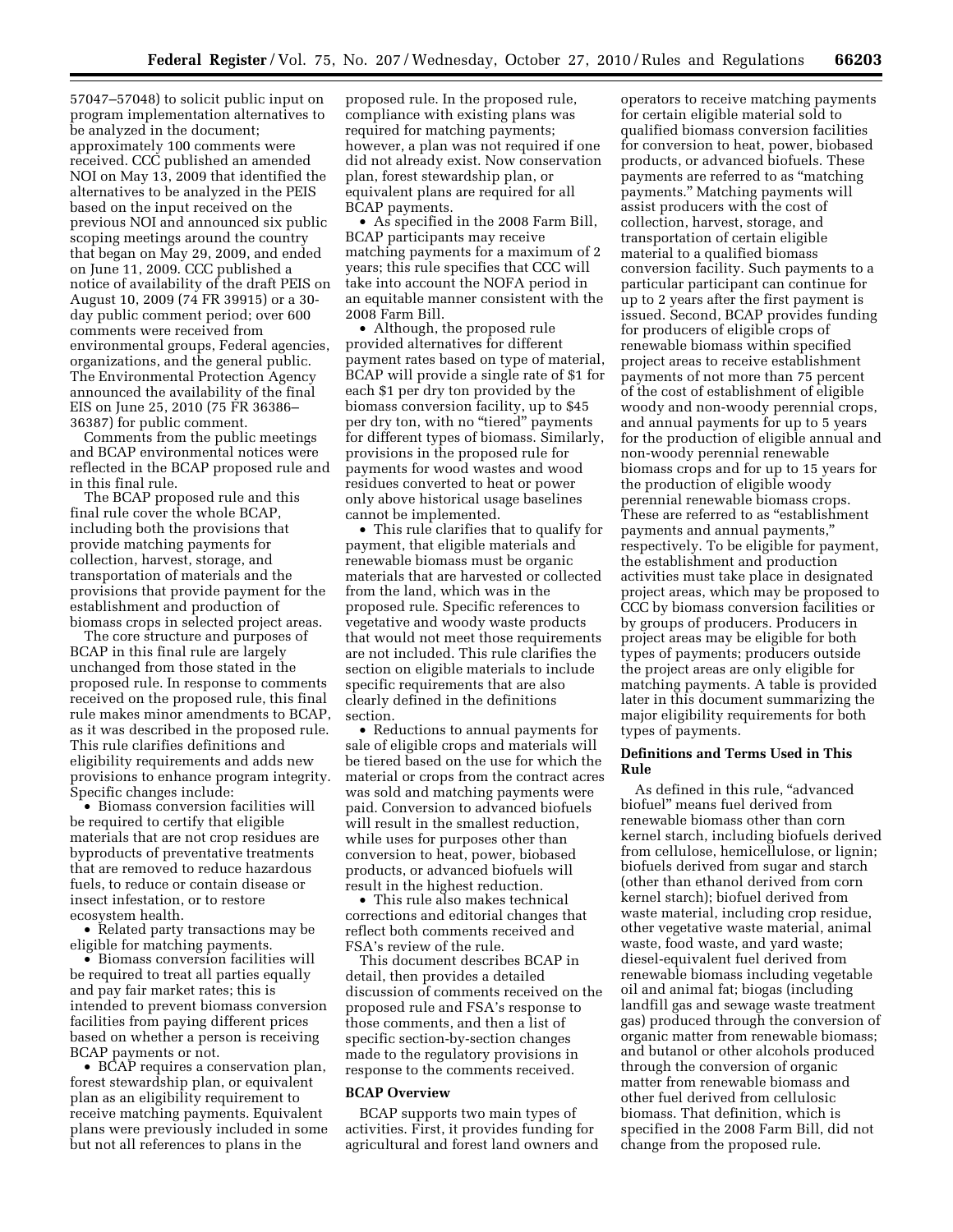57047–57048) to solicit public input on program implementation alternatives to be analyzed in the document; approximately 100 comments were received. CCC published an amended NOI on May 13, 2009 that identified the alternatives to be analyzed in the PEIS based on the input received on the previous NOI and announced six public scoping meetings around the country that began on May 29, 2009, and ended on June 11, 2009. CCC published a notice of availability of the draft PEIS on August 10, 2009 (74 FR 39915) or a 30-day public comment period; over 600 comments were received from environmental groups, Federal agencies, organizations, and the general public. The Environmental Protection Agency announced the availability of the final EIS on June 25, 2010 (75 FR 36386–36387) for public comment.

Comments from the public meetings and BCAP environmental notices were reflected in the BCAP proposed rule and in this final rule.

The BCAP proposed rule and this final rule cover the whole BCAP, including both the provisions that provide matching payments for collection, harvest, storage, and transportation of materials and the provisions that provide payment for the establishment and production of biomass crops in selected project areas.

The core structure and purposes of BCAP in this final rule are largely unchanged from those stated in the proposed rule. In response to comments received on the proposed rule, this final rule makes minor amendments to BCAP, as it was described in the proposed rule. This rule clarifies definitions and eligibility requirements and adds new provisions to enhance program integrity. Specific changes include:

- Biomass conversion facilities will be required to certify that eligible materials that are not crop residues are byproducts of preventative treatments that are removed to reduce hazardous fuels, to reduce or contain disease or insect infestation, or to restore ecosystem health.
- Related party transactions may be eligible for matching payments.
- Biomass conversion facilities will be required to treat all parties equally and pay fair market rates; this is intended to prevent biomass conversion facilities from paying different prices based on whether a person is receiving BCAP payments or not.
- BCAP requires a conservation plan, forest stewardship plan, or equivalent plan as an eligibility requirement to receive matching payments. Equivalent plans were previously included in some but not all references to plans in the proposed rule. In the proposed rule, compliance with existing plans was required for matching payments; however, a plan was not required if one did not already exist. Now conservation plan, forest stewardship plan, or equivalent plans are required for all BCAP payments.
- As specified in the 2008 Farm Bill, BCAP participants may receive matching payments for a maximum of 2 years; this rule specifies that CCC will take into account the NOFA period in an equitable manner consistent with the 2008 Farm Bill.
- Although, the proposed rule provided alternatives for different payment rates based on type of material, BCAP will provide a single rate of $1 for each $1 per dry ton provided by the biomass conversion facility, up to $45 per dry ton, with no "tiered" payments for different types of biomass. Similarly, provisions in the proposed rule for payments for wood wastes and wood residues converted to heat or power only above historical usage baselines cannot be implemented.
- This rule clarifies that to qualify for payment, that eligible materials and renewable biomass must be organic materials that are harvested or collected from the land, which was in the proposed rule. Specific references to vegetative and woody waste products that would not meet those requirements are not included. This rule clarifies the section on eligible materials to include specific requirements that are also clearly defined in the definitions section.
- Reductions to annual payments for sale of eligible crops and materials will be tiered based on the use for which the material or crops from the contract acres was sold and matching payments were paid. Conversion to advanced biofuels will result in the smallest reduction, while uses for purposes other than conversion to heat, power, biobased products, or advanced biofuels will result in the highest reduction.
- This rule also makes technical corrections and editorial changes that reflect both comments received and FSA's review of the rule.

This document describes BCAP in detail, then provides a detailed discussion of comments received on the proposed rule and FSA's response to those comments, and then a list of specific section-by-section changes made to the regulatory provisions in response to the comments received.

## BCAP Overview

BCAP supports two main types of activities. First, it provides funding for agricultural and forest land owners and operators to receive matching payments for certain eligible material sold to qualified biomass conversion facilities for conversion to heat, power, biobased products, or advanced biofuels. These payments are referred to as "matching payments." Matching payments will assist producers with the cost of collection, harvest, storage, and transportation of certain eligible material to a qualified biomass conversion facility. Such payments to a particular participant can continue for up to 2 years after the first payment is issued. Second, BCAP provides funding for producers of eligible crops of renewable biomass within specified project areas to receive establishment payments of not more than 75 percent of the cost of establishment of eligible woody and non-woody perennial crops, and annual payments for up to 5 years for the production of eligible annual and non-woody perennial renewable biomass crops and for up to 15 years for the production of eligible woody perennial renewable biomass crops. These are referred to as "establishment payments and annual payments," respectively. To be eligible for payment, the establishment and production activities must take place in designated project areas, which may be proposed to CCC by biomass conversion facilities or by groups of producers. Producers in project areas may be eligible for both types of payments; producers outside the project areas are only eligible for matching payments. A table is provided later in this document summarizing the major eligibility requirements for both types of payments.

## Definitions and Terms Used in This Rule

As defined in this rule, "advanced biofuel" means fuel derived from renewable biomass other than corn kernel starch, including biofuels derived from cellulose, hemicellulose, or lignin; biofuels derived from sugar and starch (other than ethanol derived from corn kernel starch); biofuel derived from waste material, including crop residue, other vegetative waste material, animal waste, food waste, and yard waste; diesel-equivalent fuel derived from renewable biomass including vegetable oil and animal fat; biogas (including landfill gas and sewage waste treatment gas) produced through the conversion of organic matter from renewable biomass; and butanol or other alcohols produced through the conversion of organic matter from renewable biomass and other fuel derived from cellulosic biomass. That definition, which is specified in the 2008 Farm Bill, did not change from the proposed rule.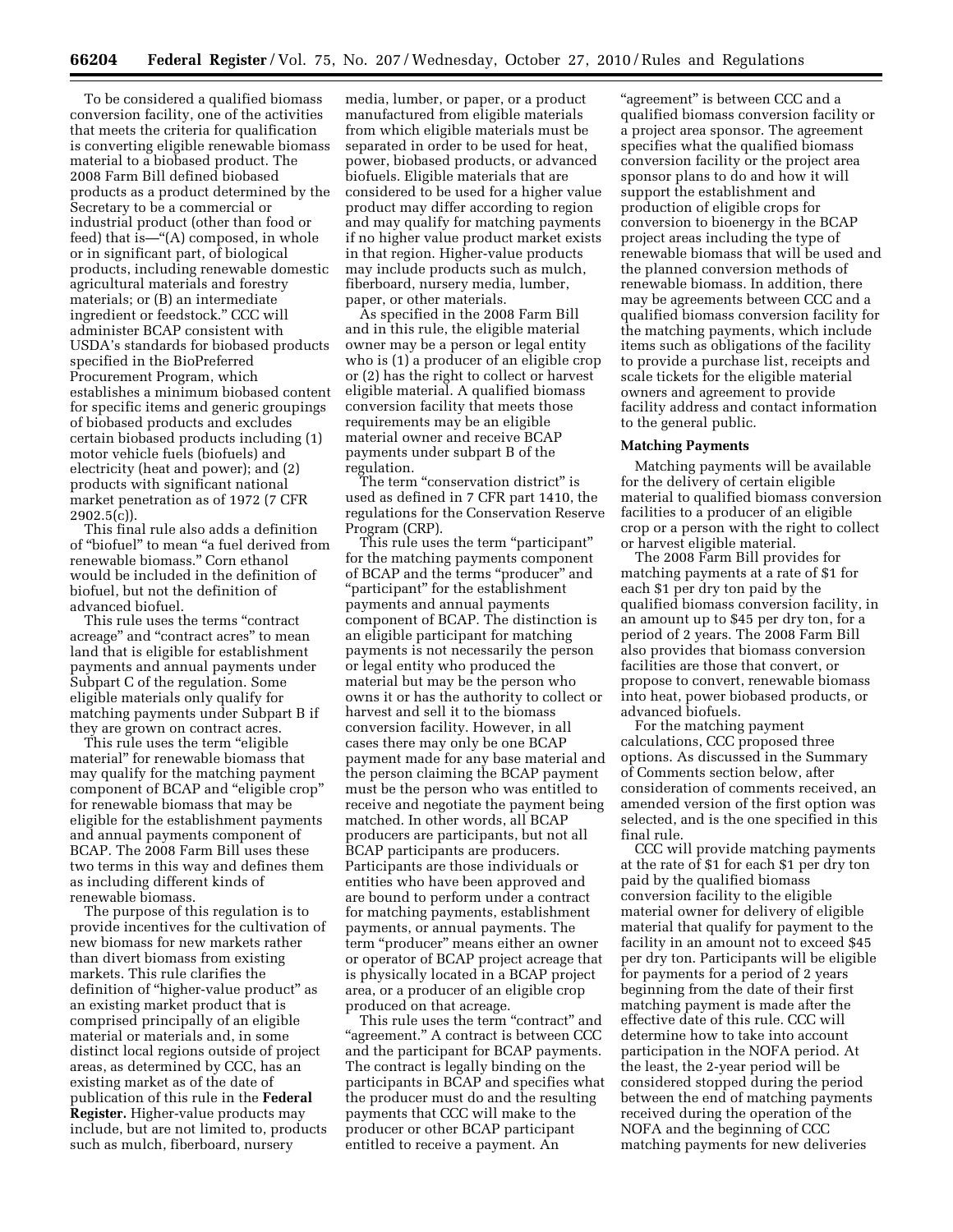To be considered a qualified biomass conversion facility, one of the activities that meets the criteria for qualification is converting eligible renewable biomass material to a biobased product. The 2008 Farm Bill defined biobased products as a product determined by the Secretary to be a commercial or industrial product (other than food or feed) that is—"(A) composed, in whole or in significant part, of biological products, including renewable domestic agricultural materials and forestry materials; or (B) an intermediate ingredient or feedstock." CCC will administer BCAP consistent with USDA's standards for biobased products specified in the BioPreferred Procurement Program, which establishes a minimum biobased content for specific items and generic groupings of biobased products and excludes certain biobased products including (1) motor vehicle fuels (biofuels) and electricity (heat and power); and (2) products with significant national market penetration as of 1972 (7 CFR 2902.5(c)).

This final rule also adds a definition of "biofuel" to mean "a fuel derived from renewable biomass." Corn ethanol would be included in the definition of biofuel, but not the definition of advanced biofuel.

This rule uses the terms "contract acreage" and "contract acres" to mean land that is eligible for establishment payments and annual payments under Subpart C of the regulation. Some eligible materials only qualify for matching payments under Subpart B if they are grown on contract acres.

This rule uses the term "eligible material" for renewable biomass that may qualify for the matching payment component of BCAP and "eligible crop" for renewable biomass that may be eligible for the establishment payments and annual payments component of BCAP. The 2008 Farm Bill uses these two terms in this way and defines them as including different kinds of renewable biomass.

The purpose of this regulation is to provide incentives for the cultivation of new biomass for new markets rather than divert biomass from existing markets. This rule clarifies the definition of "higher-value product" as an existing market product that is comprised principally of an eligible material or materials and, in some distinct local regions outside of project areas, as determined by CCC, has an existing market as of the date of publication of this rule in the **Federal Register.** Higher-value products may include, but are not limited to, products such as mulch, fiberboard, nursery media, lumber, or paper, or a product manufactured from eligible materials from which eligible materials must be separated in order to be used for heat, power, biobased products, or advanced biofuels. Eligible materials that are considered to be used for a higher value product may differ according to region and may qualify for matching payments if no higher value product market exists in that region. Higher-value products may include products such as mulch, fiberboard, nursery media, lumber, paper, or other materials.

As specified in the 2008 Farm Bill and in this rule, the eligible material owner may be a person or legal entity who is (1) a producer of an eligible crop or (2) has the right to collect or harvest eligible material. A qualified biomass conversion facility that meets those requirements may be an eligible material owner and receive BCAP payments under subpart B of the regulation.

The term "conservation district" is used as defined in 7 CFR part 1410, the regulations for the Conservation Reserve Program (CRP).

This rule uses the term "participant" for the matching payments component of BCAP and the terms "producer" and "participant" for the establishment payments and annual payments component of BCAP. The distinction is an eligible participant for matching payments is not necessarily the person or legal entity who produced the material but may be the person who owns it or has the authority to collect or harvest and sell it to the biomass conversion facility. However, in all cases there may only be one BCAP payment made for any base material and the person claiming the BCAP payment must be the person who was entitled to receive and negotiate the payment being matched. In other words, all BCAP producers are participants, but not all BCAP participants are producers. Participants are those individuals or entities who have been approved and are bound to perform under a contract for matching payments, establishment payments, or annual payments. The term "producer" means either an owner or operator of BCAP project acreage that is physically located in a BCAP project area, or a producer of an eligible crop produced on that acreage.

This rule uses the term "contract" and "agreement." A contract is between CCC and the participant for BCAP payments. The contract is legally binding on the participants in BCAP and specifies what the producer must do and the resulting payments that CCC will make to the producer or other BCAP participant entitled to receive a payment. An "agreement" is between CCC and a qualified biomass conversion facility or a project area sponsor. The agreement specifies what the qualified biomass conversion facility or the project area sponsor plans to do and how it will support the establishment and production of eligible crops for conversion to bioenergy in the BCAP project areas including the type of renewable biomass that will be used and the planned conversion methods of renewable biomass. In addition, there may be agreements between CCC and a qualified biomass conversion facility for the matching payments, which include items such as obligations of the facility to provide a purchase list, receipts and scale tickets for the eligible material owners and agreement to provide facility address and contact information to the general public.

### Matching Payments

Matching payments will be available for the delivery of certain eligible material to qualified biomass conversion facilities to a producer of an eligible crop or a person with the right to collect or harvest eligible material.

The 2008 Farm Bill provides for matching payments at a rate of $1 for each $1 per dry ton paid by the qualified biomass conversion facility, in an amount up to $45 per dry ton, for a period of 2 years. The 2008 Farm Bill also provides that biomass conversion facilities are those that convert, or propose to convert, renewable biomass into heat, power biobased products, or advanced biofuels.

For the matching payment calculations, CCC proposed three options. As discussed in the Summary of Comments section below, after consideration of comments received, an amended version of the first option was selected, and is the one specified in this final rule.

CCC will provide matching payments at the rate of $1 for each $1 per dry ton paid by the qualified biomass conversion facility to the eligible material owner for delivery of eligible material that qualify for payment to the facility in an amount not to exceed $45 per dry ton. Participants will be eligible for payments for a period of 2 years beginning from the date of their first matching payment is made after the effective date of this rule. CCC will determine how to take into account participation in the NOFA period. At the least, the 2-year period will be considered stopped during the period between the end of matching payments received during the operation of the NOFA and the beginning of CCC matching payments for new deliveries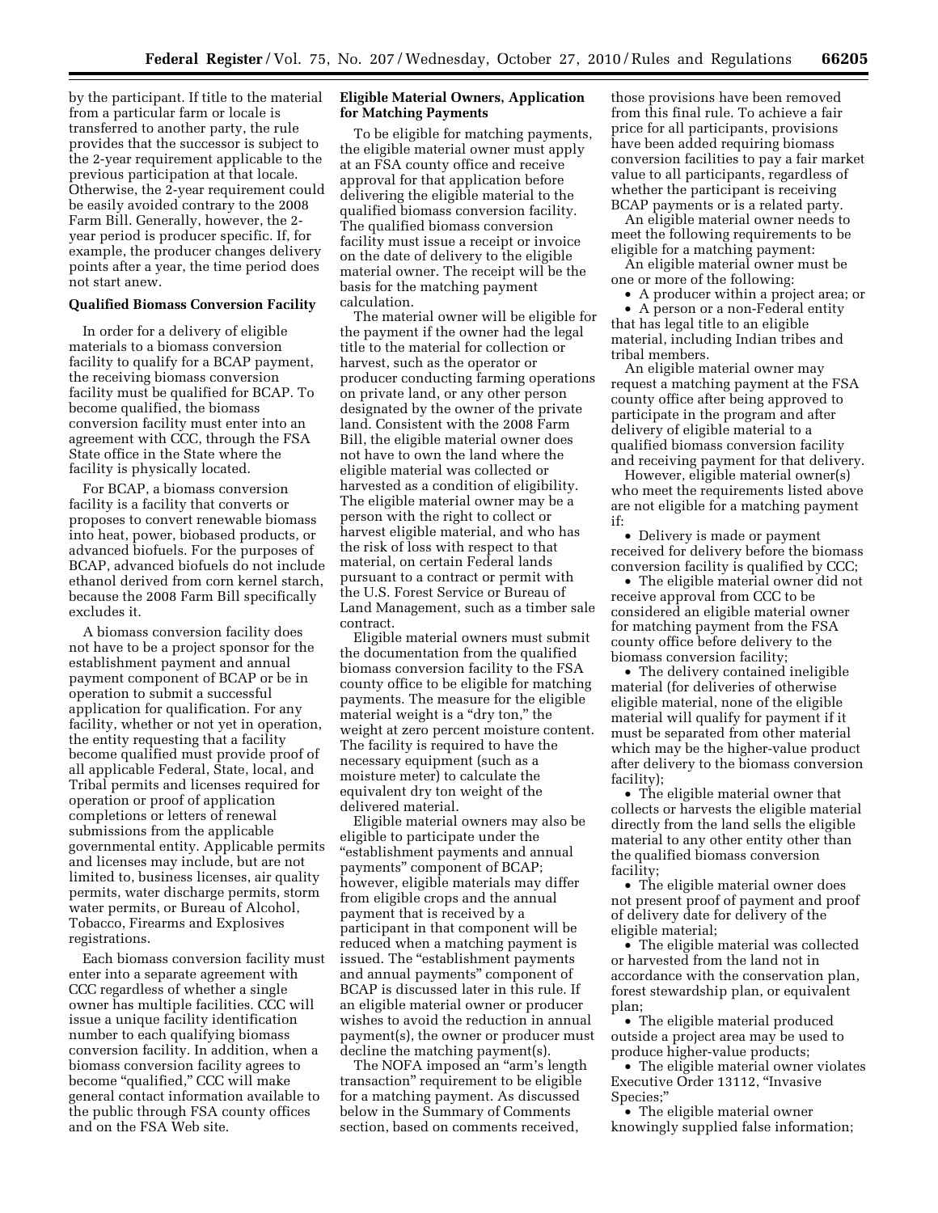by the participant. If title to the material from a particular farm or locale is transferred to another party, the rule provides that the successor is subject to the 2-year requirement applicable to the previous participation at that locale. Otherwise, the 2-year requirement could be easily avoided contrary to the 2008 Farm Bill. Generally, however, the 2-year period is producer specific. If, for example, the producer changes delivery points after a year, the time period does not start anew.

**Qualified Biomass Conversion Facility**

In order for a delivery of eligible materials to a biomass conversion facility to qualify for a BCAP payment, the receiving biomass conversion facility must be qualified for BCAP. To become qualified, the biomass conversion facility must enter into an agreement with CCC, through the FSA State office in the State where the facility is physically located.

For BCAP, a biomass conversion facility is a facility that converts or proposes to convert renewable biomass into heat, power, biobased products, or advanced biofuels. For the purposes of BCAP, advanced biofuels do not include ethanol derived from corn kernel starch, because the 2008 Farm Bill specifically excludes it.

A biomass conversion facility does not have to be a project sponsor for the establishment payment and annual payment component of BCAP or be in operation to submit a successful application for qualification. For any facility, whether or not yet in operation, the entity requesting that a facility become qualified must provide proof of all applicable Federal, State, local, and Tribal permits and licenses required for operation or proof of application completions or letters of renewal submissions from the applicable governmental entity. Applicable permits and licenses may include, but are not limited to, business licenses, air quality permits, water discharge permits, storm water permits, or Bureau of Alcohol, Tobacco, Firearms and Explosives registrations.

Each biomass conversion facility must enter into a separate agreement with CCC regardless of whether a single owner has multiple facilities. CCC will issue a unique facility identification number to each qualifying biomass conversion facility. In addition, when a biomass conversion facility agrees to become "qualified," CCC will make general contact information available to the public through FSA county offices and on the FSA Web site.

**Eligible Material Owners, Application for Matching Payments**

To be eligible for matching payments, the eligible material owner must apply at an FSA county office and receive approval for that application before delivering the eligible material to the qualified biomass conversion facility. The qualified biomass conversion facility must issue a receipt or invoice on the date of delivery to the eligible material owner. The receipt will be the basis for the matching payment calculation.

The material owner will be eligible for the payment if the owner had the legal title to the material for collection or harvest, such as the operator or producer conducting farming operations on private land, or any other person designated by the owner of the private land. Consistent with the 2008 Farm Bill, the eligible material owner does not have to own the land where the eligible material was collected or harvested as a condition of eligibility. The eligible material owner may be a person with the right to collect or harvest eligible material, and who has the risk of loss with respect to that material, on certain Federal lands pursuant to a contract or permit with the U.S. Forest Service or Bureau of Land Management, such as a timber sale contract.

Eligible material owners must submit the documentation from the qualified biomass conversion facility to the FSA county office to be eligible for matching payments. The measure for the eligible material weight is a "dry ton," the weight at zero percent moisture content. The facility is required to have the necessary equipment (such as a moisture meter) to calculate the equivalent dry ton weight of the delivered material.

Eligible material owners may also be eligible to participate under the "establishment payments and annual payments" component of BCAP; however, eligible materials may differ from eligible crops and the annual payment that is received by a participant in that component will be reduced when a matching payment is issued. The "establishment payments and annual payments" component of BCAP is discussed later in this rule. If an eligible material owner or producer wishes to avoid the reduction in annual payment(s), the owner or producer must decline the matching payment(s).

The NOFA imposed an "arm's length transaction" requirement to be eligible for a matching payment. As discussed below in the Summary of Comments section, based on comments received, those provisions have been removed from this final rule. To achieve a fair price for all participants, provisions have been added requiring biomass conversion facilities to pay a fair market value to all participants, regardless of whether the participant is receiving BCAP payments or is a related party.

An eligible material owner needs to meet the following requirements to be eligible for a matching payment:

An eligible material owner must be one or more of the following:

- A producer within a project area; or
- A person or a non-Federal entity that has legal title to an eligible material, including Indian tribes and tribal members.

An eligible material owner may request a matching payment at the FSA county office after being approved to participate in the program and after delivery of eligible material to a qualified biomass conversion facility and receiving payment for that delivery.

However, eligible material owner(s) who meet the requirements listed above are not eligible for a matching payment if:

- Delivery is made or payment received for delivery before the biomass conversion facility is qualified by CCC;
- The eligible material owner did not receive approval from CCC to be considered an eligible material owner for matching payment from the FSA county office before delivery to the biomass conversion facility;
- The delivery contained ineligible material (for deliveries of otherwise eligible material, none of the eligible material will qualify for payment if it must be separated from other material which may be the higher-value product after delivery to the biomass conversion facility);
- The eligible material owner that collects or harvests the eligible material directly from the land sells the eligible material to any other entity other than the qualified biomass conversion facility;
- The eligible material owner does not present proof of payment and proof of delivery date for delivery of the eligible material;
- The eligible material was collected or harvested from the land not in accordance with the conservation plan, forest stewardship plan, or equivalent plan;
- The eligible material produced outside a project area may be used to produce higher-value products;
- The eligible material owner violates Executive Order 13112, "Invasive Species;"
- The eligible material owner knowingly supplied false information;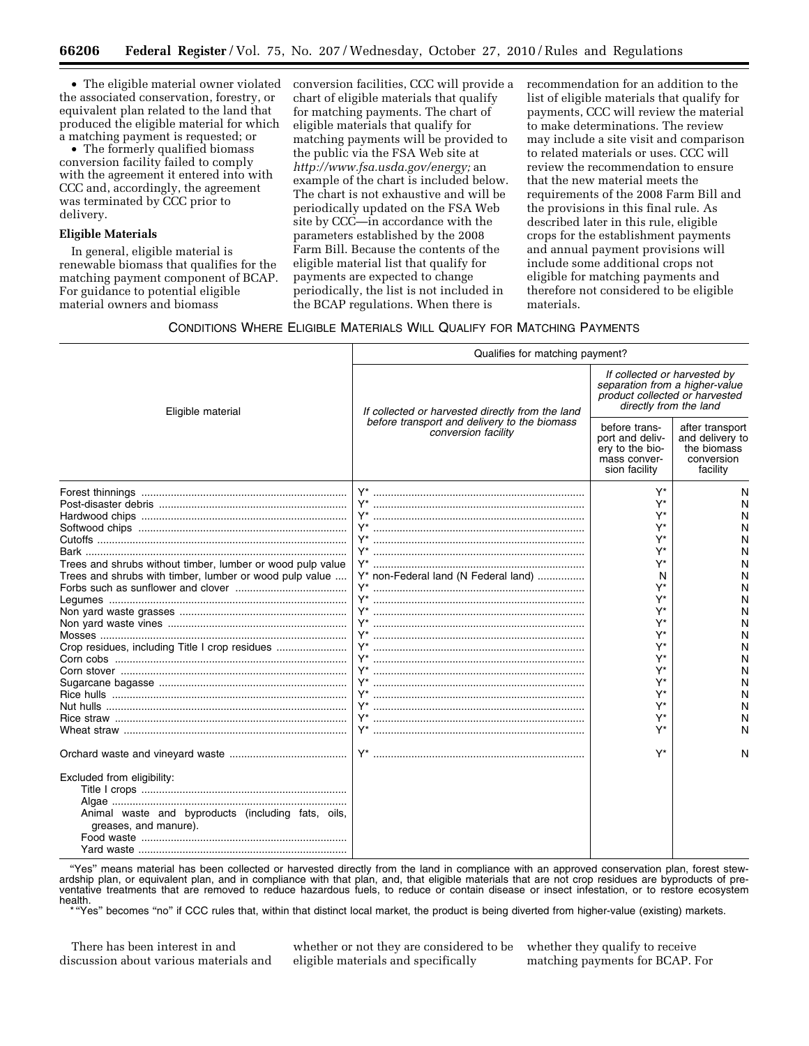- The eligible material owner violated the associated conservation, forestry, or equivalent plan related to the land that produced the eligible material for which a matching payment is requested; or
- The formerly qualified biomass conversion facility failed to comply with the agreement it entered into with CCC and, accordingly, the agreement was terminated by CCC prior to delivery.

**Eligible Materials**

In general, eligible material is renewable biomass that qualifies for the matching payment component of BCAP. For guidance to potential eligible material owners and biomass conversion facilities, CCC will provide a chart of eligible materials that qualify for matching payments. The chart of eligible materials that qualify for matching payments will be provided to the public via the FSA Web site at *http://www.fsa.usda.gov/energy;* an example of the chart is included below. The chart is not exhaustive and will be periodically updated on the FSA Web site by CCC—in accordance with the parameters established by the 2008 Farm Bill. Because the contents of the eligible material list that qualify for payments are expected to change periodically, the list is not included in the BCAP regulations. When there is recommendation for an addition to the list of eligible materials that qualify for payments, CCC will review the material to make determinations. The review may include a site visit and comparison to related materials or uses. CCC will review the recommendation to ensure that the new material meets the requirements of the 2008 Farm Bill and the provisions in this final rule. As described later in this rule, eligible crops for the establishment payments and annual payment provisions will include some additional crops not eligible for matching payments and therefore not considered to be eligible materials.

CONDITIONS WHERE ELIGIBLE MATERIALS WILL QUALIFY FOR MATCHING PAYMENTS

| Eligible material | Qualifies for matching payment? | | |
|---|---|---|---|
| | *If collected or harvested directly from the land before transport and delivery to the biomass conversion facility* | *If collected or harvested by separation from a higher-value product collected or harvested directly from the land* | |
| | | before transport and delivery to the biomass conversion facility | after transport and delivery to the biomass conversion facility |
| Forest thinnings | Y* | Y* | N |
| Post-disaster debris | Y* | Y* | N |
| Hardwood chips | Y* | Y* | N |
| Softwood chips | Y* | Y* | N |
| Cutoffs | Y* | Y* | N |
| Bark | Y* | Y* | N |
| Trees and shrubs without timber, lumber or wood pulp value | Y* | Y* | N |
| Trees and shrubs with timber, lumber or wood pulp value | Y* non-Federal land (N Federal land) | N | N |
| Forbs such as sunflower and clover | Y* | Y* | N |
| Legumes | Y* | Y* | N |
| Non yard waste grasses | Y* | Y* | N |
| Non yard waste vines | Y* | Y* | N |
| Mosses | Y* | Y* | N |
| Crop residues, including Title I crop residues | Y* | Y* | N |
| Corn cobs | Y* | Y* | N |
| Corn stover | Y* | Y* | N |
| Sugarcane bagasse | Y* | Y* | N |
| Rice hulls | Y* | Y* | N |
| Nut hulls | Y* | Y* | N |
| Rice straw | Y* | Y* | N |
| Wheat straw | Y* | Y* | N |
| Orchard waste and vineyard waste | Y* | Y* | N |
| Excluded from eligibility: | | | |
| Title I crops | | | |
| Algae | | | |
| Animal waste and byproducts (including fats, oils, greases, and manure). | | | |
| Food waste | | | |
| Yard waste | | | |

"Yes" means material has been collected or harvested directly from the land in compliance with an approved conservation plan, forest stewardship plan, or equivalent plan, and in compliance with that plan, and, that eligible materials that are not crop residues are byproducts of preventative treatments that are removed to reduce hazardous fuels, to reduce or contain disease or insect infestation, or to restore ecosystem health.

* "Yes" becomes "no" if CCC rules that, within that distinct local market, the product is being diverted from higher-value (existing) markets.

There has been interest in and discussion about various materials and whether or not they are considered to be eligible materials and specifically whether they qualify to receive matching payments for BCAP. For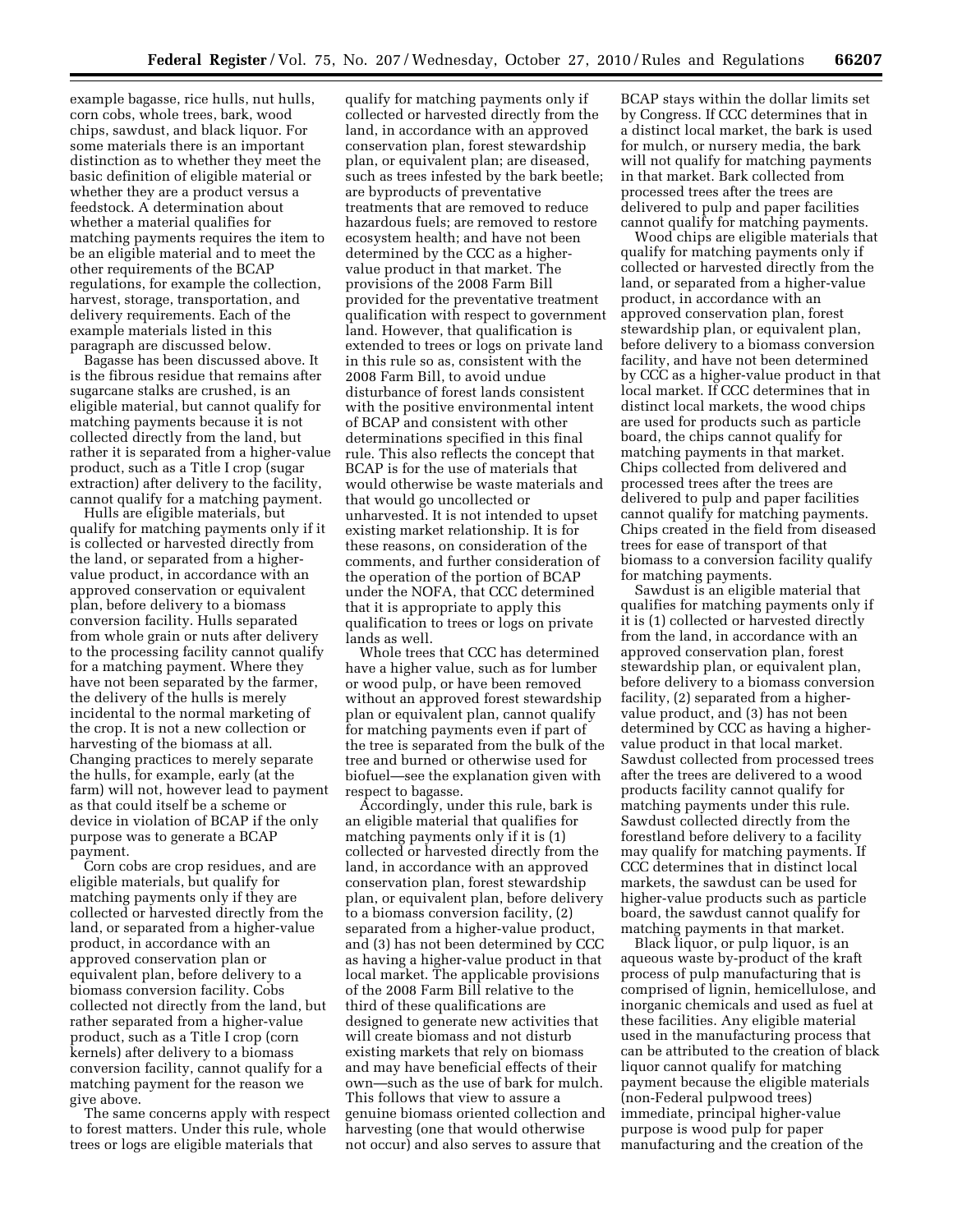example bagasse, rice hulls, nut hulls, corn cobs, whole trees, bark, wood chips, sawdust, and black liquor. For some materials there is an important distinction as to whether they meet the basic definition of eligible material or whether they are a product versus a feedstock. A determination about whether a material qualifies for matching payments requires the item to be an eligible material and to meet the other requirements of the BCAP regulations, for example the collection, harvest, storage, transportation, and delivery requirements. Each of the example materials listed in this paragraph are discussed below.

Bagasse has been discussed above. It is the fibrous residue that remains after sugarcane stalks are crushed, is an eligible material, but cannot qualify for matching payments because it is not collected directly from the land, but rather it is separated from a higher-value product, such as a Title I crop (sugar extraction) after delivery to the facility, cannot qualify for a matching payment.

Hulls are eligible materials, but qualify for matching payments only if it is collected or harvested directly from the land, or separated from a higher-value product, in accordance with an approved conservation or equivalent plan, before delivery to a biomass conversion facility. Hulls separated from whole grain or nuts after delivery to the processing facility cannot qualify for a matching payment. Where they have not been separated by the farmer, the delivery of the hulls is merely incidental to the normal marketing of the crop. It is not a new collection or harvesting of the biomass at all. Changing practices to merely separate the hulls, for example, early (at the farm) will not, however lead to payment as that could itself be a scheme or device in violation of BCAP if the only purpose was to generate a BCAP payment.

Corn cobs are crop residues, and are eligible materials, but qualify for matching payments only if they are collected or harvested directly from the land, or separated from a higher-value product, in accordance with an approved conservation plan or equivalent plan, before delivery to a biomass conversion facility. Cobs collected not directly from the land, but rather separated from a higher-value product, such as a Title I crop (corn kernels) after delivery to a biomass conversion facility, cannot qualify for a matching payment for the reason we give above.

The same concerns apply with respect to forest matters. Under this rule, whole trees or logs are eligible materials that qualify for matching payments only if collected or harvested directly from the land, in accordance with an approved conservation plan, forest stewardship plan, or equivalent plan; are diseased, such as trees infested by the bark beetle; are byproducts of preventative treatments that are removed to reduce hazardous fuels; are removed to restore ecosystem health; and have not been determined by the CCC as a higher-value product in that market. The provisions of the 2008 Farm Bill provided for the preventative treatment qualification with respect to government land. However, that qualification is extended to trees or logs on private land in this rule so as, consistent with the 2008 Farm Bill, to avoid undue disturbance of forest lands consistent with the positive environmental intent of BCAP and consistent with other determinations specified in this final rule. This also reflects the concept that BCAP is for the use of materials that would otherwise be waste materials and that would go uncollected or unharvested. It is not intended to upset existing market relationship. It is for these reasons, on consideration of the comments, and further consideration of the operation of the portion of BCAP under the NOFA, that CCC determined that it is appropriate to apply this qualification to trees or logs on private lands as well.

Whole trees that CCC has determined have a higher value, such as for lumber or wood pulp, or have been removed without an approved forest stewardship plan or equivalent plan, cannot qualify for matching payments even if part of the tree is separated from the bulk of the tree and burned or otherwise used for biofuel—see the explanation given with respect to bagasse.

Accordingly, under this rule, bark is an eligible material that qualifies for matching payments only if it is (1) collected or harvested directly from the land, in accordance with an approved conservation plan, forest stewardship plan, or equivalent plan, before delivery to a biomass conversion facility, (2) separated from a higher-value product, and (3) has not been determined by CCC as having a higher-value product in that local market. The applicable provisions of the 2008 Farm Bill relative to the third of these qualifications are designed to generate new activities that will create biomass and not disturb existing markets that rely on biomass and may have beneficial effects of their own—such as the use of bark for mulch. This follows that view to assure a genuine biomass oriented collection and harvesting (one that would otherwise not occur) and also serves to assure that BCAP stays within the dollar limits set by Congress. If CCC determines that in a distinct local market, the bark is used for mulch, or nursery media, the bark will not qualify for matching payments in that market. Bark collected from processed trees after the trees are delivered to pulp and paper facilities cannot qualify for matching payments.

Wood chips are eligible materials that qualify for matching payments only if collected or harvested directly from the land, or separated from a higher-value product, in accordance with an approved conservation plan, forest stewardship plan, or equivalent plan, before delivery to a biomass conversion facility, and have not been determined by CCC as a higher-value product in that local market. If CCC determines that in distinct local markets, the wood chips are used for products such as particle board, the chips cannot qualify for matching payments in that market. Chips collected from delivered and processed trees after the trees are delivered to pulp and paper facilities cannot qualify for matching payments. Chips created in the field from diseased trees for ease of transport of that biomass to a conversion facility qualify for matching payments.

Sawdust is an eligible material that qualifies for matching payments only if it is (1) collected or harvested directly from the land, in accordance with an approved conservation plan, forest stewardship plan, or equivalent plan, before delivery to a biomass conversion facility, (2) separated from a higher-value product, and (3) has not been determined by CCC as having a higher-value product in that local market. Sawdust collected from processed trees after the trees are delivered to a wood products facility cannot qualify for matching payments under this rule. Sawdust collected directly from the forestland before delivery to a facility may qualify for matching payments. If CCC determines that in distinct local markets, the sawdust can be used for higher-value products such as particle board, the sawdust cannot qualify for matching payments in that market.

Black liquor, or pulp liquor, is an aqueous waste by-product of the kraft process of pulp manufacturing that is comprised of lignin, hemicellulose, and inorganic chemicals and used as fuel at these facilities. Any eligible material used in the manufacturing process that can be attributed to the creation of black liquor cannot qualify for matching payment because the eligible materials (non-Federal pulpwood trees) immediate, principal higher-value purpose is wood pulp for paper manufacturing and the creation of the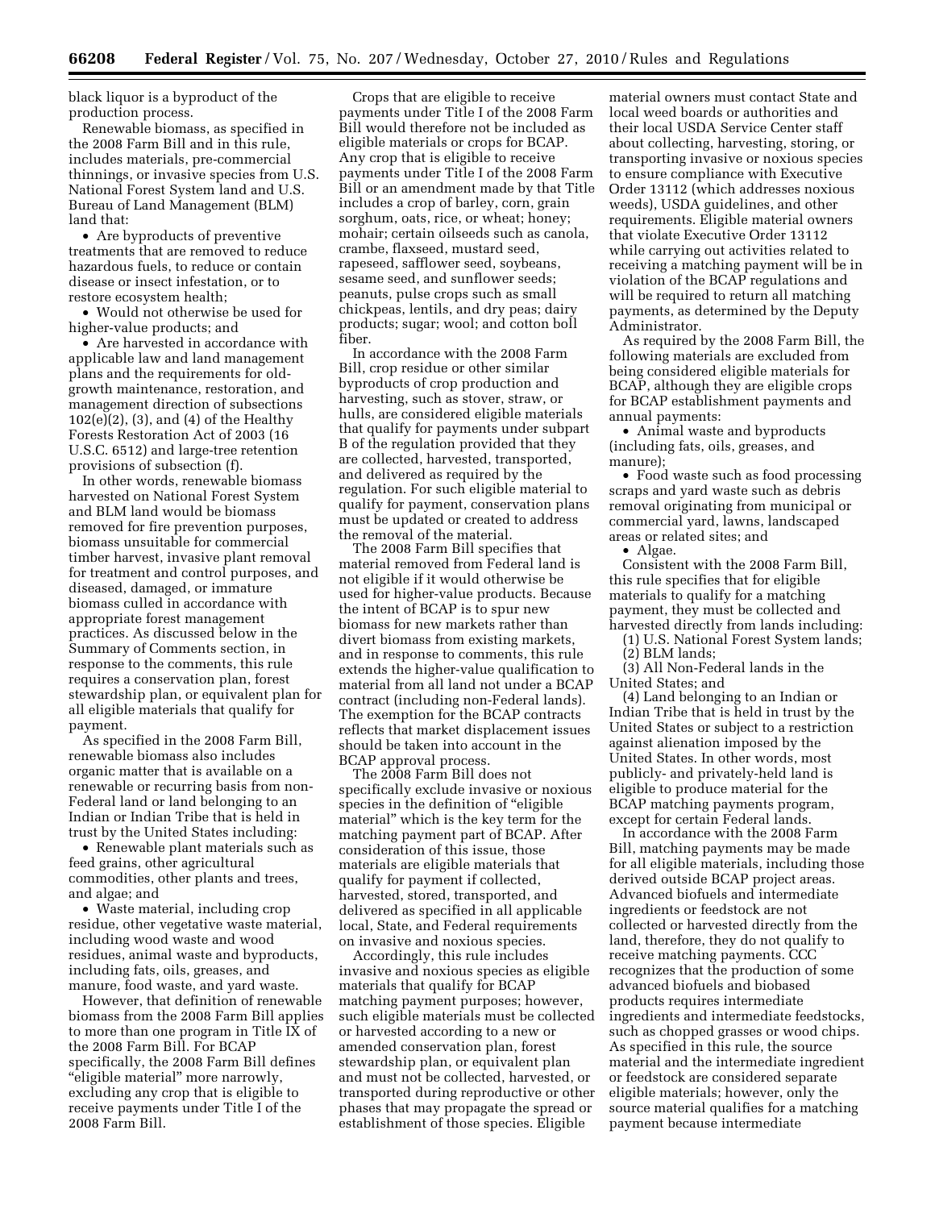black liquor is a byproduct of the production process.

Renewable biomass, as specified in the 2008 Farm Bill and in this rule, includes materials, pre-commercial thinnings, or invasive species from U.S. National Forest System land and U.S. Bureau of Land Management (BLM) land that:

- Are byproducts of preventive treatments that are removed to reduce hazardous fuels, to reduce or contain disease or insect infestation, or to restore ecosystem health;
- Would not otherwise be used for higher-value products; and
- Are harvested in accordance with applicable law and land management plans and the requirements for old-growth maintenance, restoration, and management direction of subsections 102(e)(2), (3), and (4) of the Healthy Forests Restoration Act of 2003 (16 U.S.C. 6512) and large-tree retention provisions of subsection (f).

In other words, renewable biomass harvested on National Forest System and BLM land would be biomass removed for fire prevention purposes, biomass unsuitable for commercial timber harvest, invasive plant removal for treatment and control purposes, and diseased, damaged, or immature biomass culled in accordance with appropriate forest management practices. As discussed below in the Summary of Comments section, in response to the comments, this rule requires a conservation plan, forest stewardship plan, or equivalent plan for all eligible materials that qualify for payment.

As specified in the 2008 Farm Bill, renewable biomass also includes organic matter that is available on a renewable or recurring basis from non-Federal land or land belonging to an Indian or Indian Tribe that is held in trust by the United States including:

- Renewable plant materials such as feed grains, other agricultural commodities, other plants and trees, and algae; and
- Waste material, including crop residue, other vegetative waste material, including wood waste and wood residues, animal waste and byproducts, including fats, oils, greases, and manure, food waste, and yard waste.

However, that definition of renewable biomass from the 2008 Farm Bill applies to more than one program in Title IX of the 2008 Farm Bill. For BCAP specifically, the 2008 Farm Bill defines "eligible material" more narrowly, excluding any crop that is eligible to receive payments under Title I of the 2008 Farm Bill.

Crops that are eligible to receive payments under Title I of the 2008 Farm Bill would therefore not be included as eligible materials or crops for BCAP. Any crop that is eligible to receive payments under Title I of the 2008 Farm Bill or an amendment made by that Title includes a crop of barley, corn, grain sorghum, oats, rice, or wheat; honey; mohair; certain oilseeds such as canola, crambe, flaxseed, mustard seed, rapeseed, safflower seed, soybeans, sesame seed, and sunflower seeds; peanuts, pulse crops such as small chickpeas, lentils, and dry peas; dairy products; sugar; wool; and cotton boll fiber.

In accordance with the 2008 Farm Bill, crop residue or other similar byproducts of crop production and harvesting, such as stover, straw, or hulls, are considered eligible materials that qualify for payments under subpart B of the regulation provided that they are collected, harvested, transported, and delivered as required by the regulation. For such eligible material to qualify for payment, conservation plans must be updated or created to address the removal of the material.

The 2008 Farm Bill specifies that material removed from Federal land is not eligible if it would otherwise be used for higher-value products. Because the intent of BCAP is to spur new biomass for new markets rather than divert biomass from existing markets, and in response to comments, this rule extends the higher-value qualification to material from all land not under a BCAP contract (including non-Federal lands). The exemption for the BCAP contracts reflects that market displacement issues should be taken into account in the BCAP approval process.

The 2008 Farm Bill does not specifically exclude invasive or noxious species in the definition of "eligible material" which is the key term for the matching payment part of BCAP. After consideration of this issue, those materials are eligible materials that qualify for payment if collected, harvested, stored, transported, and delivered as specified in all applicable local, State, and Federal requirements on invasive and noxious species.

Accordingly, this rule includes invasive and noxious species as eligible materials that qualify for BCAP matching payment purposes; however, such eligible materials must be collected or harvested according to a new or amended conservation plan, forest stewardship plan, or equivalent plan and must not be collected, harvested, or transported during reproductive or other phases that may propagate the spread or establishment of those species. Eligible material owners must contact State and local weed boards or authorities and their local USDA Service Center staff about collecting, harvesting, storing, or transporting invasive or noxious species to ensure compliance with Executive Order 13112 (which addresses noxious weeds), USDA guidelines, and other requirements. Eligible material owners that violate Executive Order 13112 while carrying out activities related to receiving a matching payment will be in violation of the BCAP regulations and will be required to return all matching payments, as determined by the Deputy Administrator.

As required by the 2008 Farm Bill, the following materials are excluded from being considered eligible materials for BCAP, although they are eligible crops for BCAP establishment payments and annual payments:

- Animal waste and byproducts (including fats, oils, greases, and manure);
- Food waste such as food processing scraps and yard waste such as debris removal originating from municipal or commercial yard, lawns, landscaped areas or related sites; and
- Algae.

Consistent with the 2008 Farm Bill, this rule specifies that for eligible materials to qualify for a matching payment, they must be collected and harvested directly from lands including:

(1) U.S. National Forest System lands;
(2) BLM lands;
(3) All Non-Federal lands in the United States; and
(4) Land belonging to an Indian or Indian Tribe that is held in trust by the United States or subject to a restriction against alienation imposed by the United States. In other words, most publicly- and privately-held land is eligible to produce material for the BCAP matching payments program, except for certain Federal lands.

In accordance with the 2008 Farm Bill, matching payments may be made for all eligible materials, including those derived outside BCAP project areas. Advanced biofuels and intermediate ingredients or feedstock are not collected or harvested directly from the land, therefore, they do not qualify to receive matching payments. CCC recognizes that the production of some advanced biofuels and biobased products requires intermediate ingredients and intermediate feedstocks, such as chopped grasses or wood chips. As specified in this rule, the source material and the intermediate ingredient or feedstock are considered separate eligible materials; however, only the source material qualifies for a matching payment because intermediate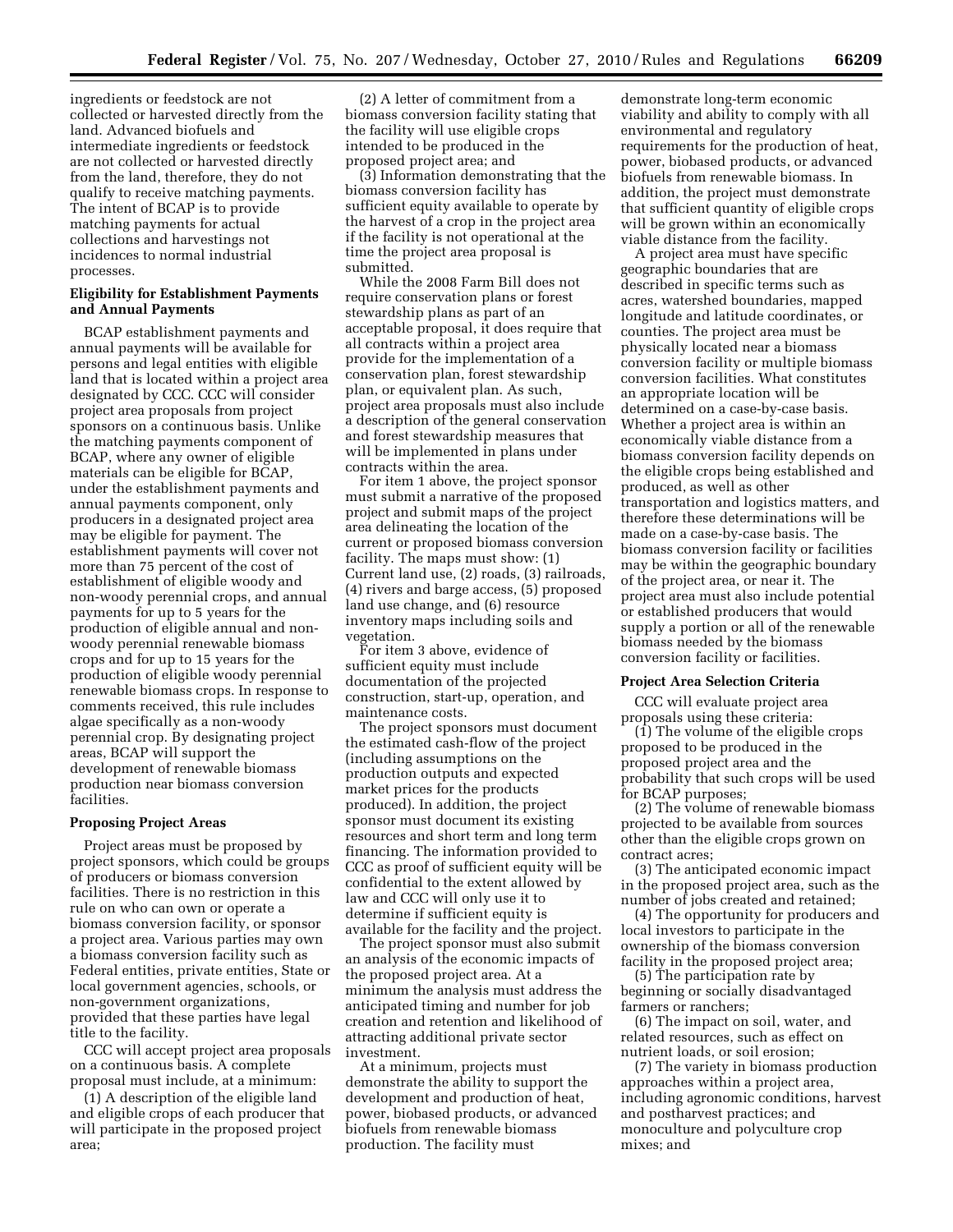ingredients or feedstock are not collected or harvested directly from the land. Advanced biofuels and intermediate ingredients or feedstock are not collected or harvested directly from the land, therefore, they do not qualify to receive matching payments. The intent of BCAP is to provide matching payments for actual collections and harvestings not incidences to normal industrial processes.

**Eligibility for Establishment Payments and Annual Payments**

BCAP establishment payments and annual payments will be available for persons and legal entities with eligible land that is located within a project area designated by CCC. CCC will consider project area proposals from project sponsors on a continuous basis. Unlike the matching payments component of BCAP, where any owner of eligible materials can be eligible for BCAP, under the establishment payments and annual payments component, only producers in a designated project area may be eligible for payment. The establishment payments will cover not more than 75 percent of the cost of establishment of eligible woody and non-woody perennial crops, and annual payments for up to 5 years for the production of eligible annual and non-woody perennial renewable biomass crops and for up to 15 years for the production of eligible woody perennial renewable biomass crops. In response to comments received, this rule includes algae specifically as a non-woody perennial crop. By designating project areas, BCAP will support the development of renewable biomass production near biomass conversion facilities.

**Proposing Project Areas**

Project areas must be proposed by project sponsors, which could be groups of producers or biomass conversion facilities. There is no restriction in this rule on who can own or operate a biomass conversion facility, or sponsor a project area. Various parties may own a biomass conversion facility such as Federal entities, private entities, State or local government agencies, schools, or non-government organizations, provided that these parties have legal title to the facility.

CCC will accept project area proposals on a continuous basis. A complete proposal must include, at a minimum:

(1) A description of the eligible land and eligible crops of each producer that will participate in the proposed project area;

(2) A letter of commitment from a biomass conversion facility stating that the facility will use eligible crops intended to be produced in the proposed project area; and

(3) Information demonstrating that the biomass conversion facility has sufficient equity available to operate by the harvest of a crop in the project area if the facility is not operational at the time the project area proposal is submitted.

While the 2008 Farm Bill does not require conservation plans or forest stewardship plans as part of an acceptable proposal, it does require that all contracts within a project area provide for the implementation of a conservation plan, forest stewardship plan, or equivalent plan. As such, project area proposals must also include a description of the general conservation and forest stewardship measures that will be implemented in plans under contracts within the area.

For item 1 above, the project sponsor must submit a narrative of the proposed project and submit maps of the project area delineating the location of the current or proposed biomass conversion facility. The maps must show: (1) Current land use, (2) roads, (3) railroads, (4) rivers and barge access, (5) proposed land use change, and (6) resource inventory maps including soils and vegetation.

For item 3 above, evidence of sufficient equity must include documentation of the projected construction, start-up, operation, and maintenance costs.

The project sponsors must document the estimated cash-flow of the project (including assumptions on the production outputs and expected market prices for the products produced). In addition, the project sponsor must document its existing resources and short term and long term financing. The information provided to CCC as proof of sufficient equity will be confidential to the extent allowed by law and CCC will only use it to determine if sufficient equity is available for the facility and the project.

The project sponsor must also submit an analysis of the economic impacts of the proposed project area. At a minimum the analysis must address the anticipated timing and number for job creation and retention and likelihood of attracting additional private sector investment.

At a minimum, projects must demonstrate the ability to support the development and production of heat, power, biobased products, or advanced biofuels from renewable biomass production. The facility must demonstrate long-term economic viability and ability to comply with all environmental and regulatory requirements for the production of heat, power, biobased products, or advanced biofuels from renewable biomass. In addition, the project must demonstrate that sufficient quantity of eligible crops will be grown within an economically viable distance from the facility.

A project area must have specific geographic boundaries that are described in specific terms such as acres, watershed boundaries, mapped longitude and latitude coordinates, or counties. The project area must be physically located near a biomass conversion facility or multiple biomass conversion facilities. What constitutes an appropriate location will be determined on a case-by-case basis. Whether a project area is within an economically viable distance from a biomass conversion facility depends on the eligible crops being established and produced, as well as other transportation and logistics matters, and therefore these determinations will be made on a case-by-case basis. The biomass conversion facility or facilities may be within the geographic boundary of the project area, or near it. The project area must also include potential or established producers that would supply a portion or all of the renewable biomass needed by the biomass conversion facility or facilities.

**Project Area Selection Criteria**

CCC will evaluate project area proposals using these criteria:

(1) The volume of the eligible crops proposed to be produced in the proposed project area and the probability that such crops will be used for BCAP purposes;

(2) The volume of renewable biomass projected to be available from sources other than the eligible crops grown on contract acres;

(3) The anticipated economic impact in the proposed project area, such as the number of jobs created and retained;

(4) The opportunity for producers and local investors to participate in the ownership of the biomass conversion facility in the proposed project area;

(5) The participation rate by beginning or socially disadvantaged farmers or ranchers;

(6) The impact on soil, water, and related resources, such as effect on nutrient loads, or soil erosion;

(7) The variety in biomass production approaches within a project area, including agronomic conditions, harvest and postharvest practices; and monoculture and polyculture crop mixes; and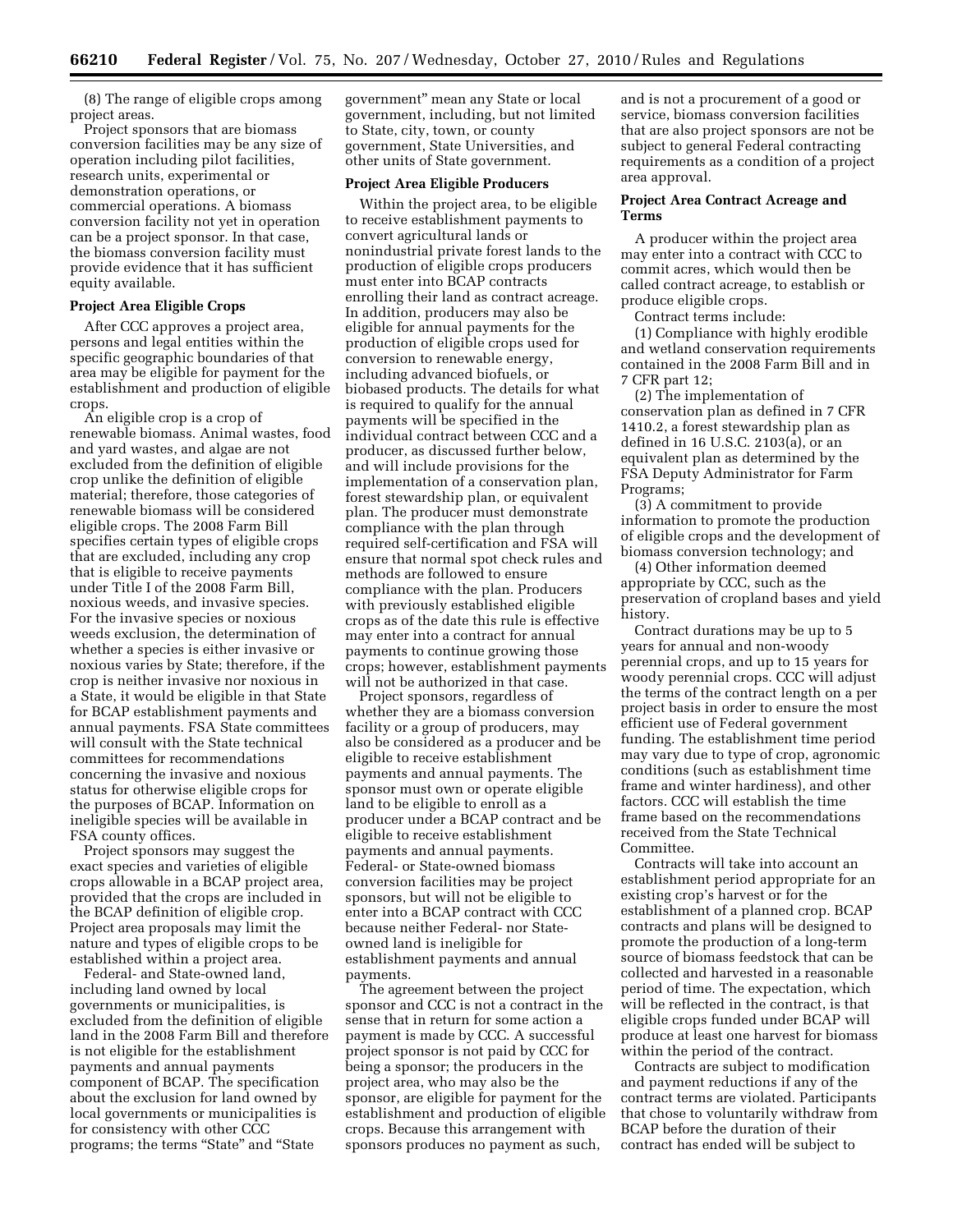(8) The range of eligible crops among project areas.

Project sponsors that are biomass conversion facilities may be any size of operation including pilot facilities, research units, experimental or demonstration operations, or commercial operations. A biomass conversion facility not yet in operation can be a project sponsor. In that case, the biomass conversion facility must provide evidence that it has sufficient equity available.

**Project Area Eligible Crops**

After CCC approves a project area, persons and legal entities within the specific geographic boundaries of that area may be eligible for payment for the establishment and production of eligible crops.

An eligible crop is a crop of renewable biomass. Animal wastes, food and yard wastes, and algae are not excluded from the definition of eligible crop unlike the definition of eligible material; therefore, those categories of renewable biomass will be considered eligible crops. The 2008 Farm Bill specifies certain types of eligible crops that are excluded, including any crop that is eligible to receive payments under Title I of the 2008 Farm Bill, noxious weeds, and invasive species. For the invasive species or noxious weeds exclusion, the determination of whether a species is either invasive or noxious varies by State; therefore, if the crop is neither invasive nor noxious in a State, it would be eligible in that State for BCAP establishment payments and annual payments. FSA State committees will consult with the State technical committees for recommendations concerning the invasive and noxious status for otherwise eligible crops for the purposes of BCAP. Information on ineligible species will be available in FSA county offices.

Project sponsors may suggest the exact species and varieties of eligible crops allowable in a BCAP project area, provided that the crops are included in the BCAP definition of eligible crop. Project area proposals may limit the nature and types of eligible crops to be established within a project area.

Federal- and State-owned land, including land owned by local governments or municipalities, is excluded from the definition of eligible land in the 2008 Farm Bill and therefore is not eligible for the establishment payments and annual payments component of BCAP. The specification about the exclusion for land owned by local governments or municipalities is for consistency with other CCC programs; the terms "State" and "State government" mean any State or local government, including, but not limited to State, city, town, or county government, State Universities, and other units of State government.

**Project Area Eligible Producers**

Within the project area, to be eligible to receive establishment payments to convert agricultural lands or nonindustrial private forest lands to the production of eligible crops producers must enter into BCAP contracts enrolling their land as contract acreage. In addition, producers may also be eligible for annual payments for the production of eligible crops used for conversion to renewable energy, including advanced biofuels, or biobased products. The details for what is required to qualify for the annual payments will be specified in the individual contract between CCC and a producer, as discussed further below, and will include provisions for the implementation of a conservation plan, forest stewardship plan, or equivalent plan. The producer must demonstrate compliance with the plan through required self-certification and FSA will ensure that normal spot check rules and methods are followed to ensure compliance with the plan. Producers with previously established eligible crops as of the date this rule is effective may enter into a contract for annual payments to continue growing those crops; however, establishment payments will not be authorized in that case.

Project sponsors, regardless of whether they are a biomass conversion facility or a group of producers, may also be considered as a producer and be eligible to receive establishment payments and annual payments. The sponsor must own or operate eligible land to be eligible to enroll as a producer under a BCAP contract and be eligible to receive establishment payments and annual payments. Federal- or State-owned biomass conversion facilities may be project sponsors, but will not be eligible to enter into a BCAP contract with CCC because neither Federal- nor State-owned land is ineligible for establishment payments and annual payments.

The agreement between the project sponsor and CCC is not a contract in the sense that in return for some action a payment is made by CCC. A successful project sponsor is not paid by CCC for being a sponsor; the producers in the project area, who may also be the sponsor, are eligible for payment for the establishment and production of eligible crops. Because this arrangement with sponsors produces no payment as such, and is not a procurement of a good or service, biomass conversion facilities that are also project sponsors are not be subject to general Federal contracting requirements as a condition of a project area approval.

**Project Area Contract Acreage and Terms**

A producer within the project area may enter into a contract with CCC to commit acres, which would then be called contract acreage, to establish or produce eligible crops.

Contract terms include:

(1) Compliance with highly erodible and wetland conservation requirements contained in the 2008 Farm Bill and in 7 CFR part 12;

(2) The implementation of conservation plan as defined in 7 CFR 1410.2, a forest stewardship plan as defined in 16 U.S.C. 2103(a), or an equivalent plan as determined by the FSA Deputy Administrator for Farm Programs;

(3) A commitment to provide information to promote the production of eligible crops and the development of biomass conversion technology; and

(4) Other information deemed appropriate by CCC, such as the preservation of cropland bases and yield history.

Contract durations may be up to 5 years for annual and non-woody perennial crops, and up to 15 years for woody perennial crops. CCC will adjust the terms of the contract length on a per project basis in order to ensure the most efficient use of Federal government funding. The establishment time period may vary due to type of crop, agronomic conditions (such as establishment time frame and winter hardiness), and other factors. CCC will establish the time frame based on the recommendations received from the State Technical Committee.

Contracts will take into account an establishment period appropriate for an existing crop's harvest or for the establishment of a planned crop. BCAP contracts and plans will be designed to promote the production of a long-term source of biomass feedstock that can be collected and harvested in a reasonable period of time. The expectation, which will be reflected in the contract, is that eligible crops funded under BCAP will produce at least one harvest for biomass within the period of the contract.

Contracts are subject to modification and payment reductions if any of the contract terms are violated. Participants that chose to voluntarily withdraw from BCAP before the duration of their contract has ended will be subject to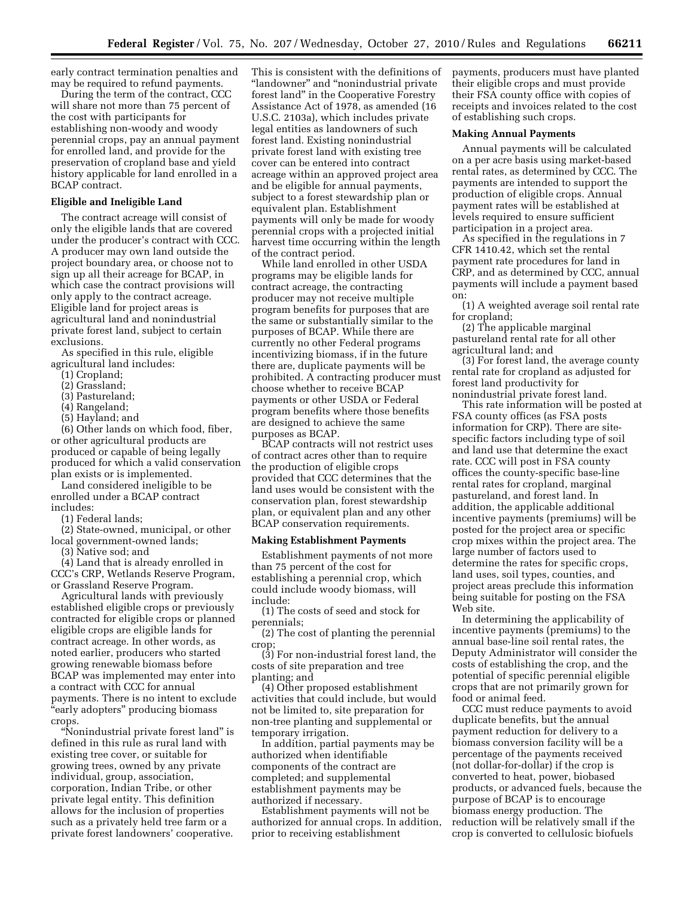early contract termination penalties and may be required to refund payments.

During the term of the contract, CCC will share not more than 75 percent of the cost with participants for establishing non-woody and woody perennial crops, pay an annual payment for enrolled land, and provide for the preservation of cropland base and yield history applicable for land enrolled in a BCAP contract.

**Eligible and Ineligible Land**

The contract acreage will consist of only the eligible lands that are covered under the producer's contract with CCC. A producer may own land outside the project boundary area, or choose not to sign up all their acreage for BCAP, in which case the contract provisions will only apply to the contract acreage. Eligible land for project areas is agricultural land and nonindustrial private forest land, subject to certain exclusions.

As specified in this rule, eligible agricultural land includes:

(1) Cropland;
(2) Grassland;
(3) Pastureland;
(4) Rangeland;
(5) Hayland; and
(6) Other lands on which food, fiber, or other agricultural products are produced or capable of being legally produced for which a valid conservation plan exists or is implemented.

Land considered ineligible to be enrolled under a BCAP contract includes:

(1) Federal lands;
(2) State-owned, municipal, or other local government-owned lands;
(3) Native sod; and
(4) Land that is already enrolled in CCC's CRP, Wetlands Reserve Program, or Grassland Reserve Program.

Agricultural lands with previously established eligible crops or previously contracted for eligible crops or planned eligible crops are eligible lands for contract acreage. In other words, as noted earlier, producers who started growing renewable biomass before BCAP was implemented may enter into a contract with CCC for annual payments. There is no intent to exclude "early adopters" producing biomass crops.

"Nonindustrial private forest land" is defined in this rule as rural land with existing tree cover, or suitable for growing trees, owned by any private individual, group, association, corporation, Indian Tribe, or other private legal entity. This definition allows for the inclusion of properties such as a privately held tree farm or a private forest landowners' cooperative. This is consistent with the definitions of "landowner" and "nonindustrial private forest land" in the Cooperative Forestry Assistance Act of 1978, as amended (16 U.S.C. 2103a), which includes private legal entities as landowners of such forest land. Existing nonindustrial private forest land with existing tree cover can be entered into contract acreage within an approved project area and be eligible for annual payments, subject to a forest stewardship plan or equivalent plan. Establishment payments will only be made for woody perennial crops with a projected initial harvest time occurring within the length of the contract period.

While land enrolled in other USDA programs may be eligible lands for contract acreage, the contracting producer may not receive multiple program benefits for purposes that are the same or substantially similar to the purposes of BCAP. While there are currently no other Federal programs incentivizing biomass, if in the future there are, duplicate payments will be prohibited. A contracting producer must choose whether to receive BCAP payments or other USDA or Federal program benefits where those benefits are designed to achieve the same purposes as BCAP.

BCAP contracts will not restrict uses of contract acres other than to require the production of eligible crops provided that CCC determines that the land uses would be consistent with the conservation plan, forest stewardship plan, or equivalent plan and any other BCAP conservation requirements.

**Making Establishment Payments**

Establishment payments of not more than 75 percent of the cost for establishing a perennial crop, which could include woody biomass, will include:

(1) The costs of seed and stock for perennials;
(2) The cost of planting the perennial crop;
(3) For non-industrial forest land, the costs of site preparation and tree planting; and
(4) Other proposed establishment activities that could include, but would not be limited to, site preparation for non-tree planting and supplemental or temporary irrigation.

In addition, partial payments may be authorized when identifiable components of the contract are completed; and supplemental establishment payments may be authorized if necessary.

Establishment payments will not be authorized for annual crops. In addition, prior to receiving establishment payments, producers must have planted their eligible crops and must provide their FSA county office with copies of receipts and invoices related to the cost of establishing such crops.

**Making Annual Payments**

Annual payments will be calculated on a per acre basis using market-based rental rates, as determined by CCC. The payments are intended to support the production of eligible crops. Annual payment rates will be established at levels required to ensure sufficient participation in a project area.

As specified in the regulations in 7 CFR 1410.42, which set the rental payment rate procedures for land in CRP, and as determined by CCC, annual payments will include a payment based on:

(1) A weighted average soil rental rate for cropland;
(2) The applicable marginal pastureland rental rate for all other agricultural land; and
(3) For forest land, the average county rental rate for cropland as adjusted for forest land productivity for nonindustrial private forest land.

This rate information will be posted at FSA county offices (as FSA posts information for CRP). There are site-specific factors including type of soil and land use that determine the exact rate. CCC will post in FSA county offices the county-specific base-line rental rates for cropland, marginal pastureland, and forest land. In addition, the applicable additional incentive payments (premiums) will be posted for the project area or specific crop mixes within the project area. The large number of factors used to determine the rates for specific crops, land uses, soil types, counties, and project areas preclude this information being suitable for posting on the FSA Web site.

In determining the applicability of incentive payments (premiums) to the annual base-line soil rental rates, the Deputy Administrator will consider the costs of establishing the crop, and the potential of specific perennial eligible crops that are not primarily grown for food or animal feed.

CCC must reduce payments to avoid duplicate benefits, but the annual payment reduction for delivery to a biomass conversion facility will be a percentage of the payments received (not dollar-for-dollar) if the crop is converted to heat, power, biobased products, or advanced fuels, because the purpose of BCAP is to encourage biomass energy production. The reduction will be relatively small if the crop is converted to cellulosic biofuels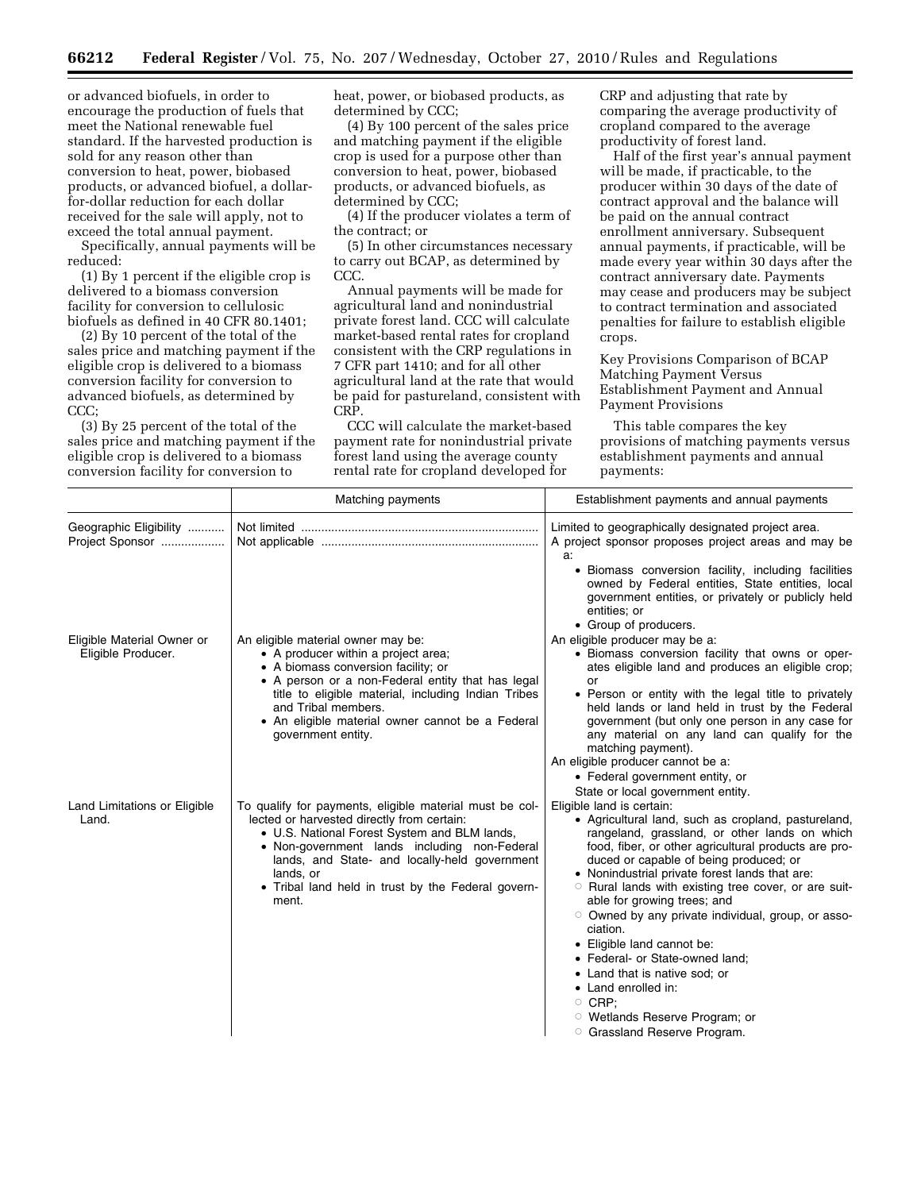or advanced biofuels, in order to encourage the production of fuels that meet the National renewable fuel standard. If the harvested production is sold for any reason other than conversion to heat, power, biobased products, or advanced biofuel, a dollar-for-dollar reduction for each dollar received for the sale will apply, not to exceed the total annual payment.

Specifically, annual payments will be reduced:

(1) By 1 percent if the eligible crop is delivered to a biomass conversion facility for conversion to cellulosic biofuels as defined in 40 CFR 80.1401;

(2) By 10 percent of the total of the sales price and matching payment if the eligible crop is delivered to a biomass conversion facility for conversion to advanced biofuels, as determined by CCC;

(3) By 25 percent of the total of the sales price and matching payment if the eligible crop is delivered to a biomass conversion facility for conversion to heat, power, or biobased products, as determined by CCC;

(4) By 100 percent of the sales price and matching payment if the eligible crop is used for a purpose other than conversion to heat, power, biobased products, or advanced biofuels, as determined by CCC;

(4) If the producer violates a term of the contract; or

(5) In other circumstances necessary to carry out BCAP, as determined by CCC.

Annual payments will be made for agricultural land and nonindustrial private forest land. CCC will calculate market-based rental rates for cropland consistent with the CRP regulations in 7 CFR part 1410; and for all other agricultural land at the rate that would be paid for pastureland, consistent with CRP.

CCC will calculate the market-based payment rate for nonindustrial private forest land using the average county rental rate for cropland developed for CRP and adjusting that rate by comparing the average productivity of cropland compared to the average productivity of forest land.

Half of the first year's annual payment will be made, if practicable, to the producer within 30 days of the date of contract approval and the balance will be paid on the annual contract enrollment anniversary. Subsequent annual payments, if practicable, will be made every year within 30 days after the contract anniversary date. Payments may cease and producers may be subject to contract termination and associated penalties for failure to establish eligible crops.

Key Provisions Comparison of BCAP Matching Payment Versus Establishment Payment and Annual Payment Provisions

This table compares the key provisions of matching payments versus establishment payments and annual payments:

| | Matching payments | Establishment payments and annual payments |
|---|---|---|
| Geographic Eligibility | Not limited | Limited to geographically designated project area. |
| Project Sponsor | Not applicable | A project sponsor proposes project areas and may be a:<br>• Biomass conversion facility, including facilities owned by Federal entities, State entities, local government entities, or privately or publicly held entities; or<br>• Group of producers. |
| Eligible Material Owner or Eligible Producer. | An eligible material owner may be:<br>• A producer within a project area;<br>• A biomass conversion facility; or<br>• A person or a non-Federal entity that has legal title to eligible material, including Indian Tribes and Tribal members.<br>• An eligible material owner cannot be a Federal government entity. | An eligible producer may be a:<br>• Biomass conversion facility that owns or operates eligible land and produces an eligible crop; or<br>• Person or entity with the legal title to privately held lands or land held in trust by the Federal government (but only one person in any case for any material on any land can qualify for the matching payment).<br>An eligible producer cannot be a:<br>• Federal government entity, or<br>State or local government entity. |
| Land Limitations or Eligible Land. | To qualify for payments, eligible material must be collected or harvested directly from certain:<br>• U.S. National Forest System and BLM lands,<br>• Non-government lands including non-Federal lands, and State- and locally-held government lands, or<br>• Tribal land held in trust by the Federal government. | Eligible land is certain:<br>• Agricultural land, such as cropland, pastureland, rangeland, grassland, or other lands on which food, fiber, or other agricultural products are produced or capable of being produced; or<br>• Nonindustrial private forest lands that are:<br>○ Rural lands with existing tree cover, or are suitable for growing trees; and<br>○ Owned by any private individual, group, or association.<br>• Eligible land cannot be:<br>• Federal- or State-owned land;<br>• Land that is native sod; or<br>• Land enrolled in:<br>○ CRP;<br>○ Wetlands Reserve Program; or<br>○ Grassland Reserve Program. |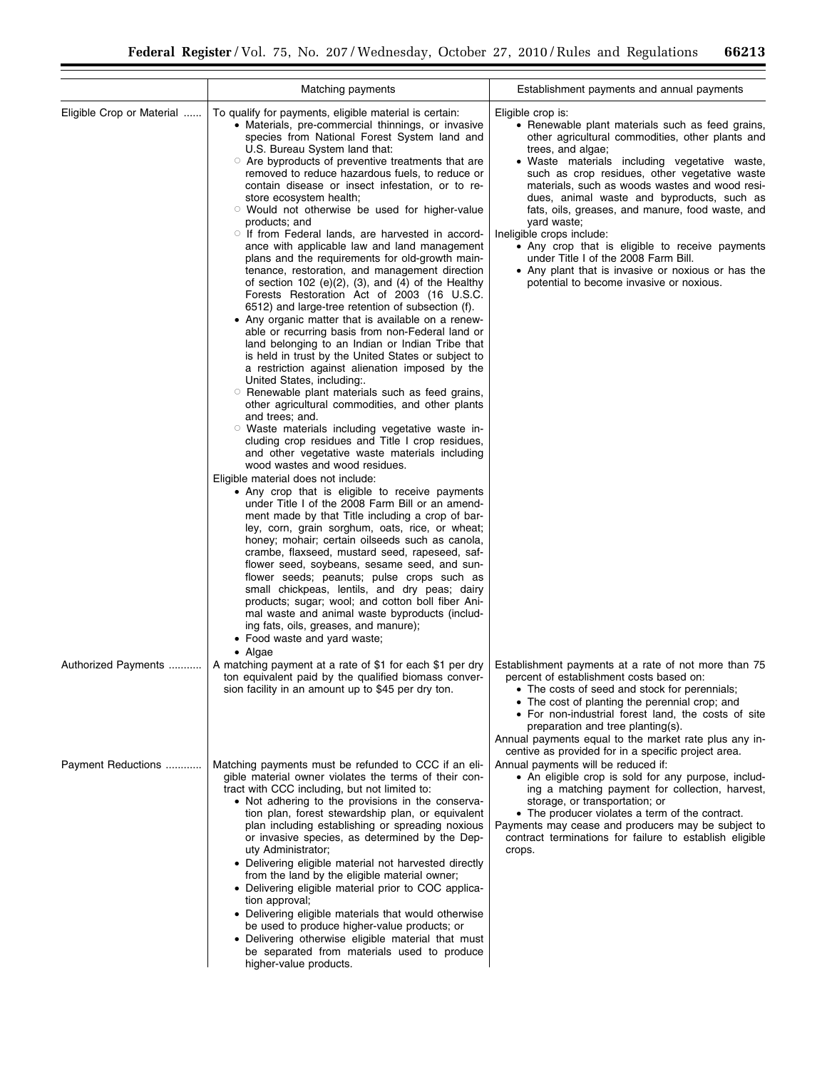| | Matching payments | Establishment payments and annual payments |
|---|---|---|
| Eligible Crop or Material | To qualify for payments, eligible material is certain:<br>• Materials, pre-commercial thinnings, or invasive species from National Forest System land and U.S. Bureau System land that:<br>○ Are byproducts of preventive treatments that are removed to reduce hazardous fuels, to reduce or contain disease or insect infestation, or to restore ecosystem health;<br>○ Would not otherwise be used for higher-value products; and<br>○ If from Federal lands, are harvested in accordance with applicable law and land management plans and the requirements for old-growth maintenance, restoration, and management direction of section 102 (e)(2), (3), and (4) of the Healthy Forests Restoration Act of 2003 (16 U.S.C. 6512) and large-tree retention of subsection (f).<br>• Any organic matter that is available on a renewable or recurring basis from non-Federal land or land belonging to an Indian or Indian Tribe that is held in trust by the United States or subject to a restriction against alienation imposed by the United States, including:.<br>○ Renewable plant materials such as feed grains, other agricultural commodities, and other plants and trees; and.<br>○ Waste materials including vegetative waste including crop residues and Title I crop residues, and other vegetative waste materials including wood wastes and wood residues.<br>Eligible material does not include:<br>• Any crop that is eligible to receive payments under Title I of the 2008 Farm Bill or an amendment made by that Title including a crop of barley, corn, grain sorghum, oats, rice, or wheat; honey; mohair; certain oilseeds such as canola, crambe, flaxseed, mustard seed, rapeseed, safflower seed, soybeans, sesame seed, and sunflower seeds; peanuts; pulse crops such as small chickpeas, lentils, and dry peas; dairy products; sugar; wool; and cotton boll fiber Animal waste and animal waste byproducts (including fats, oils, greases, and manure);<br>• Food waste and yard waste;<br>• Algae | Eligible crop is:<br>• Renewable plant materials such as feed grains, other agricultural commodities, other plants and trees, and algae;<br>• Waste materials including vegetative waste, such as crop residues, other vegetative waste materials, such as woods wastes and wood residues, animal waste and byproducts, such as fats, oils, greases, and manure, food waste, and yard waste;<br>Ineligible crops include:<br>• Any crop that is eligible to receive payments under Title I of the 2008 Farm Bill.<br>• Any plant that is invasive or noxious or has the potential to become invasive or noxious. |
| Authorized Payments | A matching payment at a rate of $1 for each $1 per dry ton equivalent paid by the qualified biomass conversion facility in an amount up to $45 per dry ton. | Establishment payments at a rate of not more than 75 percent of establishment costs based on:<br>• The costs of seed and stock for perennials;<br>• The cost of planting the perennial crop; and<br>• For non-industrial forest land, the costs of site preparation and tree planting(s).<br>Annual payments equal to the market rate plus any incentive as provided for in a specific project area. |
| Payment Reductions | Matching payments must be refunded to CCC if an eligible material owner violates the terms of their contract with CCC including, but not limited to:<br>• Not adhering to the provisions in the conservation plan, forest stewardship plan, or equivalent plan including establishing or spreading noxious or invasive species, as determined by the Deputy Administrator;<br>• Delivering eligible material not harvested directly from the land by the eligible material owner;<br>• Delivering eligible material prior to COC application approval;<br>• Delivering eligible materials that would otherwise be used to produce higher-value products; or<br>• Delivering otherwise eligible material that must be separated from materials used to produce higher-value products. | Annual payments will be reduced if:<br>• An eligible crop is sold for any purpose, including a matching payment for collection, harvest, storage, or transportation; or<br>• The producer violates a term of the contract.<br>Payments may cease and producers may be subject to contract terminations for failure to establish eligible crops. |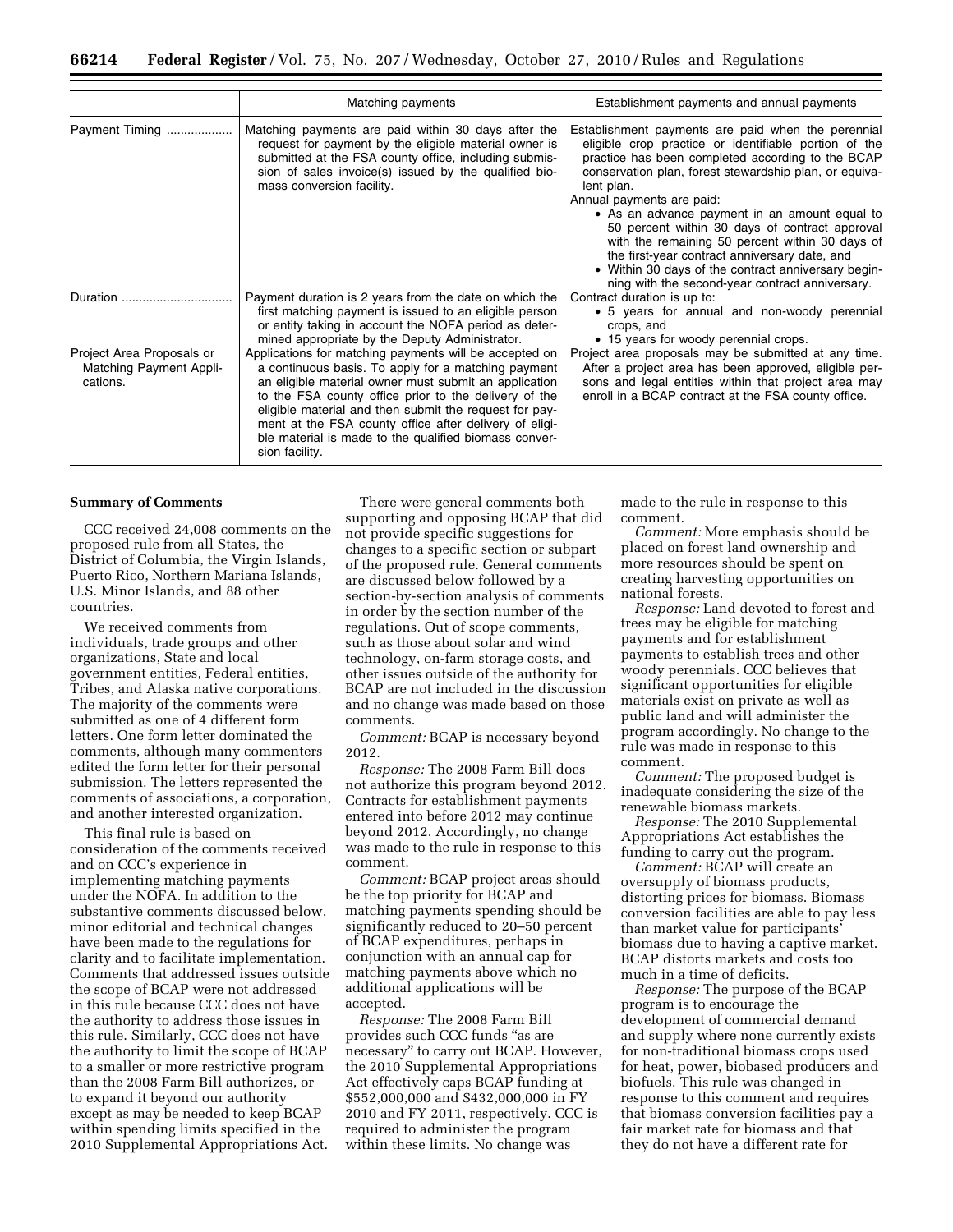| | Matching payments | Establishment payments and annual payments |
|---|---|---|
| Payment Timing | Matching payments are paid within 30 days after the request for payment by the eligible material owner is submitted at the FSA county office, including submission of sales invoice(s) issued by the qualified biomass conversion facility. | Establishment payments are paid when the perennial eligible crop practice or identifiable portion of the practice has been completed according to the BCAP conservation plan, forest stewardship plan, or equivalent plan.<br>Annual payments are paid:<br>• As an advance payment in an amount equal to 50 percent within 30 days of contract approval with the remaining 50 percent within 30 days of the first-year contract anniversary date, and<br>• Within 30 days of the contract anniversary beginning with the second-year contract anniversary. |
| Duration | Payment duration is 2 years from the date on which the first matching payment is issued to an eligible person or entity taking in account the NOFA period as determined appropriate by the Deputy Administrator. | Contract duration is up to:<br>• 5 years for annual and non-woody perennial crops, and<br>• 15 years for woody perennial crops. |
| Project Area Proposals or Matching Payment Applications. | Applications for matching payments will be accepted on a continuous basis. To apply for a matching payment an eligible material owner must submit an application to the FSA county office prior to the delivery of the eligible material and then submit the request for payment at the FSA county office after delivery of eligible material is made to the qualified biomass conversion facility. | Project area proposals may be submitted at any time. After a project area has been approved, eligible persons and legal entities within that project area may enroll in a BCAP contract at the FSA county office. |

**Summary of Comments**

CCC received 24,008 comments on the proposed rule from all States, the District of Columbia, the Virgin Islands, Puerto Rico, Northern Mariana Islands, U.S. Minor Islands, and 88 other countries.

We received comments from individuals, trade groups and other organizations, State and local government entities, Federal entities, Tribes, and Alaska native corporations. The majority of the comments were submitted as one of 4 different form letters. One form letter dominated the comments, although many commenters edited the form letter for their personal submission. The letters represented the comments of associations, a corporation, and another interested organization.

This final rule is based on consideration of the comments received and on CCC's experience in implementing matching payments under the NOFA. In addition to the substantive comments discussed below, minor editorial and technical changes have been made to the regulations for clarity and to facilitate implementation. Comments that addressed issues outside the scope of BCAP were not addressed in this rule because CCC does not have the authority to address those issues in this rule. Similarly, CCC does not have the authority to limit the scope of BCAP to a smaller or more restrictive program than the 2008 Farm Bill authorizes, or to expand it beyond our authority except as may be needed to keep BCAP within spending limits specified in the 2010 Supplemental Appropriations Act.

There were general comments both supporting and opposing BCAP that did not provide specific suggestions for changes to a specific section or subpart of the proposed rule. General comments are discussed below followed by a section-by-section analysis of comments in order by the section number of the regulations. Out of scope comments, such as those about solar and wind technology, on-farm storage costs, and other issues outside of the authority for BCAP are not included in the discussion and no change was made based on those comments.

*Comment:* BCAP is necessary beyond 2012.

*Response:* The 2008 Farm Bill does not authorize this program beyond 2012. Contracts for establishment payments entered into before 2012 may continue beyond 2012. Accordingly, no change was made to the rule in response to this comment.

*Comment:* BCAP project areas should be the top priority for BCAP and matching payments spending should be significantly reduced to 20–50 percent of BCAP expenditures, perhaps in conjunction with an annual cap for matching payments above which no additional applications will be accepted.

*Response:* The 2008 Farm Bill provides such CCC funds "as are necessary" to carry out BCAP. However, the 2010 Supplemental Appropriations Act effectively caps BCAP funding at $552,000,000 and $432,000,000 in FY 2010 and FY 2011, respectively. CCC is required to administer the program within these limits. No change was made to the rule in response to this comment.

*Comment:* More emphasis should be placed on forest land ownership and more resources should be spent on creating harvesting opportunities on national forests.

*Response:* Land devoted to forest and trees may be eligible for matching payments and for establishment payments to establish trees and other woody perennials. CCC believes that significant opportunities for eligible materials exist on private as well as public land and will administer the program accordingly. No change to the rule was made in response to this comment.

*Comment:* The proposed budget is inadequate considering the size of the renewable biomass markets.

*Response:* The 2010 Supplemental Appropriations Act establishes the funding to carry out the program.

*Comment:* BCAP will create an oversupply of biomass products, distorting prices for biomass. Biomass conversion facilities are able to pay less than market value for participants' biomass due to having a captive market. BCAP distorts markets and costs too much in a time of deficits.

*Response:* The purpose of the BCAP program is to encourage the development of commercial demand and supply where none currently exists for non-traditional biomass crops used for heat, power, biobased producers and biofuels. This rule was changed in response to this comment and requires that biomass conversion facilities pay a fair market rate for biomass and that they do not have a different rate for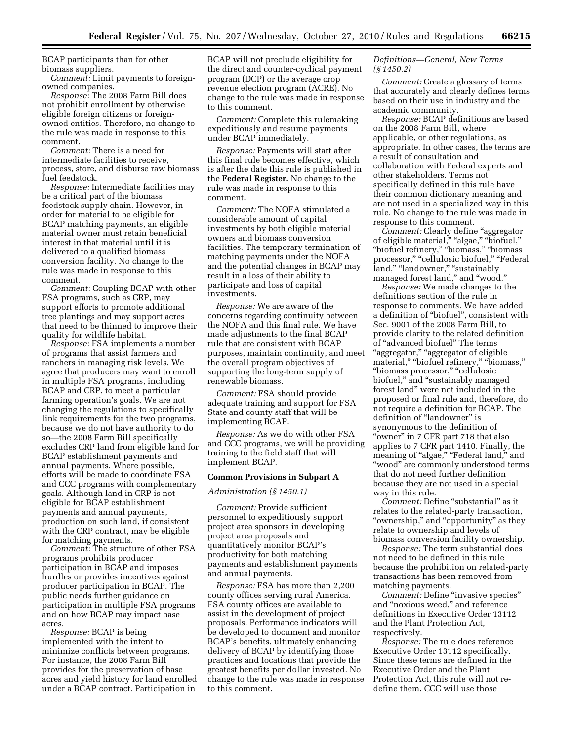BCAP participants than for other biomass suppliers.

*Comment:* Limit payments to foreign-owned companies.

*Response:* The 2008 Farm Bill does not prohibit enrollment by otherwise eligible foreign citizens or foreign-owned entities. Therefore, no change to the rule was made in response to this comment.

*Comment:* There is a need for intermediate facilities to receive, process, store, and disburse raw biomass fuel feedstock.

*Response:* Intermediate facilities may be a critical part of the biomass feedstock supply chain. However, in order for material to be eligible for BCAP matching payments, an eligible material owner must retain beneficial interest in that material until it is delivered to a qualified biomass conversion facility. No change to the rule was made in response to this comment.

*Comment:* Coupling BCAP with other FSA programs, such as CRP, may support efforts to promote additional tree plantings and may support acres that need to be thinned to improve their quality for wildlife habitat.

*Response:* FSA implements a number of programs that assist farmers and ranchers in managing risk levels. We agree that producers may want to enroll in multiple FSA programs, including BCAP and CRP, to meet a particular farming operation's goals. We are not changing the regulations to specifically link requirements for the two programs, because we do not have authority to do so—the 2008 Farm Bill specifically excludes CRP land from eligible land for BCAP establishment payments and annual payments. Where possible, efforts will be made to coordinate FSA and CCC programs with complementary goals. Although land in CRP is not eligible for BCAP establishment payments and annual payments, production on such land, if consistent with the CRP contract, may be eligible for matching payments.

*Comment:* The structure of other FSA programs prohibits producer participation in BCAP and imposes hurdles or provides incentives against producer participation in BCAP. The public needs further guidance on participation in multiple FSA programs and on how BCAP may impact base acres.

*Response:* BCAP is being implemented with the intent to minimize conflicts between programs. For instance, the 2008 Farm Bill provides for the preservation of base acres and yield history for land enrolled under a BCAP contract. Participation in BCAP will not preclude eligibility for the direct and counter-cyclical payment program (DCP) or the average crop revenue election program (ACRE). No change to the rule was made in response to this comment.

*Comment:* Complete this rulemaking expeditiously and resume payments under BCAP immediately.

*Response:* Payments will start after this final rule becomes effective, which is after the date this rule is published in the **Federal Register.** No change to the rule was made in response to this comment.

*Comment:* The NOFA stimulated a considerable amount of capital investments by both eligible material owners and biomass conversion facilities. The temporary termination of matching payments under the NOFA and the potential changes in BCAP may result in a loss of their ability to participate and loss of capital investments.

*Response:* We are aware of the concerns regarding continuity between the NOFA and this final rule. We have made adjustments to the final BCAP rule that are consistent with BCAP purposes, maintain continuity, and meet the overall program objectives of supporting the long-term supply of renewable biomass.

*Comment:* FSA should provide adequate training and support for FSA State and county staff that will be implementing BCAP.

*Response:* As we do with other FSA and CCC programs, we will be providing training to the field staff that will implement BCAP.

**Common Provisions in Subpart A**

*Administration (§ 1450.1)*

*Comment:* Provide sufficient personnel to expeditiously support project area sponsors in developing project area proposals and quantitatively monitor BCAP's productivity for both matching payments and establishment payments and annual payments.

*Response:* FSA has more than 2,200 county offices serving rural America. FSA county offices are available to assist in the development of project proposals. Performance indicators will be developed to document and monitor BCAP's benefits, ultimately enhancing delivery of BCAP by identifying those practices and locations that provide the greatest benefits per dollar invested. No change to the rule was made in response to this comment.

*Definitions—General, New Terms (§ 1450.2)*

*Comment:* Create a glossary of terms that accurately and clearly defines terms based on their use in industry and the academic community.

*Response:* BCAP definitions are based on the 2008 Farm Bill, where applicable, or other regulations, as appropriate. In other cases, the terms are a result of consultation and collaboration with Federal experts and other stakeholders. Terms not specifically defined in this rule have their common dictionary meaning and are not used in a specialized way in this rule. No change to the rule was made in response to this comment.

*Comment:* Clearly define "aggregator of eligible material," "algae," "biofuel," "biofuel refinery," "biomass," "biomass processor," "cellulosic biofuel," "Federal land," "landowner," "sustainably managed forest land," and "wood."

*Response:* We made changes to the definitions section of the rule in response to comments. We have added a definition of "biofuel", consistent with Sec. 9001 of the 2008 Farm Bill, to provide clarity to the related definition of "advanced biofuel" The terms "aggregator," "aggregator of eligible material," "biofuel refinery," "biomass," "biomass processor," "cellulosic biofuel," and "sustainably managed forest land" were not included in the proposed or final rule and, therefore, do not require a definition for BCAP. The definition of "landowner" is synonymous to the definition of "owner" in 7 CFR part 718 that also applies to 7 CFR part 1410. Finally, the meaning of "algae," "Federal land," and "wood" are commonly understood terms that do not need further definition because they are not used in a special way in this rule.

*Comment:* Define "substantial" as it relates to the related-party transaction, "ownership," and "opportunity" as they relate to ownership and levels of biomass conversion facility ownership.

*Response:* The term substantial does not need to be defined in this rule because the prohibition on related-party transactions has been removed from matching payments.

*Comment:* Define "invasive species" and "noxious weed," and reference definitions in Executive Order 13112 and the Plant Protection Act, respectively.

*Response:* The rule does reference Executive Order 13112 specifically. Since these terms are defined in the Executive Order and the Plant Protection Act, this rule will not re-define them. CCC will use those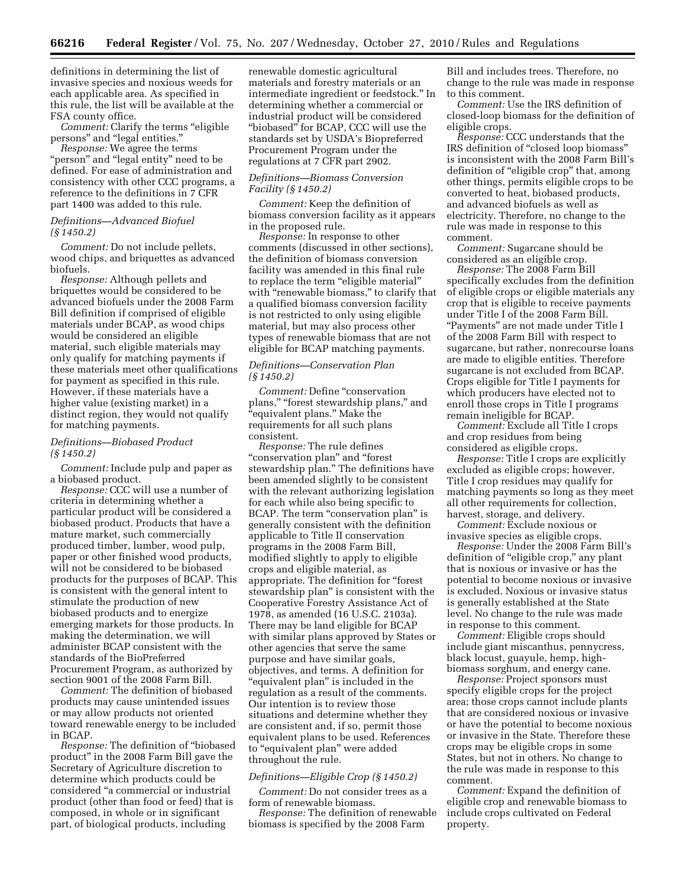definitions in determining the list of invasive species and noxious weeds for each applicable area. As specified in this rule, the list will be available at the FSA county office.

*Comment:* Clarify the terms "eligible persons" and "legal entities."

*Response:* We agree the terms "person" and "legal entity" need to be defined. For ease of administration and consistency with other CCC programs, a reference to the definitions in 7 CFR part 1400 was added to this rule.

*Definitions—Advanced Biofuel (§ 1450.2)*

*Comment:* Do not include pellets, wood chips, and briquettes as advanced biofuels.

*Response:* Although pellets and briquettes would be considered to be advanced biofuels under the 2008 Farm Bill definition if comprised of eligible materials under BCAP, as wood chips would be considered an eligible material, such eligible materials may only qualify for matching payments if these materials meet other qualifications for payment as specified in this rule. However, if these materials have a higher value (existing market) in a distinct region, they would not qualify for matching payments.

*Definitions—Biobased Product (§ 1450.2)*

*Comment:* Include pulp and paper as a biobased product.

*Response:* CCC will use a number of criteria in determining whether a particular product will be considered a biobased product. Products that have a mature market, such commercially produced timber, lumber, wood pulp, paper or other finished wood products, will not be considered to be biobased products for the purposes of BCAP. This is consistent with the general intent to stimulate the production of new biobased products and to energize emerging markets for those products. In making the determination, we will administer BCAP consistent with the standards of the BioPreferred Procurement Program, as authorized by section 9001 of the 2008 Farm Bill.

*Comment:* The definition of biobased products may cause unintended issues or may allow products not oriented toward renewable energy to be included in BCAP.

*Response:* The definition of "biobased product" in the 2008 Farm Bill gave the Secretary of Agriculture discretion to determine which products could be considered "a commercial or industrial product (other than food or feed) that is composed, in whole or in significant part, of biological products, including renewable domestic agricultural materials and forestry materials or an intermediate ingredient or feedstock." In determining whether a commercial or industrial product will be considered "biobased" for BCAP, CCC will use the standards set by USDA's Biopreferred Procurement Program under the regulations at 7 CFR part 2902.

*Definitions—Biomass Conversion Facility (§ 1450.2)*

*Comment:* Keep the definition of biomass conversion facility as it appears in the proposed rule.

*Response:* In response to other comments (discussed in other sections), the definition of biomass conversion facility was amended in this final rule to replace the term "eligible material" with "renewable biomass," to clarify that a qualified biomass conversion facility is not restricted to only using eligible material, but may also process other types of renewable biomass that are not eligible for BCAP matching payments.

*Definitions—Conservation Plan (§ 1450.2)*

*Comment:* Define "conservation plans," "forest stewardship plans," and "equivalent plans." Make the requirements for all such plans consistent.

*Response:* The rule defines "conservation plan" and "forest stewardship plan." The definitions have been amended slightly to be consistent with the relevant authorizing legislation for each while also being specific to BCAP. The term "conservation plan" is generally consistent with the definition applicable to Title II conservation programs in the 2008 Farm Bill, modified slightly to apply to eligible crops and eligible material, as appropriate. The definition for "forest stewardship plan" is consistent with the Cooperative Forestry Assistance Act of 1978, as amended (16 U.S.C. 2103a). There may be land eligible for BCAP with similar plans approved by States or other agencies that serve the same purpose and have similar goals, objectives, and terms. A definition for "equivalent plan" is included in the regulation as a result of the comments. Our intention is to review those situations and determine whether they are consistent and, if so, permit those equivalent plans to be used. References to "equivalent plan" were added throughout the rule.

*Definitions—Eligible Crop (§ 1450.2)*

*Comment:* Do not consider trees as a form of renewable biomass.

*Response:* The definition of renewable biomass is specified by the 2008 Farm Bill and includes trees. Therefore, no change to the rule was made in response to this comment.

*Comment:* Use the IRS definition of closed-loop biomass for the definition of eligible crops.

*Response:* CCC understands that the IRS definition of "closed loop biomass" is inconsistent with the 2008 Farm Bill's definition of "eligible crop" that, among other things, permits eligible crops to be converted to heat, biobased products, and advanced biofuels as well as electricity. Therefore, no change to the rule was made in response to this comment.

*Comment:* Sugarcane should be considered as an eligible crop.

*Response:* The 2008 Farm Bill specifically excludes from the definition of eligible crops or eligible materials any crop that is eligible to receive payments under Title I of the 2008 Farm Bill. "Payments" are not made under Title I of the 2008 Farm Bill with respect to sugarcane, but rather, nonrecourse loans are made to eligible entities. Therefore sugarcane is not excluded from BCAP. Crops eligible for Title I payments for which producers have elected not to enroll those crops in Title I programs remain ineligible for BCAP.

*Comment:* Exclude all Title I crops and crop residues from being considered as eligible crops.

*Response:* Title I crops are explicitly excluded as eligible crops; however, Title I crop residues may qualify for matching payments so long as they meet all other requirements for collection, harvest, storage, and delivery.

*Comment:* Exclude noxious or invasive species as eligible crops.

*Response:* Under the 2008 Farm Bill's definition of "eligible crop," any plant that is noxious or invasive or has the potential to become noxious or invasive is excluded. Noxious or invasive status is generally established at the State level. No change to the rule was made in response to this comment.

*Comment:* Eligible crops should include giant miscanthus, pennycress, black locust, guayule, hemp, high-biomass sorghum, and energy cane.

*Response:* Project sponsors must specify eligible crops for the project area; those crops cannot include plants that are considered noxious or invasive or have the potential to become noxious or invasive in the State. Therefore these crops may be eligible crops in some States, but not in others. No change to the rule was made in response to this comment.

*Comment:* Expand the definition of eligible crop and renewable biomass to include crops cultivated on Federal property.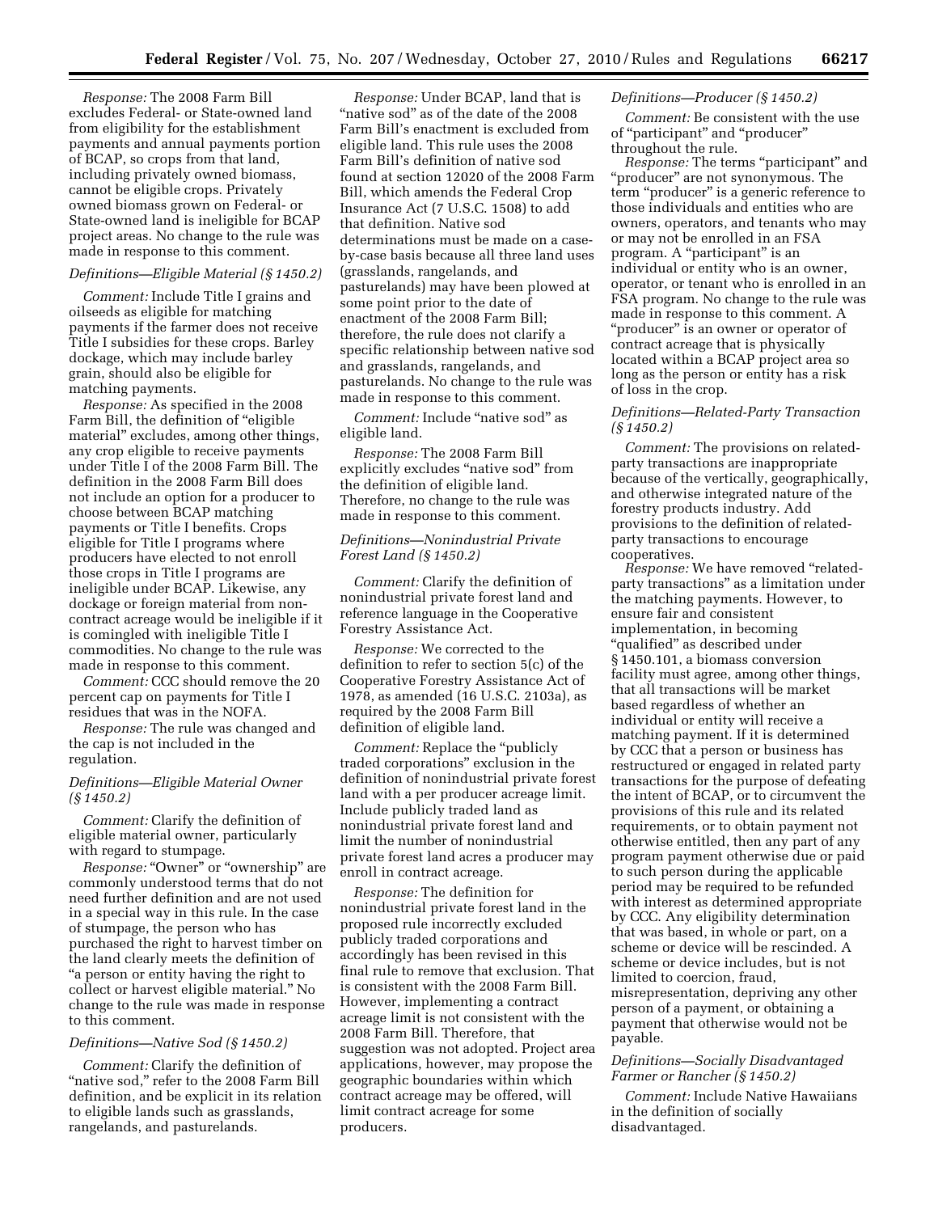*Response:* The 2008 Farm Bill excludes Federal- or State-owned land from eligibility for the establishment payments and annual payments portion of BCAP, so crops from that land, including privately owned biomass, cannot be eligible crops. Privately owned biomass grown on Federal- or State-owned land is ineligible for BCAP project areas. No change to the rule was made in response to this comment.

*Definitions—Eligible Material (§ 1450.2)*

*Comment:* Include Title I grains and oilseeds as eligible for matching payments if the farmer does not receive Title I subsidies for these crops. Barley dockage, which may include barley grain, should also be eligible for matching payments.

*Response:* As specified in the 2008 Farm Bill, the definition of "eligible material" excludes, among other things, any crop eligible to receive payments under Title I of the 2008 Farm Bill. The definition in the 2008 Farm Bill does not include an option for a producer to choose between BCAP matching payments or Title I benefits. Crops eligible for Title I programs where producers have elected to not enroll those crops in Title I programs are ineligible under BCAP. Likewise, any dockage or foreign material from non-contract acreage would be ineligible if it is comingled with ineligible Title I commodities. No change to the rule was made in response to this comment.

*Comment:* CCC should remove the 20 percent cap on payments for Title I residues that was in the NOFA.

*Response:* The rule was changed and the cap is not included in the regulation.

*Definitions—Eligible Material Owner (§ 1450.2)*

*Comment:* Clarify the definition of eligible material owner, particularly with regard to stumpage.

*Response:* "Owner" or "ownership" are commonly understood terms that do not need further definition and are not used in a special way in this rule. In the case of stumpage, the person who has purchased the right to harvest timber on the land clearly meets the definition of "a person or entity having the right to collect or harvest eligible material." No change to the rule was made in response to this comment.

*Definitions—Native Sod (§ 1450.2)*

*Comment:* Clarify the definition of "native sod," refer to the 2008 Farm Bill definition, and be explicit in its relation to eligible lands such as grasslands, rangelands, and pasturelands.

*Response:* Under BCAP, land that is "native sod" as of the date of the 2008 Farm Bill's enactment is excluded from eligible land. This rule uses the 2008 Farm Bill's definition of native sod found at section 12020 of the 2008 Farm Bill, which amends the Federal Crop Insurance Act (7 U.S.C. 1508) to add that definition. Native sod determinations must be made on a case-by-case basis because all three land uses (grasslands, rangelands, and pasturelands) may have been plowed at some point prior to the date of enactment of the 2008 Farm Bill; therefore, the rule does not clarify a specific relationship between native sod and grasslands, rangelands, and pasturelands. No change to the rule was made in response to this comment.

*Comment:* Include "native sod" as eligible land.

*Response:* The 2008 Farm Bill explicitly excludes "native sod" from the definition of eligible land. Therefore, no change to the rule was made in response to this comment.

*Definitions—Nonindustrial Private Forest Land (§ 1450.2)*

*Comment:* Clarify the definition of nonindustrial private forest land and reference language in the Cooperative Forestry Assistance Act.

*Response:* We corrected to the definition to refer to section 5(c) of the Cooperative Forestry Assistance Act of 1978, as amended (16 U.S.C. 2103a), as required by the 2008 Farm Bill definition of eligible land.

*Comment:* Replace the "publicly traded corporations" exclusion in the definition of nonindustrial private forest land with a per producer acreage limit. Include publicly traded land as nonindustrial private forest land and limit the number of nonindustrial private forest land acres a producer may enroll in contract acreage.

*Response:* The definition for nonindustrial private forest land in the proposed rule incorrectly excluded publicly traded corporations and accordingly has been revised in this final rule to remove that exclusion. That is consistent with the 2008 Farm Bill. However, implementing a contract acreage limit is not consistent with the 2008 Farm Bill. Therefore, that suggestion was not adopted. Project area applications, however, may propose the geographic boundaries within which contract acreage may be offered, will limit contract acreage for some producers.

*Definitions—Producer (§ 1450.2)*

*Comment:* Be consistent with the use of "participant" and "producer" throughout the rule.

*Response:* The terms "participant" and "producer" are not synonymous. The term "producer" is a generic reference to those individuals and entities who are owners, operators, and tenants who may or may not be enrolled in an FSA program. A "participant" is an individual or entity who is an owner, operator, or tenant who is enrolled in an FSA program. No change to the rule was made in response to this comment. A "producer" is an owner or operator of contract acreage that is physically located within a BCAP project area so long as the person or entity has a risk of loss in the crop.

*Definitions—Related-Party Transaction (§ 1450.2)*

*Comment:* The provisions on related-party transactions are inappropriate because of the vertically, geographically, and otherwise integrated nature of the forestry products industry. Add provisions to the definition of related-party transactions to encourage cooperatives.

*Response:* We have removed "related-party transactions" as a limitation under the matching payments. However, to ensure fair and consistent implementation, in becoming "qualified" as described under § 1450.101, a biomass conversion facility must agree, among other things, that all transactions will be market based regardless of whether an individual or entity will receive a matching payment. If it is determined by CCC that a person or business has restructured or engaged in related party transactions for the purpose of defeating the intent of BCAP, or to circumvent the provisions of this rule and its related requirements, or to obtain payment not otherwise entitled, then any part of any program payment otherwise due or paid to such person during the applicable period may be required to be refunded with interest as determined appropriate by CCC. Any eligibility determination that was based, in whole or part, on a scheme or device will be rescinded. A scheme or device includes, but is not limited to coercion, fraud, misrepresentation, depriving any other person of a payment, or obtaining a payment that otherwise would not be payable.

*Definitions—Socially Disadvantaged Farmer or Rancher (§ 1450.2)*

*Comment:* Include Native Hawaiians in the definition of socially disadvantaged.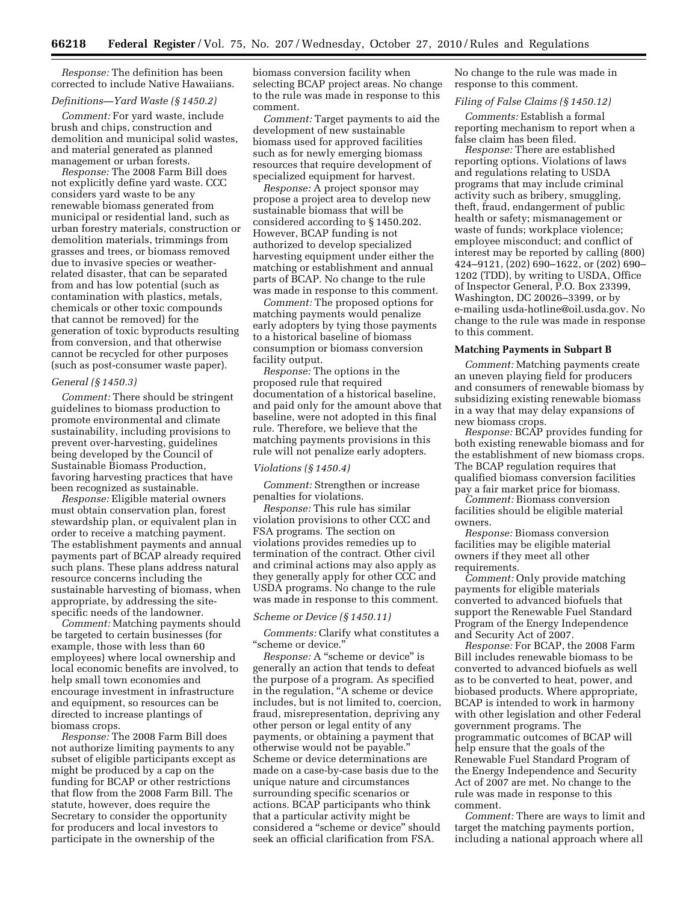*Response:* The definition has been corrected to include Native Hawaiians.

*Definitions—Yard Waste (§ 1450.2)*

*Comment:* For yard waste, include brush and chips, construction and demolition and municipal solid wastes, and material generated as planned management or urban forests.

*Response:* The 2008 Farm Bill does not explicitly define yard waste. CCC considers yard waste to be any renewable biomass generated from municipal or residential land, such as urban forestry materials, construction or demolition materials, trimmings from grasses and trees, or biomass removed due to invasive species or weather-related disaster, that can be separated from and has low potential (such as contamination with plastics, metals, chemicals or other toxic compounds that cannot be removed) for the generation of toxic byproducts resulting from conversion, and that otherwise cannot be recycled for other purposes (such as post-consumer waste paper).

*General (§ 1450.3)*

*Comment:* There should be stringent guidelines to biomass production to promote environmental and climate sustainability, including provisions to prevent over-harvesting, guidelines being developed by the Council of Sustainable Biomass Production, favoring harvesting practices that have been recognized as sustainable.

*Response:* Eligible material owners must obtain conservation plan, forest stewardship plan, or equivalent plan in order to receive a matching payment. The establishment payments and annual payments part of BCAP already required such plans. These plans address natural resource concerns including the sustainable harvesting of biomass, when appropriate, by addressing the site-specific needs of the landowner.

*Comment:* Matching payments should be targeted to certain businesses (for example, those with less than 60 employees) where local ownership and local economic benefits are involved, to help small town economies and encourage investment in infrastructure and equipment, so resources can be directed to increase plantings of biomass crops.

*Response:* The 2008 Farm Bill does not authorize limiting payments to any subset of eligible participants except as might be produced by a cap on the funding for BCAP or other restrictions that flow from the 2008 Farm Bill. The statute, however, does require the Secretary to consider the opportunity for producers and local investors to participate in the ownership of the biomass conversion facility when selecting BCAP project areas. No change to the rule was made in response to this comment.

*Comment:* Target payments to aid the development of new sustainable biomass used for approved facilities such as for newly emerging biomass resources that require development of specialized equipment for harvest.

*Response:* A project sponsor may propose a project area to develop new sustainable biomass that will be considered according to § 1450.202. However, BCAP funding is not authorized to develop specialized harvesting equipment under either the matching or establishment and annual parts of BCAP. No change to the rule was made in response to this comment.

*Comment:* The proposed options for matching payments would penalize early adopters by tying those payments to a historical baseline of biomass consumption or biomass conversion facility output.

*Response:* The options in the proposed rule that required documentation of a historical baseline, and paid only for the amount above that baseline, were not adopted in this final rule. Therefore, we believe that the matching payments provisions in this rule will not penalize early adopters.

*Violations (§ 1450.4)*

*Comment:* Strengthen or increase penalties for violations.

*Response:* This rule has similar violation provisions to other CCC and FSA programs. The section on violations provides remedies up to termination of the contract. Other civil and criminal actions may also apply as they generally apply for other CCC and USDA programs. No change to the rule was made in response to this comment.

*Scheme or Device (§ 1450.11)*

*Comments:* Clarify what constitutes a "scheme or device."

*Response:* A "scheme or device" is generally an action that tends to defeat the purpose of a program. As specified in the regulation, "A scheme or device includes, but is not limited to, coercion, fraud, misrepresentation, depriving any other person or legal entity of any payments, or obtaining a payment that otherwise would not be payable." Scheme or device determinations are made on a case-by-case basis due to the unique nature and circumstances surrounding specific scenarios or actions. BCAP participants who think that a particular activity might be considered a "scheme or device" should seek an official clarification from FSA. No change to the rule was made in response to this comment.

*Filing of False Claims (§ 1450.12)*

*Comments:* Establish a formal reporting mechanism to report when a false claim has been filed.

*Response:* There are established reporting options. Violations of laws and regulations relating to USDA programs that may include criminal activity such as bribery, smuggling, theft, fraud, endangerment of public health or safety; mismanagement or waste of funds; workplace violence; employee misconduct; and conflict of interest may be reported by calling (800) 424–9121, (202) 690–1622, or (202) 690–1202 (TDD), by writing to USDA, Office of Inspector General, P.O. Box 23399, Washington, DC 20026–3399, or by e-mailing usda-hotline@oil.usda.gov. No change to the rule was made in response to this comment.

**Matching Payments in Subpart B**

*Comment:* Matching payments create an uneven playing field for producers and consumers of renewable biomass by subsidizing existing renewable biomass in a way that may delay expansions of new biomass crops.

*Response:* BCAP provides funding for both existing renewable biomass and for the establishment of new biomass crops. The BCAP regulation requires that qualified biomass conversion facilities pay a fair market price for biomass.

*Comment:* Biomass conversion facilities should be eligible material owners.

*Response:* Biomass conversion facilities may be eligible material owners if they meet all other requirements.

*Comment:* Only provide matching payments for eligible materials converted to advanced biofuels that support the Renewable Fuel Standard Program of the Energy Independence and Security Act of 2007.

*Response:* For BCAP, the 2008 Farm Bill includes renewable biomass to be converted to advanced biofuels as well as to be converted to heat, power, and biobased products. Where appropriate, BCAP is intended to work in harmony with other legislation and other Federal government programs. The programmatic outcomes of BCAP will help ensure that the goals of the Renewable Fuel Standard Program of the Energy Independence and Security Act of 2007 are met. No change to the rule was made in response to this comment.

*Comment:* There are ways to limit and target the matching payments portion, including a national approach where all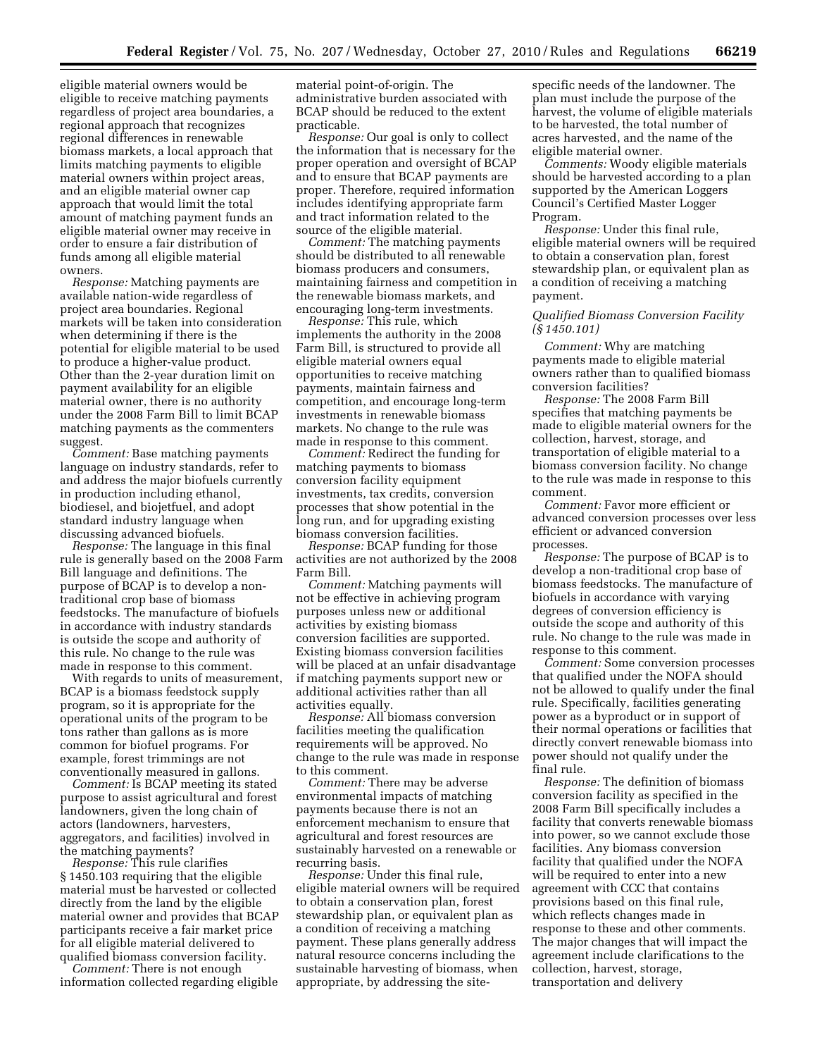eligible material owners would be eligible to receive matching payments regardless of project area boundaries, a regional approach that recognizes regional differences in renewable biomass markets, a local approach that limits matching payments to eligible material owners within project areas, and an eligible material owner cap approach that would limit the total amount of matching payment funds an eligible material owner may receive in order to ensure a fair distribution of funds among all eligible material owners.

*Response:* Matching payments are available nation-wide regardless of project area boundaries. Regional markets will be taken into consideration when determining if there is the potential for eligible material to be used to produce a higher-value product. Other than the 2-year duration limit on payment availability for an eligible material owner, there is no authority under the 2008 Farm Bill to limit BCAP matching payments as the commenters suggest.

*Comment:* Base matching payments language on industry standards, refer to and address the major biofuels currently in production including ethanol, biodiesel, and biojetfuel, and adopt standard industry language when discussing advanced biofuels.

*Response:* The language in this final rule is generally based on the 2008 Farm Bill language and definitions. The purpose of BCAP is to develop a non-traditional crop base of biomass feedstocks. The manufacture of biofuels in accordance with industry standards is outside the scope and authority of this rule. No change to the rule was made in response to this comment.

With regards to units of measurement, BCAP is a biomass feedstock supply program, so it is appropriate for the operational units of the program to be tons rather than gallons as is more common for biofuel programs. For example, forest trimmings are not conventionally measured in gallons.

*Comment:* Is BCAP meeting its stated purpose to assist agricultural and forest landowners, given the long chain of actors (landowners, harvesters, aggregators, and facilities) involved in the matching payments?

*Response:* This rule clarifies § 1450.103 requiring that the eligible material must be harvested or collected directly from the land by the eligible material owner and provides that BCAP participants receive a fair market price for all eligible material delivered to qualified biomass conversion facility.

*Comment:* There is not enough information collected regarding eligible material point-of-origin. The administrative burden associated with BCAP should be reduced to the extent practicable.

*Response:* Our goal is only to collect the information that is necessary for the proper operation and oversight of BCAP and to ensure that BCAP payments are proper. Therefore, required information includes identifying appropriate farm and tract information related to the source of the eligible material.

*Comment:* The matching payments should be distributed to all renewable biomass producers and consumers, maintaining fairness and competition in the renewable biomass markets, and encouraging long-term investments.

*Response:* This rule, which implements the authority in the 2008 Farm Bill, is structured to provide all eligible material owners equal opportunities to receive matching payments, maintain fairness and competition, and encourage long-term investments in renewable biomass markets. No change to the rule was made in response to this comment.

*Comment:* Redirect the funding for matching payments to biomass conversion facility equipment investments, tax credits, conversion processes that show potential in the long run, and for upgrading existing biomass conversion facilities.

*Response:* BCAP funding for those activities are not authorized by the 2008 Farm Bill.

*Comment:* Matching payments will not be effective in achieving program purposes unless new or additional activities by existing biomass conversion facilities are supported. Existing biomass conversion facilities will be placed at an unfair disadvantage if matching payments support new or additional activities rather than all activities equally.

*Response:* All biomass conversion facilities meeting the qualification requirements will be approved. No change to the rule was made in response to this comment.

*Comment:* There may be adverse environmental impacts of matching payments because there is not an enforcement mechanism to ensure that agricultural and forest resources are sustainably harvested on a renewable or recurring basis.

*Response:* Under this final rule, eligible material owners will be required to obtain a conservation plan, forest stewardship plan, or equivalent plan as a condition of receiving a matching payment. These plans generally address natural resource concerns including the sustainable harvesting of biomass, when appropriate, by addressing the site-specific needs of the landowner. The plan must include the purpose of the harvest, the volume of eligible materials to be harvested, the total number of acres harvested, and the name of the eligible material owner.

*Comments:* Woody eligible materials should be harvested according to a plan supported by the American Loggers Council's Certified Master Logger Program.

*Response:* Under this final rule, eligible material owners will be required to obtain a conservation plan, forest stewardship plan, or equivalent plan as a condition of receiving a matching payment.

### *Qualified Biomass Conversion Facility (§ 1450.101)*

*Comment:* Why are matching payments made to eligible material owners rather than to qualified biomass conversion facilities?

*Response:* The 2008 Farm Bill specifies that matching payments be made to eligible material owners for the collection, harvest, storage, and transportation of eligible material to a biomass conversion facility. No change to the rule was made in response to this comment.

*Comment:* Favor more efficient or advanced conversion processes over less efficient or advanced conversion processes.

*Response:* The purpose of BCAP is to develop a non-traditional crop base of biomass feedstocks. The manufacture of biofuels in accordance with varying degrees of conversion efficiency is outside the scope and authority of this rule. No change to the rule was made in response to this comment.

*Comment:* Some conversion processes that qualified under the NOFA should not be allowed to qualify under the final rule. Specifically, facilities generating power as a byproduct or in support of their normal operations or facilities that directly convert renewable biomass into power should not qualify under the final rule.

*Response:* The definition of biomass conversion facility as specified in the 2008 Farm Bill specifically includes a facility that converts renewable biomass into power, so we cannot exclude those facilities. Any biomass conversion facility that qualified under the NOFA will be required to enter into a new agreement with CCC that contains provisions based on this final rule, which reflects changes made in response to these and other comments. The major changes that will impact the agreement include clarifications to the collection, harvest, storage, transportation and delivery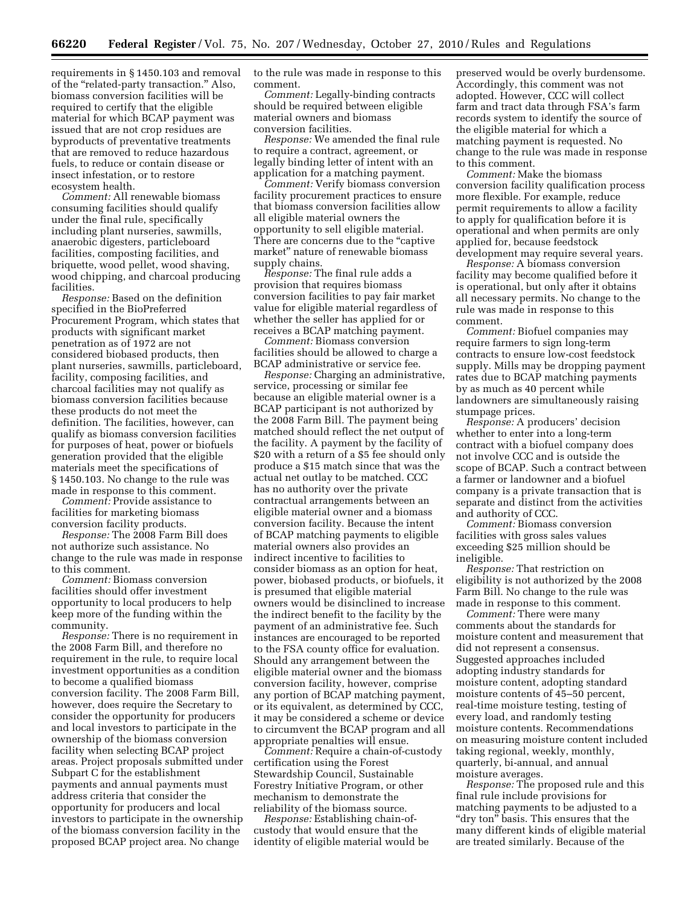requirements in § 1450.103 and removal of the "related-party transaction." Also, biomass conversion facilities will be required to certify that the eligible material for which BCAP payment was issued that are not crop residues are byproducts of preventative treatments that are removed to reduce hazardous fuels, to reduce or contain disease or insect infestation, or to restore ecosystem health.

*Comment:* All renewable biomass consuming facilities should qualify under the final rule, specifically including plant nurseries, sawmills, anaerobic digesters, particleboard facilities, composting facilities, and briquette, wood pellet, wood shaving, wood chipping, and charcoal producing facilities.

*Response:* Based on the definition specified in the BioPreferred Procurement Program, which states that products with significant market penetration as of 1972 are not considered biobased products, then plant nurseries, sawmills, particleboard, facility, composing facilities, and charcoal facilities may not qualify as biomass conversion facilities because these products do not meet the definition. The facilities, however, can qualify as biomass conversion facilities for purposes of heat, power or biofuels generation provided that the eligible materials meet the specifications of § 1450.103. No change to the rule was made in response to this comment.

*Comment:* Provide assistance to facilities for marketing biomass conversion facility products.

*Response:* The 2008 Farm Bill does not authorize such assistance. No change to the rule was made in response to this comment.

*Comment:* Biomass conversion facilities should offer investment opportunity to local producers to help keep more of the funding within the community.

*Response:* There is no requirement in the 2008 Farm Bill, and therefore no requirement in the rule, to require local investment opportunities as a condition to become a qualified biomass conversion facility. The 2008 Farm Bill, however, does require the Secretary to consider the opportunity for producers and local investors to participate in the ownership of the biomass conversion facility when selecting BCAP project areas. Project proposals submitted under Subpart C for the establishment payments and annual payments must address criteria that consider the opportunity for producers and local investors to participate in the ownership of the biomass conversion facility in the proposed BCAP project area. No change to the rule was made in response to this comment.

*Comment:* Legally-binding contracts should be required between eligible material owners and biomass conversion facilities.

*Response:* We amended the final rule to require a contract, agreement, or legally binding letter of intent with an application for a matching payment.

*Comment:* Verify biomass conversion facility procurement practices to ensure that biomass conversion facilities allow all eligible material owners the opportunity to sell eligible material. There are concerns due to the "captive market" nature of renewable biomass supply chains.

*Response:* The final rule adds a provision that requires biomass conversion facilities to pay fair market value for eligible material regardless of whether the seller has applied for or receives a BCAP matching payment.

*Comment:* Biomass conversion facilities should be allowed to charge a BCAP administrative or service fee.

*Response:* Charging an administrative, service, processing or similar fee because an eligible material owner is a BCAP participant is not authorized by the 2008 Farm Bill. The payment being matched should reflect the net output of the facility. A payment by the facility of $20 with a return of a $5 fee should only produce a $15 match since that was the actual net outlay to be matched. CCC has no authority over the private contractual arrangements between an eligible material owner and a biomass conversion facility. Because the intent of BCAP matching payments to eligible material owners also provides an indirect incentive to facilities to consider biomass as an option for heat, power, biobased products, or biofuels, it is presumed that eligible material owners would be disinclined to increase the indirect benefit to the facility by the payment of an administrative fee. Such instances are encouraged to be reported to the FSA county office for evaluation. Should any arrangement between the eligible material owner and the biomass conversion facility, however, comprise any portion of BCAP matching payment, or its equivalent, as determined by CCC, it may be considered a scheme or device to circumvent the BCAP program and all appropriate penalties will ensue.

*Comment:* Require a chain-of-custody certification using the Forest Stewardship Council, Sustainable Forestry Initiative Program, or other mechanism to demonstrate the reliability of the biomass source.

*Response:* Establishing chain-of-custody that would ensure that the identity of eligible material would be preserved would be overly burdensome. Accordingly, this comment was not adopted. However, CCC will collect farm and tract data through FSA's farm records system to identify the source of the eligible material for which a matching payment is requested. No change to the rule was made in response to this comment.

*Comment:* Make the biomass conversion facility qualification process more flexible. For example, reduce permit requirements to allow a facility to apply for qualification before it is operational and when permits are only applied for, because feedstock development may require several years.

*Response:* A biomass conversion facility may become qualified before it is operational, but only after it obtains all necessary permits. No change to the rule was made in response to this comment.

*Comment:* Biofuel companies may require farmers to sign long-term contracts to ensure low-cost feedstock supply. Mills may be dropping payment rates due to BCAP matching payments by as much as 40 percent while landowners are simultaneously raising stumpage prices.

*Response:* A producers' decision whether to enter into a long-term contract with a biofuel company does not involve CCC and is outside the scope of BCAP. Such a contract between a farmer or landowner and a biofuel company is a private transaction that is separate and distinct from the activities and authority of CCC.

*Comment:* Biomass conversion facilities with gross sales values exceeding $25 million should be ineligible.

*Response:* That restriction on eligibility is not authorized by the 2008 Farm Bill. No change to the rule was made in response to this comment.

*Comment:* There were many comments about the standards for moisture content and measurement that did not represent a consensus. Suggested approaches included adopting industry standards for moisture content, adopting standard moisture contents of 45–50 percent, real-time moisture testing, testing of every load, and randomly testing moisture contents. Recommendations on measuring moisture content included taking regional, weekly, monthly, quarterly, bi-annual, and annual moisture averages.

*Response:* The proposed rule and this final rule include provisions for matching payments to be adjusted to a "dry ton" basis. This ensures that the many different kinds of eligible material are treated similarly. Because of the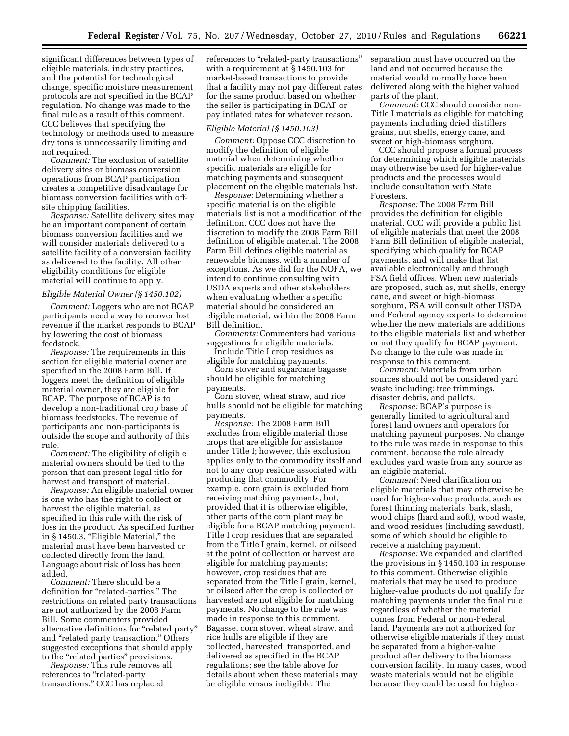significant differences between types of eligible materials, industry practices, and the potential for technological change, specific moisture measurement protocols are not specified in the BCAP regulation. No change was made to the final rule as a result of this comment. CCC believes that specifying the technology or methods used to measure dry tons is unnecessarily limiting and not required.

*Comment:* The exclusion of satellite delivery sites or biomass conversion operations from BCAP participation creates a competitive disadvantage for biomass conversion facilities with off-site chipping facilities.

*Response:* Satellite delivery sites may be an important component of certain biomass conversion facilities and we will consider materials delivered to a satellite facility of a conversion facility as delivered to the facility. All other eligibility conditions for eligible material will continue to apply.

*Eligible Material Owner (§ 1450.102)*

*Comment:* Loggers who are not BCAP participants need a way to recover lost revenue if the market responds to BCAP by lowering the cost of biomass feedstock.

*Response:* The requirements in this section for eligible material owner are specified in the 2008 Farm Bill. If loggers meet the definition of eligible material owner, they are eligible for BCAP. The purpose of BCAP is to develop a non-traditional crop base of biomass feedstocks. The revenue of participants and non-participants is outside the scope and authority of this rule.

*Comment:* The eligibility of eligible material owners should be tied to the person that can present legal title for harvest and transport of material.

*Response:* An eligible material owner is one who has the right to collect or harvest the eligible material, as specified in this rule with the risk of loss in the product. As specified further in § 1450.3, "Eligible Material," the material must have been harvested or collected directly from the land. Language about risk of loss has been added.

*Comment:* There should be a definition for "related-parties." The restrictions on related party transactions are not authorized by the 2008 Farm Bill. Some commenters provided alternative definitions for "related party" and "related party transaction." Others suggested exceptions that should apply to the "related parties" provisions.

*Response:* This rule removes all references to "related-party transactions." CCC has replaced references to "related-party transactions" with a requirement at § 1450.103 for market-based transactions to provide that a facility may not pay different rates for the same product based on whether the seller is participating in BCAP or pay inflated rates for whatever reason.

*Eligible Material (§ 1450.103)*

*Comment:* Oppose CCC discretion to modify the definition of eligible material when determining whether specific materials are eligible for matching payments and subsequent placement on the eligible materials list.

*Response:* Determining whether a specific material is on the eligible materials list is not a modification of the definition. CCC does not have the discretion to modify the 2008 Farm Bill definition of eligible material. The 2008 Farm Bill defines eligible material as renewable biomass, with a number of exceptions. As we did for the NOFA, we intend to continue consulting with USDA experts and other stakeholders when evaluating whether a specific material should be considered an eligible material, within the 2008 Farm Bill definition.

*Comments:* Commenters had various suggestions for eligible materials.

Include Title I crop residues as eligible for matching payments.

Corn stover and sugarcane bagasse should be eligible for matching payments.

Corn stover, wheat straw, and rice hulls should not be eligible for matching payments.

*Response:* The 2008 Farm Bill excludes from eligible material those crops that are eligible for assistance under Title I; however, this exclusion applies only to the commodity itself and not to any crop residue associated with producing that commodity. For example, corn grain is excluded from receiving matching payments, but, provided that it is otherwise eligible, other parts of the corn plant may be eligible for a BCAP matching payment. Title I crop residues that are separated from the Title I grain, kernel, or oilseed at the point of collection or harvest are eligible for matching payments; however, crop residues that are separated from the Title I grain, kernel, or oilseed after the crop is collected or harvested are not eligible for matching payments. No change to the rule was made in response to this comment. Bagasse, corn stover, wheat straw, and rice hulls are eligible if they are collected, harvested, transported, and delivered as specified in the BCAP regulations; see the table above for details about when these materials may be eligible versus ineligible. The separation must have occurred on the land and not occurred because the material would normally have been delivered along with the higher valued parts of the plant.

*Comment:* CCC should consider non-Title I materials as eligible for matching payments including dried distillers grains, nut shells, energy cane, and sweet or high-biomass sorghum.

CCC should propose a formal process for determining which eligible materials may otherwise be used for higher-value products and the processes would include consultation with State Foresters.

*Response:* The 2008 Farm Bill provides the definition for eligible material. CCC will provide a public list of eligible materials that meet the 2008 Farm Bill definition of eligible material, specifying which qualify for BCAP payments, and will make that list available electronically and through FSA field offices. When new materials are proposed, such as, nut shells, energy cane, and sweet or high-biomass sorghum, FSA will consult other USDA and Federal agency experts to determine whether the new materials are additions to the eligible materials list and whether or not they qualify for BCAP payment. No change to the rule was made in response to this comment.

*Comment:* Materials from urban sources should not be considered yard waste including: tree trimmings, disaster debris, and pallets.

*Response:* BCAP's purpose is generally limited to agricultural and forest land owners and operators for matching payment purposes. No change to the rule was made in response to this comment, because the rule already excludes yard waste from any source as an eligible material.

*Comment:* Need clarification on eligible materials that may otherwise be used for higher-value products, such as forest thinning materials, bark, slash, wood chips (hard and soft), wood waste, and wood residues (including sawdust), some of which should be eligible to receive a matching payment.

*Response:* We expanded and clarified the provisions in § 1450.103 in response to this comment. Otherwise eligible materials that may be used to produce higher-value products do not qualify for matching payments under the final rule regardless of whether the material comes from Federal or non-Federal land. Payments are not authorized for otherwise eligible materials if they must be separated from a higher-value product after delivery to the biomass conversion facility. In many cases, wood waste materials would not be eligible because they could be used for higher-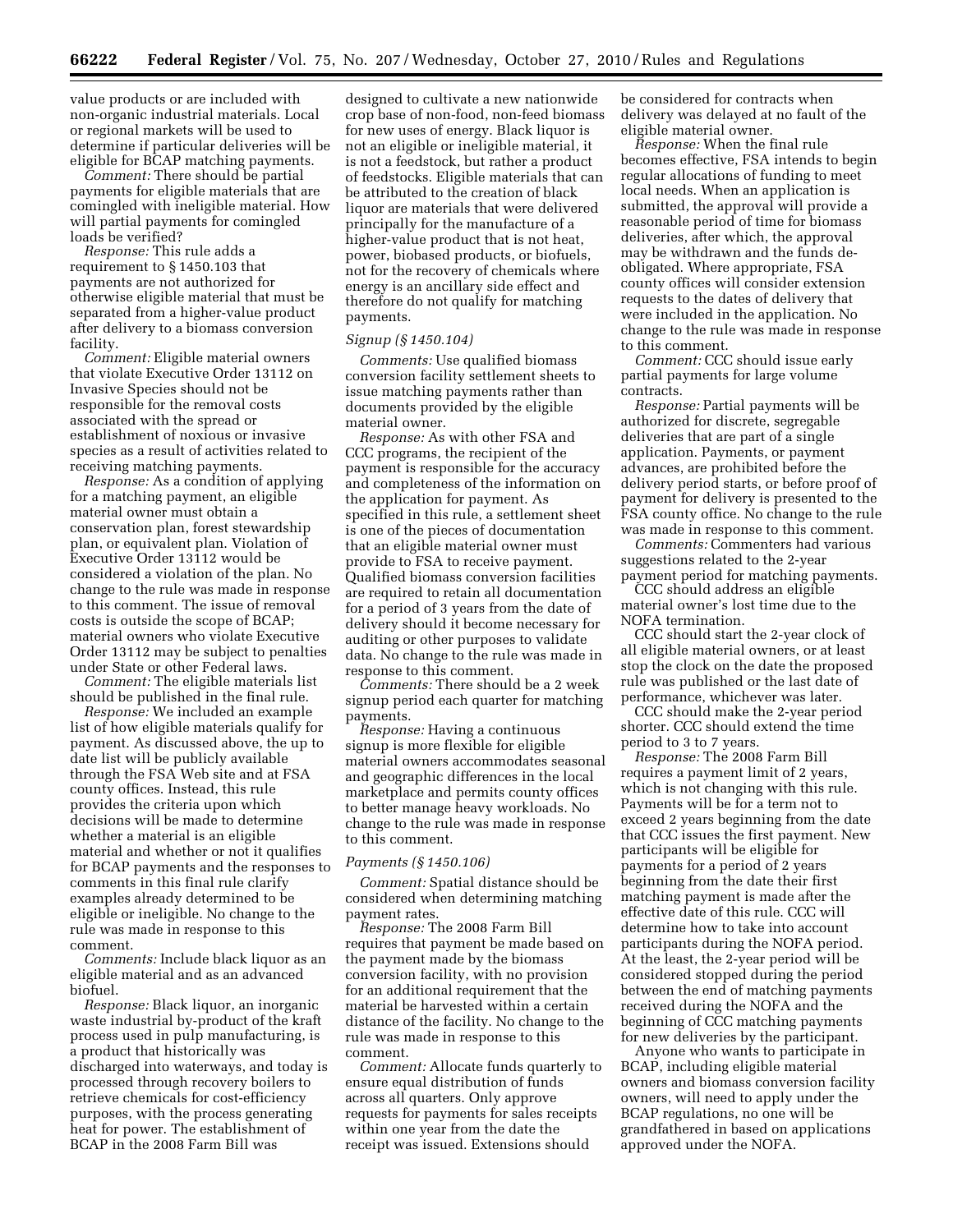value products or are included with non-organic industrial materials. Local or regional markets will be used to determine if particular deliveries will be eligible for BCAP matching payments.

*Comment:* There should be partial payments for eligible materials that are comingled with ineligible material. How will partial payments for comingled loads be verified?

*Response:* This rule adds a requirement to § 1450.103 that payments are not authorized for otherwise eligible material that must be separated from a higher-value product after delivery to a biomass conversion facility.

*Comment:* Eligible material owners that violate Executive Order 13112 on Invasive Species should not be responsible for the removal costs associated with the spread or establishment of noxious or invasive species as a result of activities related to receiving matching payments.

*Response:* As a condition of applying for a matching payment, an eligible material owner must obtain a conservation plan, forest stewardship plan, or equivalent plan. Violation of Executive Order 13112 would be considered a violation of the plan. No change to the rule was made in response to this comment. The issue of removal costs is outside the scope of BCAP; material owners who violate Executive Order 13112 may be subject to penalties under State or other Federal laws.

*Comment:* The eligible materials list should be published in the final rule.

*Response:* We included an example list of how eligible materials qualify for payment. As discussed above, the up to date list will be publicly available through the FSA Web site and at FSA county offices. Instead, this rule provides the criteria upon which decisions will be made to determine whether a material is an eligible material and whether or not it qualifies for BCAP payments and the responses to comments in this final rule clarify examples already determined to be eligible or ineligible. No change to the rule was made in response to this comment.

*Comments:* Include black liquor as an eligible material and as an advanced biofuel.

*Response:* Black liquor, an inorganic waste industrial by-product of the kraft process used in pulp manufacturing, is a product that historically was discharged into waterways, and today is processed through recovery boilers to retrieve chemicals for cost-efficiency purposes, with the process generating heat for power. The establishment of BCAP in the 2008 Farm Bill was designed to cultivate a new nationwide crop base of non-food, non-feed biomass for new uses of energy. Black liquor is not an eligible or ineligible material, it is not a feedstock, but rather a product of feedstocks. Eligible materials that can be attributed to the creation of black liquor are materials that were delivered principally for the manufacture of a higher-value product that is not heat, power, biobased products, or biofuels, not for the recovery of chemicals where energy is an ancillary side effect and therefore do not qualify for matching payments.

### *Signup (§ 1450.104)*

*Comments:* Use qualified biomass conversion facility settlement sheets to issue matching payments rather than documents provided by the eligible material owner.

*Response:* As with other FSA and CCC programs, the recipient of the payment is responsible for the accuracy and completeness of the information on the application for payment. As specified in this rule, a settlement sheet is one of the pieces of documentation that an eligible material owner must provide to FSA to receive payment. Qualified biomass conversion facilities are required to retain all documentation for a period of 3 years from the date of delivery should it become necessary for auditing or other purposes to validate data. No change to the rule was made in response to this comment.

*Comments:* There should be a 2 week signup period each quarter for matching payments.

*Response:* Having a continuous signup is more flexible for eligible material owners accommodates seasonal and geographic differences in the local marketplace and permits county offices to better manage heavy workloads. No change to the rule was made in response to this comment.

### *Payments (§ 1450.106)*

*Comment:* Spatial distance should be considered when determining matching payment rates.

*Response:* The 2008 Farm Bill requires that payment be made based on the payment made by the biomass conversion facility, with no provision for an additional requirement that the material be harvested within a certain distance of the facility. No change to the rule was made in response to this comment.

*Comment:* Allocate funds quarterly to ensure equal distribution of funds across all quarters. Only approve requests for payments for sales receipts within one year from the date the receipt was issued. Extensions should be considered for contracts when delivery was delayed at no fault of the eligible material owner.

*Response:* When the final rule becomes effective, FSA intends to begin regular allocations of funding to meet local needs. When an application is submitted, the approval will provide a reasonable period of time for biomass deliveries, after which, the approval may be withdrawn and the funds de-obligated. Where appropriate, FSA county offices will consider extension requests to the dates of delivery that were included in the application. No change to the rule was made in response to this comment.

*Comment:* CCC should issue early partial payments for large volume contracts.

*Response:* Partial payments will be authorized for discrete, segregable deliveries that are part of a single application. Payments, or payment advances, are prohibited before the delivery period starts, or before proof of payment for delivery is presented to the FSA county office. No change to the rule was made in response to this comment.

*Comments:* Commenters had various suggestions related to the 2-year payment period for matching payments.

CCC should address an eligible material owner's lost time due to the NOFA termination.

CCC should start the 2-year clock of all eligible material owners, or at least stop the clock on the date the proposed rule was published or the last date of performance, whichever was later.

CCC should make the 2-year period shorter. CCC should extend the time period to 3 to 7 years.

*Response:* The 2008 Farm Bill requires a payment limit of 2 years, which is not changing with this rule. Payments will be for a term not to exceed 2 years beginning from the date that CCC issues the first payment. New participants will be eligible for payments for a period of 2 years beginning from the date their first matching payment is made after the effective date of this rule. CCC will determine how to take into account participants during the NOFA period. At the least, the 2-year period will be considered stopped during the period between the end of matching payments received during the NOFA and the beginning of CCC matching payments for new deliveries by the participant.

Anyone who wants to participate in BCAP, including eligible material owners and biomass conversion facility owners, will need to apply under the BCAP regulations, no one will be grandfathered in based on applications approved under the NOFA.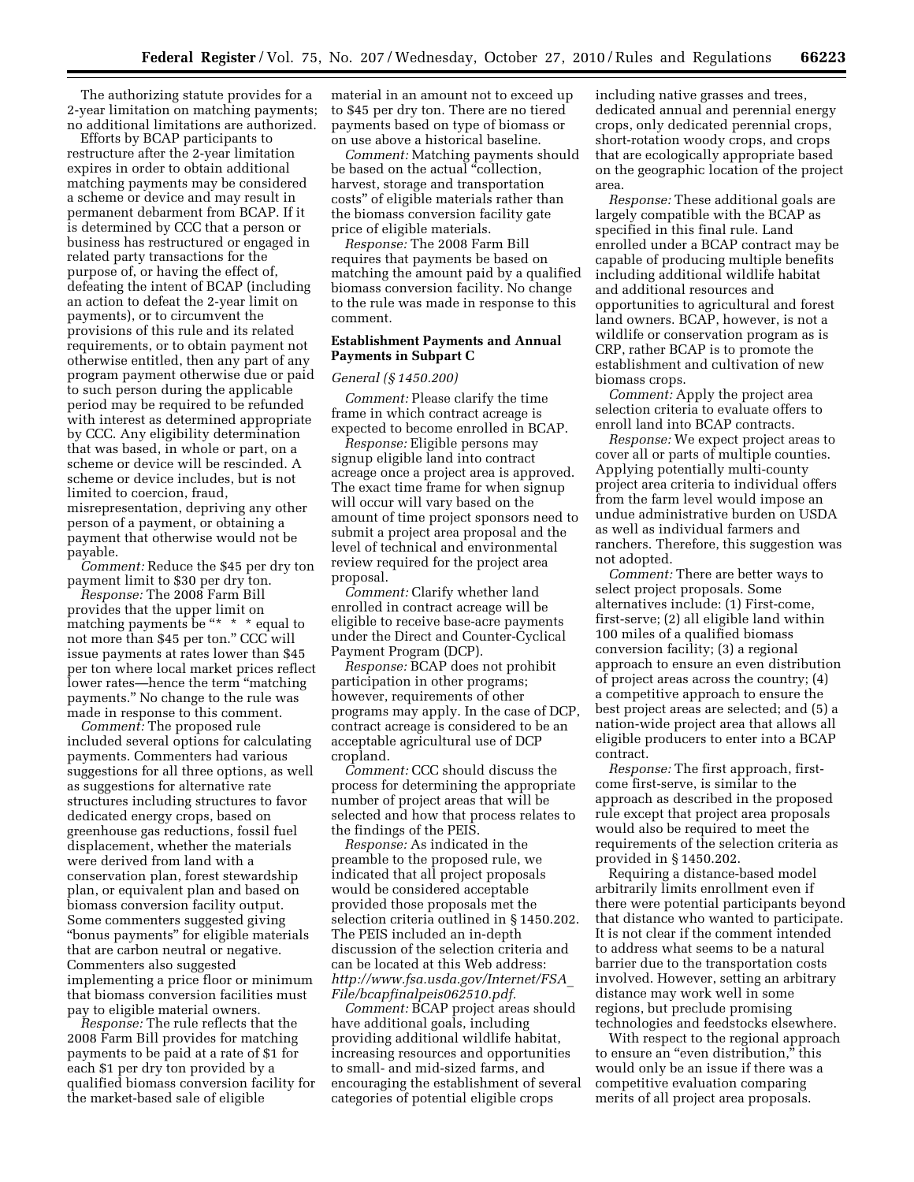The authorizing statute provides for a 2-year limitation on matching payments; no additional limitations are authorized.

Efforts by BCAP participants to restructure after the 2-year limitation expires in order to obtain additional matching payments may be considered a scheme or device and may result in permanent debarment from BCAP. If it is determined by CCC that a person or business has restructured or engaged in related party transactions for the purpose of, or having the effect of, defeating the intent of BCAP (including an action to defeat the 2-year limit on payments), or to circumvent the provisions of this rule and its related requirements, or to obtain payment not otherwise entitled, then any part of any program payment otherwise due or paid to such person during the applicable period may be required to be refunded with interest as determined appropriate by CCC. Any eligibility determination that was based, in whole or part, on a scheme or device will be rescinded. A scheme or device includes, but is not limited to coercion, fraud, misrepresentation, depriving any other person of a payment, or obtaining a payment that otherwise would not be payable.

*Comment:* Reduce the $45 per dry ton payment limit to $30 per dry ton.

*Response:* The 2008 Farm Bill provides that the upper limit on matching payments be "* * * equal to not more than $45 per ton." CCC will issue payments at rates lower than $45 per ton where local market prices reflect lower rates—hence the term "matching payments." No change to the rule was made in response to this comment.

*Comment:* The proposed rule included several options for calculating payments. Commenters had various suggestions for all three options, as well as suggestions for alternative rate structures including structures to favor dedicated energy crops, based on greenhouse gas reductions, fossil fuel displacement, whether the materials were derived from land with a conservation plan, forest stewardship plan, or equivalent plan and based on biomass conversion facility output. Some commenters suggested giving "bonus payments" for eligible materials that are carbon neutral or negative. Commenters also suggested implementing a price floor or minimum that biomass conversion facilities must pay to eligible material owners.

*Response:* The rule reflects that the 2008 Farm Bill provides for matching payments to be paid at a rate of $1 for each $1 per dry ton provided by a qualified biomass conversion facility for the market-based sale of eligible material in an amount not to exceed up to $45 per dry ton. There are no tiered payments based on type of biomass or on use above a historical baseline.

*Comment:* Matching payments should be based on the actual "collection, harvest, storage and transportation costs" of eligible materials rather than the biomass conversion facility gate price of eligible materials.

*Response:* The 2008 Farm Bill requires that payments be based on matching the amount paid by a qualified biomass conversion facility. No change to the rule was made in response to this comment.

**Establishment Payments and Annual Payments in Subpart C**

*General (§ 1450.200)*

*Comment:* Please clarify the time frame in which contract acreage is expected to become enrolled in BCAP.

*Response:* Eligible persons may signup eligible land into contract acreage once a project area is approved. The exact time frame for when signup will occur will vary based on the amount of time project sponsors need to submit a project area proposal and the level of technical and environmental review required for the project area proposal.

*Comment:* Clarify whether land enrolled in contract acreage will be eligible to receive base-acre payments under the Direct and Counter-Cyclical Payment Program (DCP).

*Response:* BCAP does not prohibit participation in other programs; however, requirements of other programs may apply. In the case of DCP, contract acreage is considered to be an acceptable agricultural use of DCP cropland.

*Comment:* CCC should discuss the process for determining the appropriate number of project areas that will be selected and how that process relates to the findings of the PEIS.

*Response:* As indicated in the preamble to the proposed rule, we indicated that all project proposals would be considered acceptable provided those proposals met the selection criteria outlined in § 1450.202. The PEIS included an in-depth discussion of the selection criteria and can be located at this Web address: *http://www.fsa.usda.gov/Internet/FSA_File/bcapfinalpeis062510.pdf.*

*Comment:* BCAP project areas should have additional goals, including providing additional wildlife habitat, increasing resources and opportunities to small- and mid-sized farms, and encouraging the establishment of several categories of potential eligible crops including native grasses and trees, dedicated annual and perennial energy crops, only dedicated perennial crops, short-rotation woody crops, and crops that are ecologically appropriate based on the geographic location of the project area.

*Response:* These additional goals are largely compatible with the BCAP as specified in this final rule. Land enrolled under a BCAP contract may be capable of producing multiple benefits including additional wildlife habitat and additional resources and opportunities to agricultural and forest land owners. BCAP, however, is not a wildlife or conservation program as is CRP, rather BCAP is to promote the establishment and cultivation of new biomass crops.

*Comment:* Apply the project area selection criteria to evaluate offers to enroll land into BCAP contracts.

*Response:* We expect project areas to cover all or parts of multiple counties. Applying potentially multi-county project area criteria to individual offers from the farm level would impose an undue administrative burden on USDA as well as individual farmers and ranchers. Therefore, this suggestion was not adopted.

*Comment:* There are better ways to select project proposals. Some alternatives include: (1) First-come, first-serve; (2) all eligible land within 100 miles of a qualified biomass conversion facility; (3) a regional approach to ensure an even distribution of project areas across the country; (4) a competitive approach to ensure the best project areas are selected; and (5) a nation-wide project area that allows all eligible producers to enter into a BCAP contract.

*Response:* The first approach, first-come first-serve, is similar to the approach as described in the proposed rule except that project area proposals would also be required to meet the requirements of the selection criteria as provided in § 1450.202.

Requiring a distance-based model arbitrarily limits enrollment even if there were potential participants beyond that distance who wanted to participate. It is not clear if the comment intended to address what seems to be a natural barrier due to the transportation costs involved. However, setting an arbitrary distance may work well in some regions, but preclude promising technologies and feedstocks elsewhere.

With respect to the regional approach to ensure an "even distribution," this would only be an issue if there was a competitive evaluation comparing merits of all project area proposals.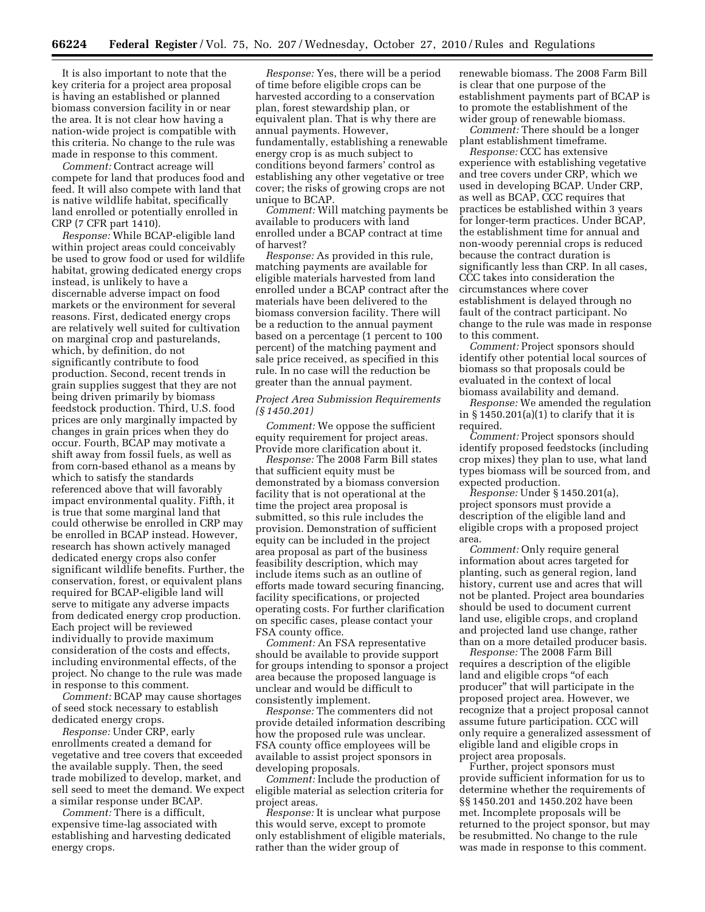It is also important to note that the key criteria for a project area proposal is having an established or planned biomass conversion facility in or near the area. It is not clear how having a nation-wide project is compatible with this criteria. No change to the rule was made in response to this comment.

*Comment:* Contract acreage will compete for land that produces food and feed. It will also compete with land that is native wildlife habitat, specifically land enrolled or potentially enrolled in CRP (7 CFR part 1410).

*Response:* While BCAP-eligible land within project areas could conceivably be used to grow food or used for wildlife habitat, growing dedicated energy crops instead, is unlikely to have a discernable adverse impact on food markets or the environment for several reasons. First, dedicated energy crops are relatively well suited for cultivation on marginal crop and pasturelands, which, by definition, do not significantly contribute to food production. Second, recent trends in grain supplies suggest that they are not being driven primarily by biomass feedstock production. Third, U.S. food prices are only marginally impacted by changes in grain prices when they do occur. Fourth, BCAP may motivate a shift away from fossil fuels, as well as from corn-based ethanol as a means by which to satisfy the standards referenced above that will favorably impact environmental quality. Fifth, it is true that some marginal land that could otherwise be enrolled in CRP may be enrolled in BCAP instead. However, research has shown actively managed dedicated energy crops also confer significant wildlife benefits. Further, the conservation, forest, or equivalent plans required for BCAP-eligible land will serve to mitigate any adverse impacts from dedicated energy crop production. Each project will be reviewed individually to provide maximum consideration of the costs and effects, including environmental effects, of the project. No change to the rule was made in response to this comment.

*Comment:* BCAP may cause shortages of seed stock necessary to establish dedicated energy crops.

*Response:* Under CRP, early enrollments created a demand for vegetative and tree covers that exceeded the available supply. Then, the seed trade mobilized to develop, market, and sell seed to meet the demand. We expect a similar response under BCAP.

*Comment:* There is a difficult, expensive time-lag associated with establishing and harvesting dedicated energy crops.

*Response:* Yes, there will be a period of time before eligible crops can be harvested according to a conservation plan, forest stewardship plan, or equivalent plan. That is why there are annual payments. However, fundamentally, establishing a renewable energy crop is as much subject to conditions beyond farmers' control as establishing any other vegetative or tree cover; the risks of growing crops are not unique to BCAP.

*Comment:* Will matching payments be available to producers with land enrolled under a BCAP contract at time of harvest?

*Response:* As provided in this rule, matching payments are available for eligible materials harvested from land enrolled under a BCAP contract after the materials have been delivered to the biomass conversion facility. There will be a reduction to the annual payment based on a percentage (1 percent to 100 percent) of the matching payment and sale price received, as specified in this rule. In no case will the reduction be greater than the annual payment.

### *Project Area Submission Requirements (§ 1450.201)*

*Comment:* We oppose the sufficient equity requirement for project areas. Provide more clarification about it.

*Response:* The 2008 Farm Bill states that sufficient equity must be demonstrated by a biomass conversion facility that is not operational at the time the project area proposal is submitted, so this rule includes the provision. Demonstration of sufficient equity can be included in the project area proposal as part of the business feasibility description, which may include items such as an outline of efforts made toward securing financing, facility specifications, or projected operating costs. For further clarification on specific cases, please contact your FSA county office.

*Comment:* An FSA representative should be available to provide support for groups intending to sponsor a project area because the proposed language is unclear and would be difficult to consistently implement.

*Response:* The commenters did not provide detailed information describing how the proposed rule was unclear. FSA county office employees will be available to assist project sponsors in developing proposals.

*Comment:* Include the production of eligible material as selection criteria for project areas.

*Response:* It is unclear what purpose this would serve, except to promote only establishment of eligible materials, rather than the wider group of renewable biomass. The 2008 Farm Bill is clear that one purpose of the establishment payments part of BCAP is to promote the establishment of the wider group of renewable biomass.

*Comment:* There should be a longer plant establishment timeframe.

*Response:* CCC has extensive experience with establishing vegetative and tree covers under CRP, which we used in developing BCAP. Under CRP, as well as BCAP, CCC requires that practices be established within 3 years for longer-term practices. Under BCAP, the establishment time for annual and non-woody perennial crops is reduced because the contract duration is significantly less than CRP. In all cases, CCC takes into consideration the circumstances where cover establishment is delayed through no fault of the contract participant. No change to the rule was made in response to this comment.

*Comment:* Project sponsors should identify other potential local sources of biomass so that proposals could be evaluated in the context of local biomass availability and demand.

*Response:* We amended the regulation in § 1450.201(a)(1) to clarify that it is required.

*Comment:* Project sponsors should identify proposed feedstocks (including crop mixes) they plan to use, what land types biomass will be sourced from, and expected production.

*Response:* Under § 1450.201(a), project sponsors must provide a description of the eligible land and eligible crops with a proposed project area.

*Comment:* Only require general information about acres targeted for planting, such as general region, land history, current use and acres that will not be planted. Project area boundaries should be used to document current land use, eligible crops, and cropland and projected land use change, rather than on a more detailed producer basis.

*Response:* The 2008 Farm Bill requires a description of the eligible land and eligible crops "of each producer" that will participate in the proposed project area. However, we recognize that a project proposal cannot assume future participation. CCC will only require a generalized assessment of eligible land and eligible crops in project area proposals.

Further, project sponsors must provide sufficient information for us to determine whether the requirements of §§ 1450.201 and 1450.202 have been met. Incomplete proposals will be returned to the project sponsor, but may be resubmitted. No change to the rule was made in response to this comment.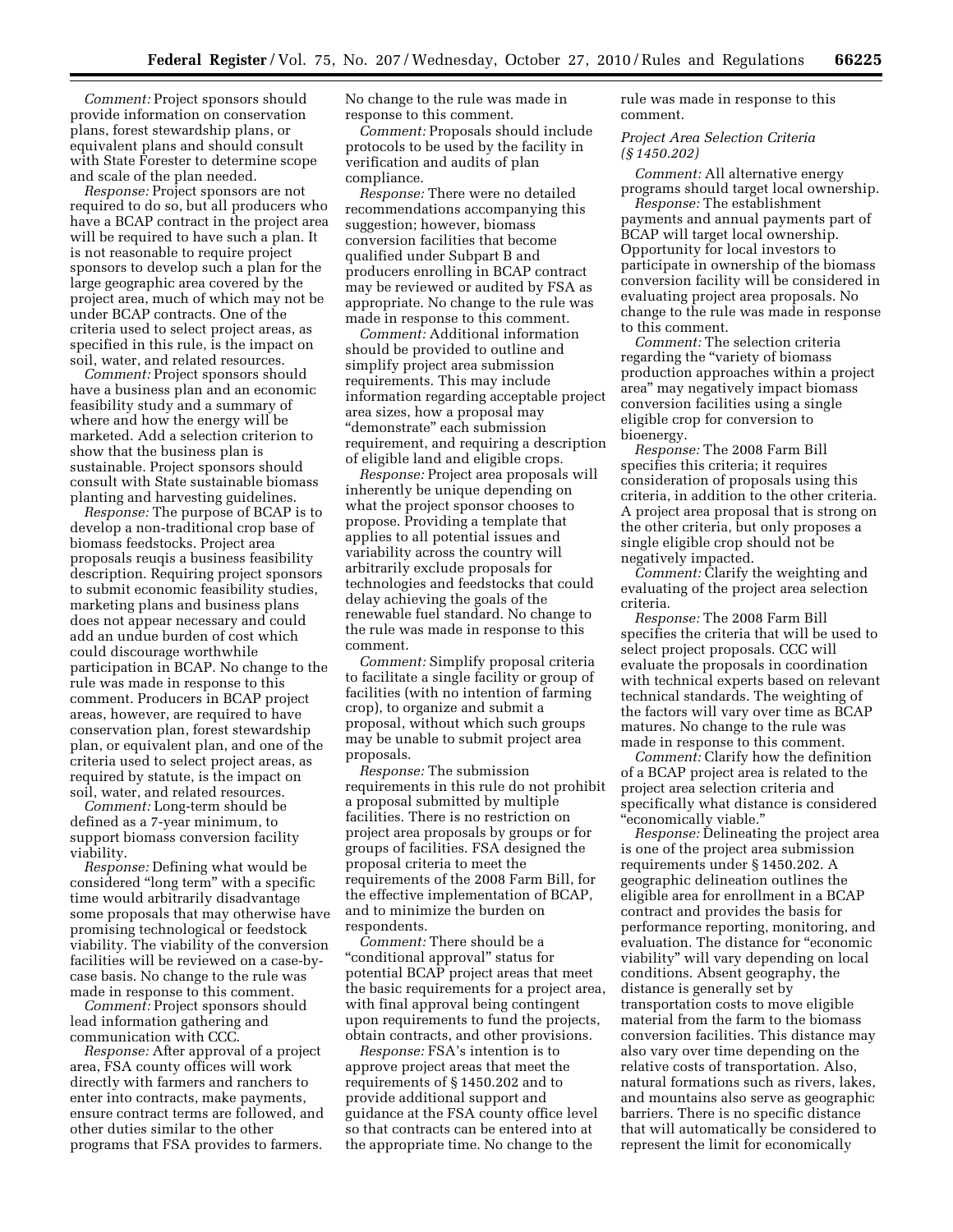*Comment:* Project sponsors should provide information on conservation plans, forest stewardship plans, or equivalent plans and should consult with State Forester to determine scope and scale of the plan needed.

*Response:* Project sponsors are not required to do so, but all producers who have a BCAP contract in the project area will be required to have such a plan. It is not reasonable to require project sponsors to develop such a plan for the large geographic area covered by the project area, much of which may not be under BCAP contracts. One of the criteria used to select project areas, as specified in this rule, is the impact on soil, water, and related resources.

*Comment:* Project sponsors should have a business plan and an economic feasibility study and a summary of where and how the energy will be marketed. Add a selection criterion to show that the business plan is sustainable. Project sponsors should consult with State sustainable biomass planting and harvesting guidelines.

*Response:* The purpose of BCAP is to develop a non-traditional crop base of biomass feedstocks. Project area proposals reuqis a business feasibility description. Requiring project sponsors to submit economic feasibility studies, marketing plans and business plans does not appear necessary and could add an undue burden of cost which could discourage worthwhile participation in BCAP. No change to the rule was made in response to this comment. Producers in BCAP project areas, however, are required to have conservation plan, forest stewardship plan, or equivalent plan, and one of the criteria used to select project areas, as required by statute, is the impact on soil, water, and related resources.

*Comment:* Long-term should be defined as a 7-year minimum, to support biomass conversion facility viability.

*Response:* Defining what would be considered "long term" with a specific time would arbitrarily disadvantage some proposals that may otherwise have promising technological or feedstock viability. The viability of the conversion facilities will be reviewed on a case-by-case basis. No change to the rule was made in response to this comment.

*Comment:* Project sponsors should lead information gathering and communication with CCC.

*Response:* After approval of a project area, FSA county offices will work directly with farmers and ranchers to enter into contracts, make payments, ensure contract terms are followed, and other duties similar to the other programs that FSA provides to farmers. No change to the rule was made in response to this comment.

*Comment:* Proposals should include protocols to be used by the facility in verification and audits of plan compliance.

*Response:* There were no detailed recommendations accompanying this suggestion; however, biomass conversion facilities that become qualified under Subpart B and producers enrolling in BCAP contract may be reviewed or audited by FSA as appropriate. No change to the rule was made in response to this comment.

*Comment:* Additional information should be provided to outline and simplify project area submission requirements. This may include information regarding acceptable project area sizes, how a proposal may "demonstrate" each submission requirement, and requiring a description of eligible land and eligible crops.

*Response:* Project area proposals will inherently be unique depending on what the project sponsor chooses to propose. Providing a template that applies to all potential issues and variability across the country will arbitrarily exclude proposals for technologies and feedstocks that could delay achieving the goals of the renewable fuel standard. No change to the rule was made in response to this comment.

*Comment:* Simplify proposal criteria to facilitate a single facility or group of facilities (with no intention of farming crop), to organize and submit a proposal, without which such groups may be unable to submit project area proposals.

*Response:* The submission requirements in this rule do not prohibit a proposal submitted by multiple facilities. There is no restriction on project area proposals by groups or for groups of facilities. FSA designed the proposal criteria to meet the requirements of the 2008 Farm Bill, for the effective implementation of BCAP, and to minimize the burden on respondents.

*Comment:* There should be a "conditional approval" status for potential BCAP project areas that meet the basic requirements for a project area, with final approval being contingent upon requirements to fund the projects, obtain contracts, and other provisions.

*Response:* FSA's intention is to approve project areas that meet the requirements of § 1450.202 and to provide additional support and guidance at the FSA county office level so that contracts can be entered into at the appropriate time. No change to the rule was made in response to this comment.

*Project Area Selection Criteria (§ 1450.202)*

*Comment:* All alternative energy programs should target local ownership.

*Response:* The establishment payments and annual payments part of BCAP will target local ownership. Opportunity for local investors to participate in ownership of the biomass conversion facility will be considered in evaluating project area proposals. No change to the rule was made in response to this comment.

*Comment:* The selection criteria regarding the "variety of biomass production approaches within a project area" may negatively impact biomass conversion facilities using a single eligible crop for conversion to bioenergy.

*Response:* The 2008 Farm Bill specifies this criteria; it requires consideration of proposals using this criteria, in addition to the other criteria. A project area proposal that is strong on the other criteria, but only proposes a single eligible crop should not be negatively impacted.

*Comment:* Clarify the weighting and evaluating of the project area selection criteria.

*Response:* The 2008 Farm Bill specifies the criteria that will be used to select project proposals. CCC will evaluate the proposals in coordination with technical experts based on relevant technical standards. The weighting of the factors will vary over time as BCAP matures. No change to the rule was made in response to this comment.

*Comment:* Clarify how the definition of a BCAP project area is related to the project area selection criteria and specifically what distance is considered "economically viable."

*Response:* Delineating the project area is one of the project area submission requirements under § 1450.202. A geographic delineation outlines the eligible area for enrollment in a BCAP contract and provides the basis for performance reporting, monitoring, and evaluation. The distance for "economic viability" will vary depending on local conditions. Absent geography, the distance is generally set by transportation costs to move eligible material from the farm to the biomass conversion facilities. This distance may also vary over time depending on the relative costs of transportation. Also, natural formations such as rivers, lakes, and mountains also serve as geographic barriers. There is no specific distance that will automatically be considered to represent the limit for economically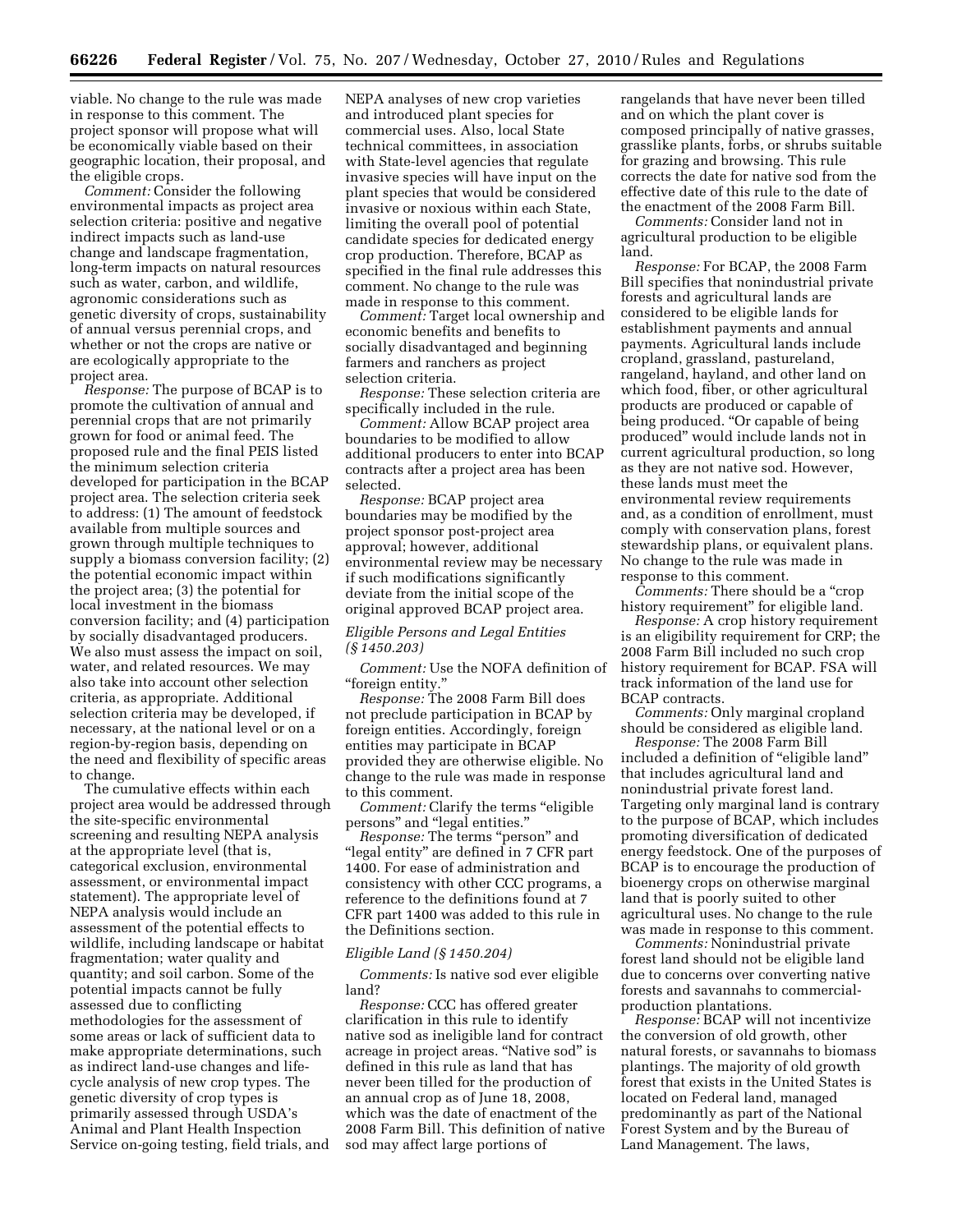viable. No change to the rule was made in response to this comment. The project sponsor will propose what will be economically viable based on their geographic location, their proposal, and the eligible crops.

*Comment:* Consider the following environmental impacts as project area selection criteria: positive and negative indirect impacts such as land-use change and landscape fragmentation, long-term impacts on natural resources such as water, carbon, and wildlife, agronomic considerations such as genetic diversity of crops, sustainability of annual versus perennial crops, and whether or not the crops are native or are ecologically appropriate to the project area.

*Response:* The purpose of BCAP is to promote the cultivation of annual and perennial crops that are not primarily grown for food or animal feed. The proposed rule and the final PEIS listed the minimum selection criteria developed for participation in the BCAP project area. The selection criteria seek to address: (1) The amount of feedstock available from multiple sources and grown through multiple techniques to supply a biomass conversion facility; (2) the potential economic impact within the project area; (3) the potential for local investment in the biomass conversion facility; and (4) participation by socially disadvantaged producers. We also must assess the impact on soil, water, and related resources. We may also take into account other selection criteria, as appropriate. Additional selection criteria may be developed, if necessary, at the national level or on a region-by-region basis, depending on the need and flexibility of specific areas to change.

The cumulative effects within each project area would be addressed through the site-specific environmental screening and resulting NEPA analysis at the appropriate level (that is, categorical exclusion, environmental assessment, or environmental impact statement). The appropriate level of NEPA analysis would include an assessment of the potential effects to wildlife, including landscape or habitat fragmentation; water quality and quantity; and soil carbon. Some of the potential impacts cannot be fully assessed due to conflicting methodologies for the assessment of some areas or lack of sufficient data to make appropriate determinations, such as indirect land-use changes and life-cycle analysis of new crop types. The genetic diversity of crop types is primarily assessed through USDA's Animal and Plant Health Inspection Service on-going testing, field trials, and NEPA analyses of new crop varieties and introduced plant species for commercial uses. Also, local State technical committees, in association with State-level agencies that regulate invasive species will have input on the plant species that would be considered invasive or noxious within each State, limiting the overall pool of potential candidate species for dedicated energy crop production. Therefore, BCAP as specified in the final rule addresses this comment. No change to the rule was made in response to this comment.

*Comment:* Target local ownership and economic benefits and benefits to socially disadvantaged and beginning farmers and ranchers as project selection criteria.

*Response:* These selection criteria are specifically included in the rule.

*Comment:* Allow BCAP project area boundaries to be modified to allow additional producers to enter into BCAP contracts after a project area has been selected.

*Response:* BCAP project area boundaries may be modified by the project sponsor post-project area approval; however, additional environmental review may be necessary if such modifications significantly deviate from the initial scope of the original approved BCAP project area.

*Eligible Persons and Legal Entities (§ 1450.203)*

*Comment:* Use the NOFA definition of "foreign entity."

*Response:* The 2008 Farm Bill does not preclude participation in BCAP by foreign entities. Accordingly, foreign entities may participate in BCAP provided they are otherwise eligible. No change to the rule was made in response to this comment.

*Comment:* Clarify the terms "eligible persons" and "legal entities."

*Response:* The terms "person" and "legal entity" are defined in 7 CFR part 1400. For ease of administration and consistency with other CCC programs, a reference to the definitions found at 7 CFR part 1400 was added to this rule in the Definitions section.

*Eligible Land (§ 1450.204)*

*Comments:* Is native sod ever eligible land?

*Response:* CCC has offered greater clarification in this rule to identify native sod as ineligible land for contract acreage in project areas. "Native sod" is defined in this rule as land that has never been tilled for the production of an annual crop as of June 18, 2008, which was the date of enactment of the 2008 Farm Bill. This definition of native sod may affect large portions of rangelands that have never been tilled and on which the plant cover is composed principally of native grasses, grasslike plants, forbs, or shrubs suitable for grazing and browsing. This rule corrects the date for native sod from the effective date of this rule to the date of the enactment of the 2008 Farm Bill.

*Comments:* Consider land not in agricultural production to be eligible land.

*Response:* For BCAP, the 2008 Farm Bill specifies that nonindustrial private forests and agricultural lands are considered to be eligible lands for establishment payments and annual payments. Agricultural lands include cropland, grassland, pastureland, rangeland, hayland, and other land on which food, fiber, or other agricultural products are produced or capable of being produced. "Or capable of being produced" would include lands not in current agricultural production, so long as they are not native sod. However, these lands must meet the environmental review requirements and, as a condition of enrollment, must comply with conservation plans, forest stewardship plans, or equivalent plans. No change to the rule was made in response to this comment.

*Comments:* There should be a "crop history requirement" for eligible land.

*Response:* A crop history requirement is an eligibility requirement for CRP; the 2008 Farm Bill included no such crop history requirement for BCAP. FSA will track information of the land use for BCAP contracts.

*Comments:* Only marginal cropland should be considered as eligible land.

*Response:* The 2008 Farm Bill included a definition of "eligible land" that includes agricultural land and nonindustrial private forest land. Targeting only marginal land is contrary to the purpose of BCAP, which includes promoting diversification of dedicated energy feedstock. One of the purposes of BCAP is to encourage the production of bioenergy crops on otherwise marginal land that is poorly suited to other agricultural uses. No change to the rule was made in response to this comment.

*Comments:* Nonindustrial private forest land should not be eligible land due to concerns over converting native forests and savannahs to commercial-production plantations.

*Response:* BCAP will not incentivize the conversion of old growth, other natural forests, or savannahs to biomass plantings. The majority of old growth forest that exists in the United States is located on Federal land, managed predominantly as part of the National Forest System and by the Bureau of Land Management. The laws,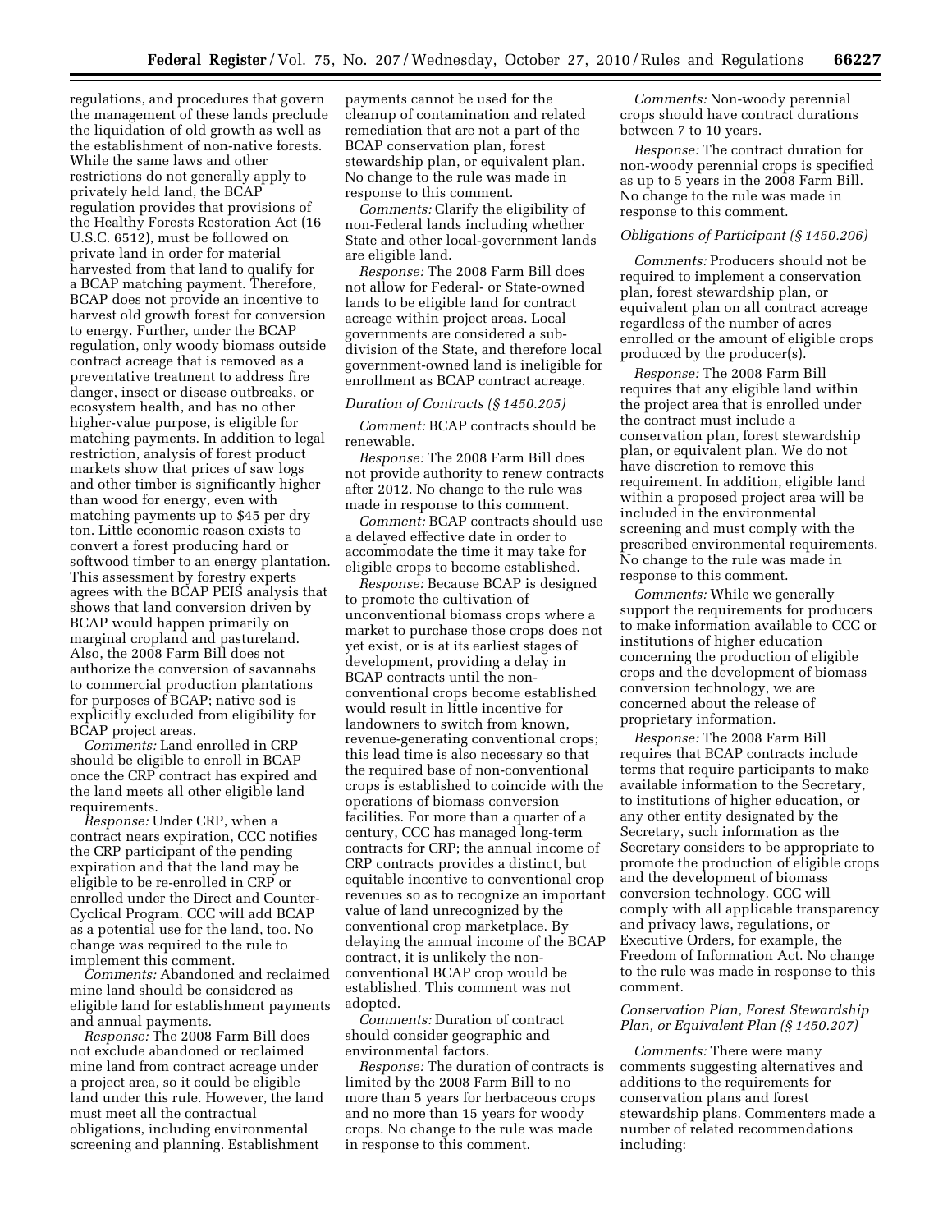regulations, and procedures that govern the management of these lands preclude the liquidation of old growth as well as the establishment of non-native forests. While the same laws and other restrictions do not generally apply to privately held land, the BCAP regulation provides that provisions of the Healthy Forests Restoration Act (16 U.S.C. 6512), must be followed on private land in order for material harvested from that land to qualify for a BCAP matching payment. Therefore, BCAP does not provide an incentive to harvest old growth forest for conversion to energy. Further, under the BCAP regulation, only woody biomass outside contract acreage that is removed as a preventative treatment to address fire danger, insect or disease outbreaks, or ecosystem health, and has no other higher-value purpose, is eligible for matching payments. In addition to legal restriction, analysis of forest product markets show that prices of saw logs and other timber is significantly higher than wood for energy, even with matching payments up to $45 per dry ton. Little economic reason exists to convert a forest producing hard or softwood timber to an energy plantation. This assessment by forestry experts agrees with the BCAP PEIS analysis that shows that land conversion driven by BCAP would happen primarily on marginal cropland and pastureland. Also, the 2008 Farm Bill does not authorize the conversion of savannahs to commercial production plantations for purposes of BCAP; native sod is explicitly excluded from eligibility for BCAP project areas.

*Comments:* Land enrolled in CRP should be eligible to enroll in BCAP once the CRP contract has expired and the land meets all other eligible land requirements.

*Response:* Under CRP, when a contract nears expiration, CCC notifies the CRP participant of the pending expiration and that the land may be eligible to be re-enrolled in CRP or enrolled under the Direct and Counter-Cyclical Program. CCC will add BCAP as a potential use for the land, too. No change was required to the rule to implement this comment.

*Comments:* Abandoned and reclaimed mine land should be considered as eligible land for establishment payments and annual payments.

*Response:* The 2008 Farm Bill does not exclude abandoned or reclaimed mine land from contract acreage under a project area, so it could be eligible land under this rule. However, the land must meet all the contractual obligations, including environmental screening and planning. Establishment payments cannot be used for the cleanup of contamination and related remediation that are not a part of the BCAP conservation plan, forest stewardship plan, or equivalent plan. No change to the rule was made in response to this comment.

*Comments:* Clarify the eligibility of non-Federal lands including whether State and other local-government lands are eligible land.

*Response:* The 2008 Farm Bill does not allow for Federal- or State-owned lands to be eligible land for contract acreage within project areas. Local governments are considered a sub-division of the State, and therefore local government-owned land is ineligible for enrollment as BCAP contract acreage.

*Duration of Contracts (§ 1450.205)*

*Comment:* BCAP contracts should be renewable.

*Response:* The 2008 Farm Bill does not provide authority to renew contracts after 2012. No change to the rule was made in response to this comment.

*Comment:* BCAP contracts should use a delayed effective date in order to accommodate the time it may take for eligible crops to become established.

*Response:* Because BCAP is designed to promote the cultivation of unconventional biomass crops where a market to purchase those crops does not yet exist, or is at its earliest stages of development, providing a delay in BCAP contracts until the non-conventional crops become established would result in little incentive for landowners to switch from known, revenue-generating conventional crops; this lead time is also necessary so that the required base of non-conventional crops is established to coincide with the operations of biomass conversion facilities. For more than a quarter of a century, CCC has managed long-term contracts for CRP; the annual income of CRP contracts provides a distinct, but equitable incentive to conventional crop revenues so as to recognize an important value of land unrecognized by the conventional crop marketplace. By delaying the annual income of the BCAP contract, it is unlikely the non-conventional BCAP crop would be established. This comment was not adopted.

*Comments:* Duration of contract should consider geographic and environmental factors.

*Response:* The duration of contracts is limited by the 2008 Farm Bill to no more than 5 years for herbaceous crops and no more than 15 years for woody crops. No change to the rule was made in response to this comment.

*Comments:* Non-woody perennial crops should have contract durations between 7 to 10 years.

*Response:* The contract duration for non-woody perennial crops is specified as up to 5 years in the 2008 Farm Bill. No change to the rule was made in response to this comment.

*Obligations of Participant (§ 1450.206)*

*Comments:* Producers should not be required to implement a conservation plan, forest stewardship plan, or equivalent plan on all contract acreage regardless of the number of acres enrolled or the amount of eligible crops produced by the producer(s).

*Response:* The 2008 Farm Bill requires that any eligible land within the project area that is enrolled under the contract must include a conservation plan, forest stewardship plan, or equivalent plan. We do not have discretion to remove this requirement. In addition, eligible land within a proposed project area will be included in the environmental screening and must comply with the prescribed environmental requirements. No change to the rule was made in response to this comment.

*Comments:* While we generally support the requirements for producers to make information available to CCC or institutions of higher education concerning the production of eligible crops and the development of biomass conversion technology, we are concerned about the release of proprietary information.

*Response:* The 2008 Farm Bill requires that BCAP contracts include terms that require participants to make available information to the Secretary, to institutions of higher education, or any other entity designated by the Secretary, such information as the Secretary considers to be appropriate to promote the production of eligible crops and the development of biomass conversion technology. CCC will comply with all applicable transparency and privacy laws, regulations, or Executive Orders, for example, the Freedom of Information Act. No change to the rule was made in response to this comment.

*Conservation Plan, Forest Stewardship Plan, or Equivalent Plan (§ 1450.207)*

*Comments:* There were many comments suggesting alternatives and additions to the requirements for conservation plans and forest stewardship plans. Commenters made a number of related recommendations including: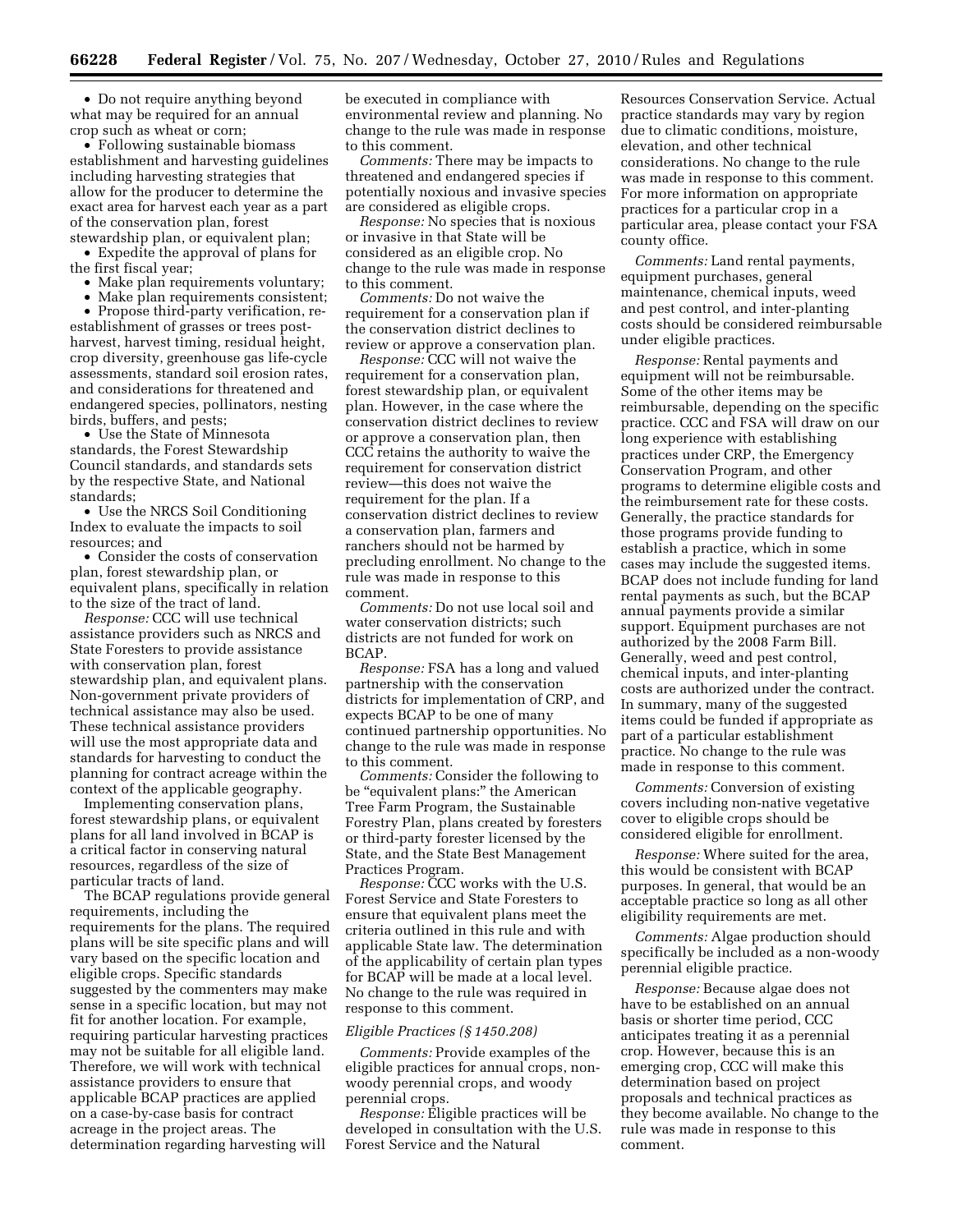- Do not require anything beyond what may be required for an annual crop such as wheat or corn;
- Following sustainable biomass establishment and harvesting guidelines including harvesting strategies that allow for the producer to determine the exact area for harvest each year as a part of the conservation plan, forest stewardship plan, or equivalent plan;
- Expedite the approval of plans for the first fiscal year;
- Make plan requirements voluntary;
- Make plan requirements consistent;
- Propose third-party verification, re-establishment of grasses or trees post-harvest, harvest timing, residual height, crop diversity, greenhouse gas life-cycle assessments, standard soil erosion rates, and considerations for threatened and endangered species, pollinators, nesting birds, buffers, and pests;
- Use the State of Minnesota standards, the Forest Stewardship Council standards, and standards sets by the respective State, and National standards;
- Use the NRCS Soil Conditioning Index to evaluate the impacts to soil resources; and
- Consider the costs of conservation plan, forest stewardship plan, or equivalent plans, specifically in relation to the size of the tract of land.

*Response:* CCC will use technical assistance providers such as NRCS and State Foresters to provide assistance with conservation plan, forest stewardship plan, and equivalent plans. Non-government private providers of technical assistance may also be used. These technical assistance providers will use the most appropriate data and standards for harvesting to conduct the planning for contract acreage within the context of the applicable geography.

Implementing conservation plans, forest stewardship plans, or equivalent plans for all land involved in BCAP is a critical factor in conserving natural resources, regardless of the size of particular tracts of land.

The BCAP regulations provide general requirements, including the requirements for the plans. The required plans will be site specific plans and will vary based on the specific location and eligible crops. Specific standards suggested by the commenters may make sense in a specific location, but may not fit for another location. For example, requiring particular harvesting practices may not be suitable for all eligible land. Therefore, we will work with technical assistance providers to ensure that applicable BCAP practices are applied on a case-by-case basis for contract acreage in the project areas. The determination regarding harvesting will be executed in compliance with environmental review and planning. No change to the rule was made in response to this comment.

*Comments:* There may be impacts to threatened and endangered species if potentially noxious and invasive species are considered as eligible crops.

*Response:* No species that is noxious or invasive in that State will be considered as an eligible crop. No change to the rule was made in response to this comment.

*Comments:* Do not waive the requirement for a conservation plan if the conservation district declines to review or approve a conservation plan.

*Response:* CCC will not waive the requirement for a conservation plan, forest stewardship plan, or equivalent plan. However, in the case where the conservation district declines to review or approve a conservation plan, then CCC retains the authority to waive the requirement for conservation district review—this does not waive the requirement for the plan. If a conservation district declines to review a conservation plan, farmers and ranchers should not be harmed by precluding enrollment. No change to the rule was made in response to this comment.

*Comments:* Do not use local soil and water conservation districts; such districts are not funded for work on BCAP.

*Response:* FSA has a long and valued partnership with the conservation districts for implementation of CRP, and expects BCAP to be one of many continued partnership opportunities. No change to the rule was made in response to this comment.

*Comments:* Consider the following to be "equivalent plans:" the American Tree Farm Program, the Sustainable Forestry Plan, plans created by foresters or third-party forester licensed by the State, and the State Best Management Practices Program.

*Response:* CCC works with the U.S. Forest Service and State Foresters to ensure that equivalent plans meet the criteria outlined in this rule and with applicable State law. The determination of the applicability of certain plan types for BCAP will be made at a local level. No change to the rule was required in response to this comment.

### *Eligible Practices (§ 1450.208)*

*Comments:* Provide examples of the eligible practices for annual crops, non-woody perennial crops, and woody perennial crops.

*Response:* Eligible practices will be developed in consultation with the U.S. Forest Service and the Natural Resources Conservation Service. Actual practice standards may vary by region due to climatic conditions, moisture, elevation, and other technical considerations. No change to the rule was made in response to this comment. For more information on appropriate practices for a particular crop in a particular area, please contact your FSA county office.

*Comments:* Land rental payments, equipment purchases, general maintenance, chemical inputs, weed and pest control, and inter-planting costs should be considered reimbursable under eligible practices.

*Response:* Rental payments and equipment will not be reimbursable. Some of the other items may be reimbursable, depending on the specific practice. CCC and FSA will draw on our long experience with establishing practices under CRP, the Emergency Conservation Program, and other programs to determine eligible costs and the reimbursement rate for these costs. Generally, the practice standards for those programs provide funding to establish a practice, which in some cases may include the suggested items. BCAP does not include funding for land rental payments as such, but the BCAP annual payments provide a similar support. Equipment purchases are not authorized by the 2008 Farm Bill. Generally, weed and pest control, chemical inputs, and inter-planting costs are authorized under the contract. In summary, many of the suggested items could be funded if appropriate as part of a particular establishment practice. No change to the rule was made in response to this comment.

*Comments:* Conversion of existing covers including non-native vegetative cover to eligible crops should be considered eligible for enrollment.

*Response:* Where suited for the area, this would be consistent with BCAP purposes. In general, that would be an acceptable practice so long as all other eligibility requirements are met.

*Comments:* Algae production should specifically be included as a non-woody perennial eligible practice.

*Response:* Because algae does not have to be established on an annual basis or shorter time period, CCC anticipates treating it as a perennial crop. However, because this is an emerging crop, CCC will make this determination based on project proposals and technical practices as they become available. No change to the rule was made in response to this comment.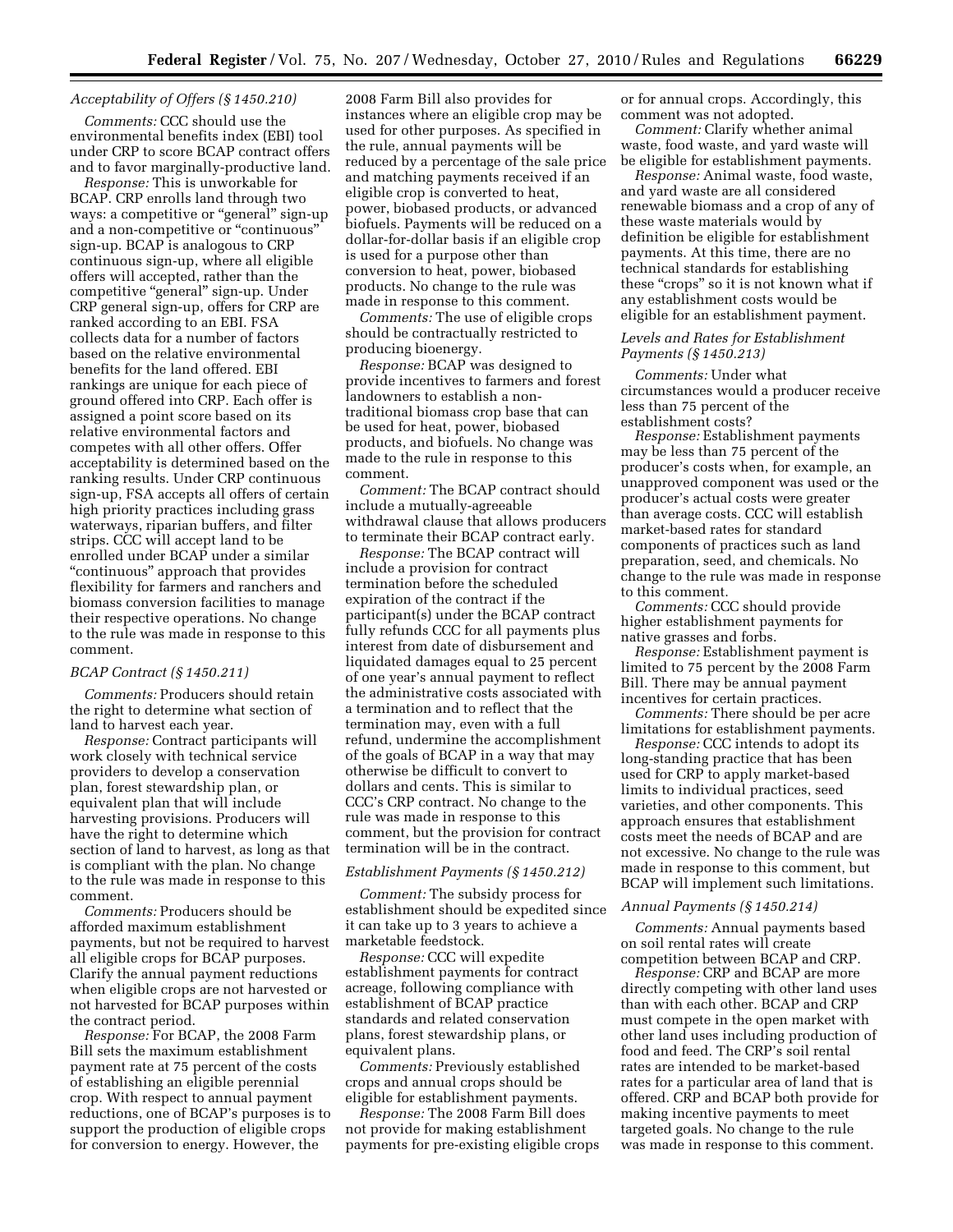### *Acceptability of Offers (§ 1450.210)*

*Comments:* CCC should use the environmental benefits index (EBI) tool under CRP to score BCAP contract offers and to favor marginally-productive land.

*Response:* This is unworkable for BCAP. CRP enrolls land through two ways: a competitive or "general" sign-up and a non-competitive or "continuous" sign-up. BCAP is analogous to CRP continuous sign-up, where all eligible offers will accepted, rather than the competitive "general" sign-up. Under CRP general sign-up, offers for CRP are ranked according to an EBI. FSA collects data for a number of factors based on the relative environmental benefits for the land offered. EBI rankings are unique for each piece of ground offered into CRP. Each offer is assigned a point score based on its relative environmental factors and competes with all other offers. Offer acceptability is determined based on the ranking results. Under CRP continuous sign-up, FSA accepts all offers of certain high priority practices including grass waterways, riparian buffers, and filter strips. CCC will accept land to be enrolled under BCAP under a similar "continuous" approach that provides flexibility for farmers and ranchers and biomass conversion facilities to manage their respective operations. No change to the rule was made in response to this comment.

### *BCAP Contract (§ 1450.211)*

*Comments:* Producers should retain the right to determine what section of land to harvest each year.

*Response:* Contract participants will work closely with technical service providers to develop a conservation plan, forest stewardship plan, or equivalent plan that will include harvesting provisions. Producers will have the right to determine which section of land to harvest, as long as that is compliant with the plan. No change to the rule was made in response to this comment.

*Comments:* Producers should be afforded maximum establishment payments, but not be required to harvest all eligible crops for BCAP purposes. Clarify the annual payment reductions when eligible crops are not harvested or not harvested for BCAP purposes within the contract period.

*Response:* For BCAP, the 2008 Farm Bill sets the maximum establishment payment rate at 75 percent of the costs of establishing an eligible perennial crop. With respect to annual payment reductions, one of BCAP's purposes is to support the production of eligible crops for conversion to energy. However, the 2008 Farm Bill also provides for instances where an eligible crop may be used for other purposes. As specified in the rule, annual payments will be reduced by a percentage of the sale price and matching payments received if an eligible crop is converted to heat, power, biobased products, or advanced biofuels. Payments will be reduced on a dollar-for-dollar basis if an eligible crop is used for a purpose other than conversion to heat, power, biobased products. No change to the rule was made in response to this comment.

*Comments:* The use of eligible crops should be contractually restricted to producing bioenergy.

*Response:* BCAP was designed to provide incentives to farmers and forest landowners to establish a non-traditional biomass crop base that can be used for heat, power, biobased products, and biofuels. No change was made to the rule in response to this comment.

*Comment:* The BCAP contract should include a mutually-agreeable withdrawal clause that allows producers to terminate their BCAP contract early.

*Response:* The BCAP contract will include a provision for contract termination before the scheduled expiration of the contract if the participant(s) under the BCAP contract fully refunds CCC for all payments plus interest from date of disbursement and liquidated damages equal to 25 percent of one year's annual payment to reflect the administrative costs associated with a termination and to reflect that the termination may, even with a full refund, undermine the accomplishment of the goals of BCAP in a way that may otherwise be difficult to convert to dollars and cents. This is similar to CCC's CRP contract. No change to the rule was made in response to this comment, but the provision for contract termination will be in the contract.

### *Establishment Payments (§ 1450.212)*

*Comment:* The subsidy process for establishment should be expedited since it can take up to 3 years to achieve a marketable feedstock.

*Response:* CCC will expedite establishment payments for contract acreage, following compliance with establishment of BCAP practice standards and related conservation plans, forest stewardship plans, or equivalent plans.

*Comments:* Previously established crops and annual crops should be eligible for establishment payments.

*Response:* The 2008 Farm Bill does not provide for making establishment payments for pre-existing eligible crops or for annual crops. Accordingly, this comment was not adopted.

*Comment:* Clarify whether animal waste, food waste, and yard waste will be eligible for establishment payments.

*Response:* Animal waste, food waste, and yard waste are all considered renewable biomass and a crop of any of these waste materials would by definition be eligible for establishment payments. At this time, there are no technical standards for establishing these "crops" so it is not known what if any establishment costs would be eligible for an establishment payment.

### *Levels and Rates for Establishment Payments (§ 1450.213)*

*Comments:* Under what circumstances would a producer receive less than 75 percent of the establishment costs?

*Response:* Establishment payments may be less than 75 percent of the producer's costs when, for example, an unapproved component was used or the producer's actual costs were greater than average costs. CCC will establish market-based rates for standard components of practices such as land preparation, seed, and chemicals. No change to the rule was made in response to this comment.

*Comments:* CCC should provide higher establishment payments for native grasses and forbs.

*Response:* Establishment payment is limited to 75 percent by the 2008 Farm Bill. There may be annual payment incentives for certain practices.

*Comments:* There should be per acre limitations for establishment payments.

*Response:* CCC intends to adopt its long-standing practice that has been used for CRP to apply market-based limits to individual practices, seed varieties, and other components. This approach ensures that establishment costs meet the needs of BCAP and are not excessive. No change to the rule was made in response to this comment, but BCAP will implement such limitations.

### *Annual Payments (§ 1450.214)*

*Comments:* Annual payments based on soil rental rates will create competition between BCAP and CRP.

*Response:* CRP and BCAP are more directly competing with other land uses than with each other. BCAP and CRP must compete in the open market with other land uses including production of food and feed. The CRP's soil rental rates are intended to be market-based rates for a particular area of land that is offered. CRP and BCAP both provide for making incentive payments to meet targeted goals. No change to the rule was made in response to this comment.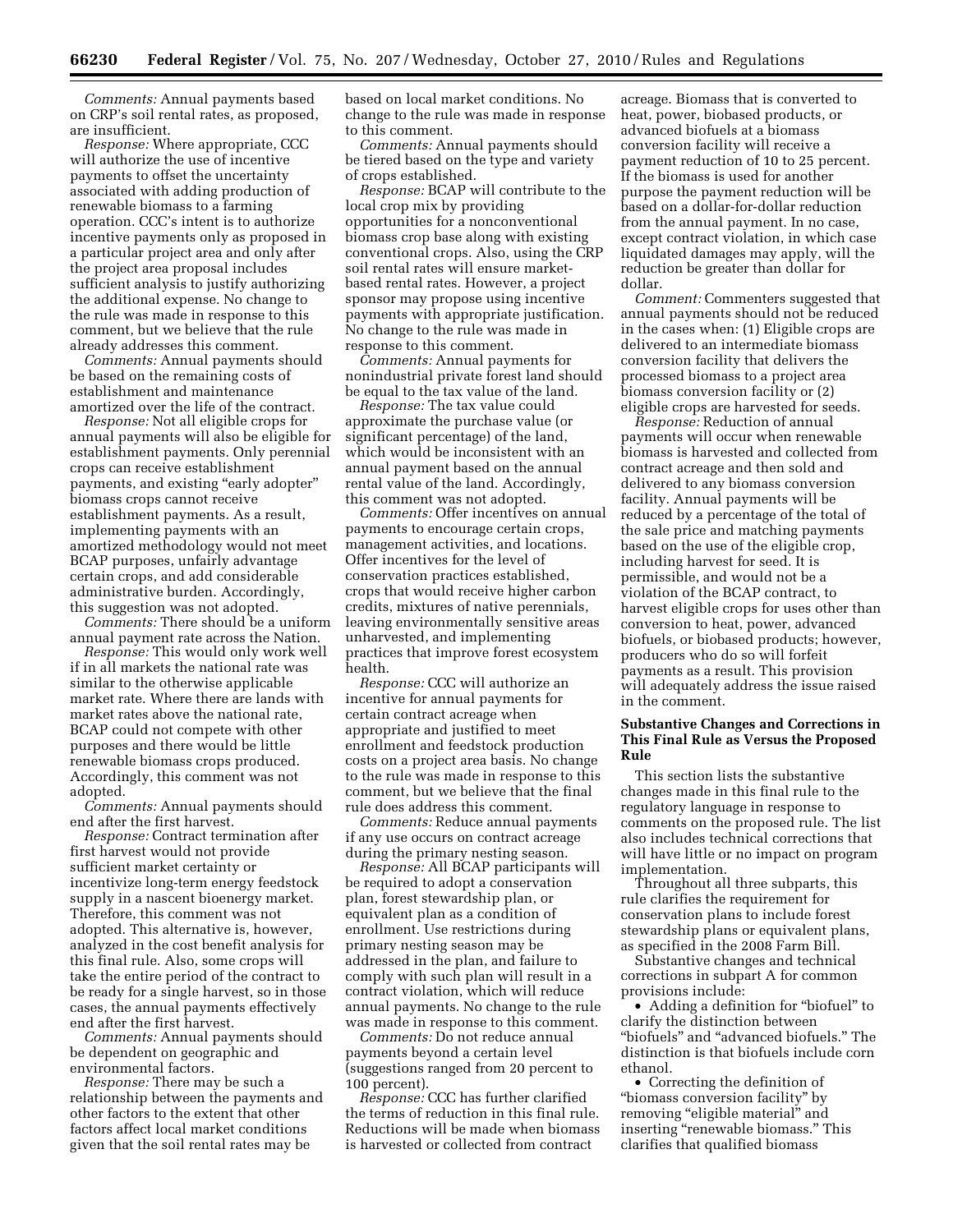*Comments:* Annual payments based on CRP's soil rental rates, as proposed, are insufficient.

*Response:* Where appropriate, CCC will authorize the use of incentive payments to offset the uncertainty associated with adding production of renewable biomass to a farming operation. CCC's intent is to authorize incentive payments only as proposed in a particular project area and only after the project area proposal includes sufficient analysis to justify authorizing the additional expense. No change to the rule was made in response to this comment, but we believe that the rule already addresses this comment.

*Comments:* Annual payments should be based on the remaining costs of establishment and maintenance amortized over the life of the contract.

*Response:* Not all eligible crops for annual payments will also be eligible for establishment payments. Only perennial crops can receive establishment payments, and existing "early adopter" biomass crops cannot receive establishment payments. As a result, implementing payments with an amortized methodology would not meet BCAP purposes, unfairly advantage certain crops, and add considerable administrative burden. Accordingly, this suggestion was not adopted.

*Comments:* There should be a uniform annual payment rate across the Nation.

*Response:* This would only work well if in all markets the national rate was similar to the otherwise applicable market rate. Where there are lands with market rates above the national rate, BCAP could not compete with other purposes and there would be little renewable biomass crops produced. Accordingly, this comment was not adopted.

*Comments:* Annual payments should end after the first harvest.

*Response:* Contract termination after first harvest would not provide sufficient market certainty or incentivize long-term energy feedstock supply in a nascent bioenergy market. Therefore, this comment was not adopted. This alternative is, however, analyzed in the cost benefit analysis for this final rule. Also, some crops will take the entire period of the contract to be ready for a single harvest, so in those cases, the annual payments effectively end after the first harvest.

*Comments:* Annual payments should be dependent on geographic and environmental factors.

*Response:* There may be such a relationship between the payments and other factors to the extent that other factors affect local market conditions given that the soil rental rates may be based on local market conditions. No change to the rule was made in response to this comment.

*Comments:* Annual payments should be tiered based on the type and variety of crops established.

*Response:* BCAP will contribute to the local crop mix by providing opportunities for a nonconventional biomass crop base along with existing conventional crops. Also, using the CRP soil rental rates will ensure market-based rental rates. However, a project sponsor may propose using incentive payments with appropriate justification. No change to the rule was made in response to this comment.

*Comments:* Annual payments for nonindustrial private forest land should be equal to the tax value of the land.

*Response:* The tax value could approximate the purchase value (or significant percentage) of the land, which would be inconsistent with an annual payment based on the annual rental value of the land. Accordingly, this comment was not adopted.

*Comments:* Offer incentives on annual payments to encourage certain crops, management activities, and locations. Offer incentives for the level of conservation practices established, crops that would receive higher carbon credits, mixtures of native perennials, leaving environmentally sensitive areas unharvested, and implementing practices that improve forest ecosystem health.

*Response:* CCC will authorize an incentive for annual payments for certain contract acreage when appropriate and justified to meet enrollment and feedstock production costs on a project area basis. No change to the rule was made in response to this comment, but we believe that the final rule does address this comment.

*Comments:* Reduce annual payments if any use occurs on contract acreage during the primary nesting season.

*Response:* All BCAP participants will be required to adopt a conservation plan, forest stewardship plan, or equivalent plan as a condition of enrollment. Use restrictions during primary nesting season may be addressed in the plan, and failure to comply with such plan will result in a contract violation, which will reduce annual payments. No change to the rule was made in response to this comment.

*Comments:* Do not reduce annual payments beyond a certain level (suggestions ranged from 20 percent to 100 percent).

*Response:* CCC has further clarified the terms of reduction in this final rule. Reductions will be made when biomass is harvested or collected from contract acreage. Biomass that is converted to heat, power, biobased products, or advanced biofuels at a biomass conversion facility will receive a payment reduction of 10 to 25 percent. If the biomass is used for another purpose the payment reduction will be based on a dollar-for-dollar reduction from the annual payment. In no case, except contract violation, in which case liquidated damages may apply, will the reduction be greater than dollar for dollar.

*Comment:* Commenters suggested that annual payments should not be reduced in the cases when: (1) Eligible crops are delivered to an intermediate biomass conversion facility that delivers the processed biomass to a project area biomass conversion facility or (2) eligible crops are harvested for seeds.

*Response:* Reduction of annual payments will occur when renewable biomass is harvested and collected from contract acreage and then sold and delivered to any biomass conversion facility. Annual payments will be reduced by a percentage of the total of the sale price and matching payments based on the use of the eligible crop, including harvest for seed. It is permissible, and would not be a violation of the BCAP contract, to harvest eligible crops for uses other than conversion to heat, power, advanced biofuels, or biobased products; however, producers who do so will forfeit payments as a result. This provision will adequately address the issue raised in the comment.

## Substantive Changes and Corrections in This Final Rule as Versus the Proposed Rule

This section lists the substantive changes made in this final rule to the regulatory language in response to comments on the proposed rule. The list also includes technical corrections that will have little or no impact on program implementation.

Throughout all three subparts, this rule clarifies the requirement for conservation plans to include forest stewardship plans or equivalent plans, as specified in the 2008 Farm Bill.

Substantive changes and technical corrections in subpart A for common provisions include:

- Adding a definition for "biofuel" to clarify the distinction between "biofuels" and "advanced biofuels." The distinction is that biofuels include corn ethanol.
- Correcting the definition of "biomass conversion facility" by removing "eligible material" and inserting "renewable biomass." This clarifies that qualified biomass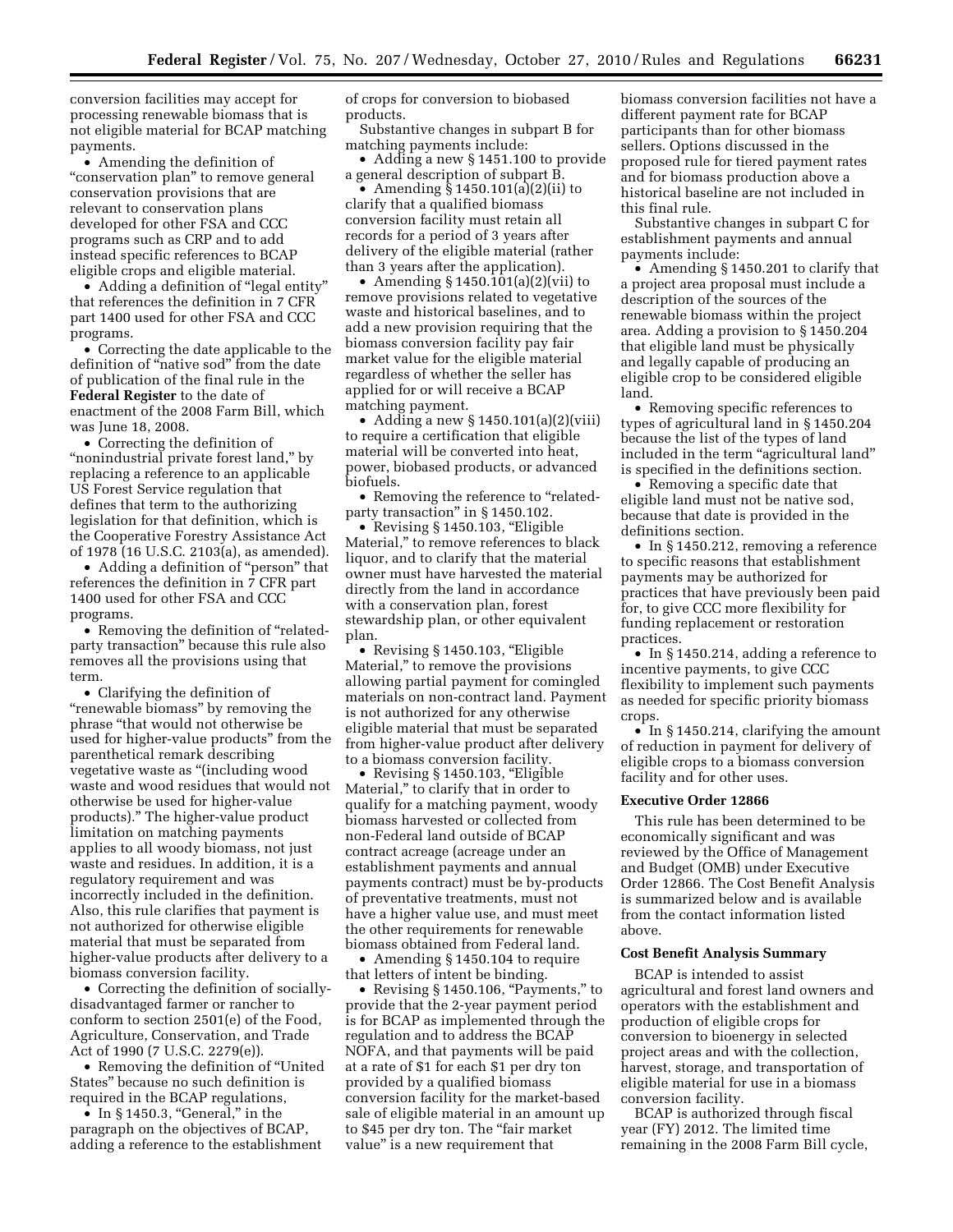conversion facilities may accept for processing renewable biomass that is not eligible material for BCAP matching payments.

- Amending the definition of "conservation plan" to remove general conservation provisions that are relevant to conservation plans developed for other FSA and CCC programs such as CRP and to add instead specific references to BCAP eligible crops and eligible material.
- Adding a definition of "legal entity" that references the definition in 7 CFR part 1400 used for other FSA and CCC programs.
- Correcting the date applicable to the definition of "native sod" from the date of publication of the final rule in the **Federal Register** to the date of enactment of the 2008 Farm Bill, which was June 18, 2008.
- Correcting the definition of "nonindustrial private forest land," by replacing a reference to an applicable US Forest Service regulation that defines that term to the authorizing legislation for that definition, which is the Cooperative Forestry Assistance Act of 1978 (16 U.S.C. 2103(a), as amended).
- Adding a definition of "person" that references the definition in 7 CFR part 1400 used for other FSA and CCC programs.
- Removing the definition of "related-party transaction" because this rule also removes all the provisions using that term.
- Clarifying the definition of "renewable biomass" by removing the phrase "that would not otherwise be used for higher-value products" from the parenthetical remark describing vegetative waste as "(including wood waste and wood residues that would not otherwise be used for higher-value products)." The higher-value product limitation on matching payments applies to all woody biomass, not just waste and residues. In addition, it is a regulatory requirement and was incorrectly included in the definition. Also, this rule clarifies that payment is not authorized for otherwise eligible material that must be separated from higher-value products after delivery to a biomass conversion facility.
- Correcting the definition of socially-disadvantaged farmer or rancher to conform to section 2501(e) of the Food, Agriculture, Conservation, and Trade Act of 1990 (7 U.S.C. 2279(e)).
- Removing the definition of "United States" because no such definition is required in the BCAP regulations,
- In § 1450.3, "General," in the paragraph on the objectives of BCAP, adding a reference to the establishment of crops for conversion to biobased products.

Substantive changes in subpart B for matching payments include:

- Adding a new § 1451.100 to provide a general description of subpart B.
- Amending § 1450.101(a)(2)(ii) to clarify that a qualified biomass conversion facility must retain all records for a period of 3 years after delivery of the eligible material (rather than 3 years after the application).
- Amending § 1450.101(a)(2)(vii) to remove provisions related to vegetative waste and historical baselines, and to add a new provision requiring that the biomass conversion facility pay fair market value for the eligible material regardless of whether the seller has applied for or will receive a BCAP matching payment.
- Adding a new § 1450.101(a)(2)(viii) to require a certification that eligible material will be converted into heat, power, biobased products, or advanced biofuels.
- Removing the reference to "related-party transaction" in § 1450.102.
- Revising § 1450.103, "Eligible Material," to remove references to black liquor, and to clarify that the material owner must have harvested the material directly from the land in accordance with a conservation plan, forest stewardship plan, or other equivalent plan.
- Revising § 1450.103, "Eligible Material," to remove the provisions allowing partial payment for comingled materials on non-contract land. Payment is not authorized for any otherwise eligible material that must be separated from higher-value product after delivery to a biomass conversion facility.
- Revising § 1450.103, "Eligible Material," to clarify that in order to qualify for a matching payment, woody biomass harvested or collected from non-Federal land outside of BCAP contract acreage (acreage under an establishment payments and annual payments contract) must be by-products of preventative treatments, must not have a higher value use, and must meet the other requirements for renewable biomass obtained from Federal land.
- Amending § 1450.104 to require that letters of intent be binding.
- Revising § 1450.106, "Payments," to provide that the 2-year payment period is for BCAP as implemented through the regulation and to address the BCAP NOFA, and that payments will be paid at a rate of $1 for each $1 per dry ton provided by a qualified biomass conversion facility for the market-based sale of eligible material in an amount up to $45 per dry ton. The "fair market value" is a new requirement that biomass conversion facilities not have a different payment rate for BCAP participants than for other biomass sellers. Options discussed in the proposed rule for tiered payment rates and for biomass production above a historical baseline are not included in this final rule.

Substantive changes in subpart C for establishment payments and annual payments include:

- Amending § 1450.201 to clarify that a project area proposal must include a description of the sources of the renewable biomass within the project area. Adding a provision to § 1450.204 that eligible land must be physically and legally capable of producing an eligible crop to be considered eligible land.
- Removing specific references to types of agricultural land in § 1450.204 because the list of the types of land included in the term "agricultural land" is specified in the definitions section.
- Removing a specific date that eligible land must not be native sod, because that date is provided in the definitions section.
- In § 1450.212, removing a reference to specific reasons that establishment payments may be authorized for practices that have previously been paid for, to give CCC more flexibility for funding replacement or restoration practices.
- In § 1450.214, adding a reference to incentive payments, to give CCC flexibility to implement such payments as needed for specific priority biomass crops.
- In § 1450.214, clarifying the amount of reduction in payment for delivery of eligible crops to a biomass conversion facility and for other uses.

### Executive Order 12866

This rule has been determined to be economically significant and was reviewed by the Office of Management and Budget (OMB) under Executive Order 12866. The Cost Benefit Analysis is summarized below and is available from the contact information listed above.

### Cost Benefit Analysis Summary

BCAP is intended to assist agricultural and forest land owners and operators with the establishment and production of eligible crops for conversion to bioenergy in selected project areas and with the collection, harvest, storage, and transportation of eligible material for use in a biomass conversion facility.

BCAP is authorized through fiscal year (FY) 2012. The limited time remaining in the 2008 Farm Bill cycle,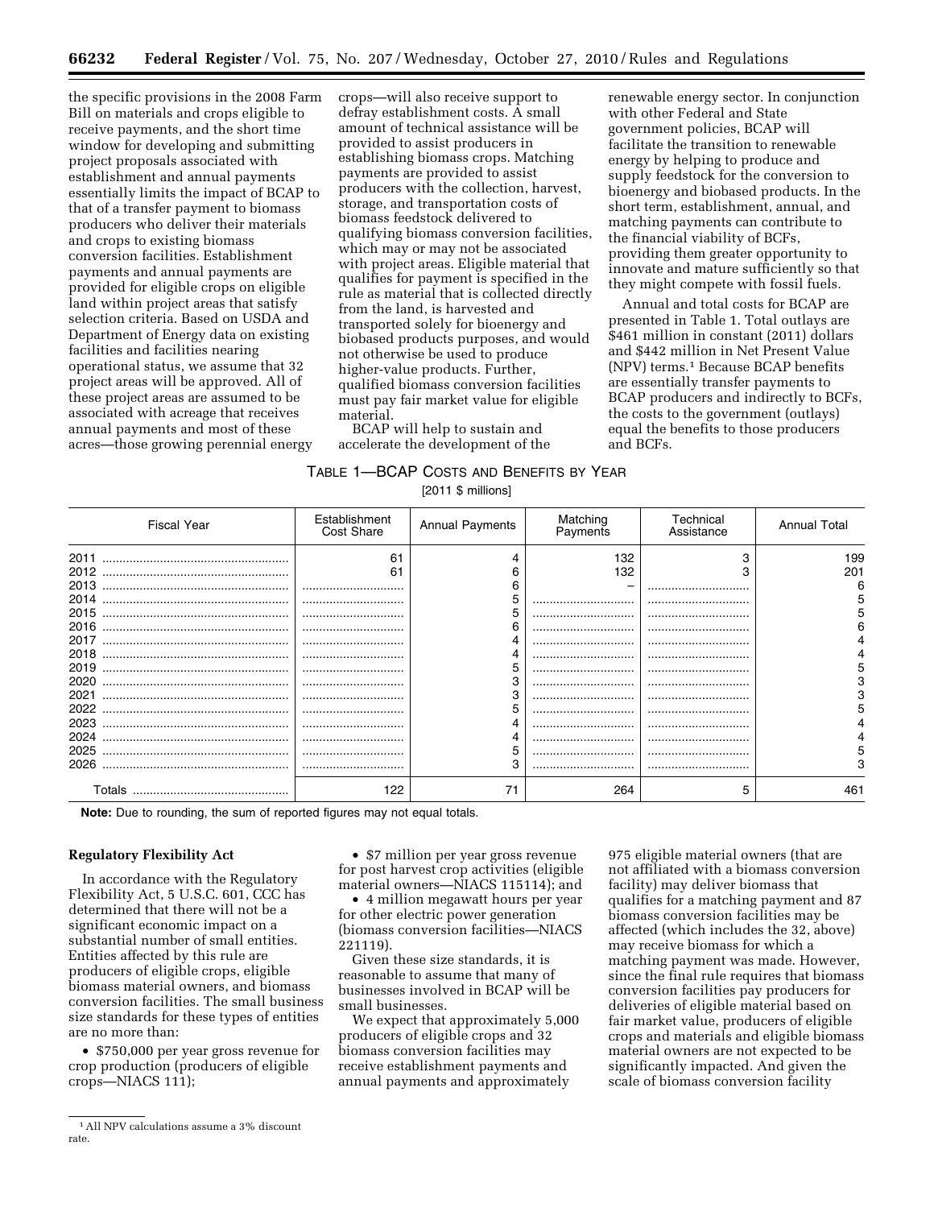the specific provisions in the 2008 Farm Bill on materials and crops eligible to receive payments, and the short time window for developing and submitting project proposals associated with establishment and annual payments essentially limits the impact of BCAP to that of a transfer payment to biomass producers who deliver their materials and crops to existing biomass conversion facilities. Establishment payments and annual payments are provided for eligible crops on eligible land within project areas that satisfy selection criteria. Based on USDA and Department of Energy data on existing facilities and facilities nearing operational status, we assume that 32 project areas will be approved. All of these project areas are assumed to be associated with acreage that receives annual payments and most of these acres—those growing perennial energy crops—will also receive support to defray establishment costs. A small amount of technical assistance will be provided to assist producers in establishing biomass crops. Matching payments are provided to assist producers with the collection, harvest, storage, and transportation costs of biomass feedstock delivered to qualifying biomass conversion facilities, which may or may not be associated with project areas. Eligible material that qualifies for payment is specified in the rule as material that is collected directly from the land, is harvested and transported solely for bioenergy and biobased products purposes, and would not otherwise be used to produce higher-value products. Further, qualified biomass conversion facilities must pay fair market value for eligible material.

BCAP will help to sustain and accelerate the development of the renewable energy sector. In conjunction with other Federal and State government policies, BCAP will facilitate the transition to renewable energy by helping to produce and supply feedstock for the conversion to bioenergy and biobased products. In the short term, establishment, annual, and matching payments can contribute to the financial viability of BCFs, providing them greater opportunity to innovate and mature sufficiently so that they might compete with fossil fuels.

Annual and total costs for BCAP are presented in Table 1. Total outlays are $461 million in constant (2011) dollars and $442 million in Net Present Value (NPV) terms.[1] Because BCAP benefits are essentially transfer payments to BCAP producers and indirectly to BCFs, the costs to the government (outlays) equal the benefits to those producers and BCFs.

TABLE 1—BCAP COSTS AND BENEFITS BY YEAR

[2011 $ millions]

| Fiscal Year | Establishment Cost Share | Annual Payments | Matching Payments | Technical Assistance | Annual Total |
|---|---|---|---|---|---|
| 2011 | 61 | 4 | 132 | 3 | 199 |
| 2012 | 61 | 6 | 132 | 3 | 201 |
| 2013 | | 6 | – | | 6 |
| 2014 | | 5 | | | 5 |
| 2015 | | 5 | | | 5 |
| 2016 | | 6 | | | 6 |
| 2017 | | 4 | | | 4 |
| 2018 | | 4 | | | 4 |
| 2019 | | 5 | | | 5 |
| 2020 | | 3 | | | 3 |
| 2021 | | 3 | | | 3 |
| 2022 | | 5 | | | 5 |
| 2023 | | 4 | | | 4 |
| 2024 | | 4 | | | 4 |
| 2025 | | 5 | | | 5 |
| 2026 | | 3 | | | 3 |
| Totals | 122 | 71 | 264 | 5 | 461 |

**Note:** Due to rounding, the sum of reported figures may not equal totals.

**Regulatory Flexibility Act**

In accordance with the Regulatory Flexibility Act, 5 U.S.C. 601, CCC has determined that there will not be a significant economic impact on a substantial number of small entities. Entities affected by this rule are producers of eligible crops, eligible biomass material owners, and biomass conversion facilities. The small business size standards for these types of entities are no more than:

- $750,000 per year gross revenue for crop production (producers of eligible crops—NIACS 111);
- $7 million per year gross revenue for post harvest crop activities (eligible material owners—NIACS 115114); and
- 4 million megawatt hours per year for other electric power generation (biomass conversion facilities—NIACS 221119).

Given these size standards, it is reasonable to assume that many of businesses involved in BCAP will be small businesses.

We expect that approximately 5,000 producers of eligible crops and 32 biomass conversion facilities may receive establishment payments and annual payments and approximately 975 eligible material owners (that are not affiliated with a biomass conversion facility) may deliver biomass that qualifies for a matching payment and 87 biomass conversion facilities may be affected (which includes the 32, above) may receive biomass for which a matching payment was made. However, since the final rule requires that biomass conversion facilities pay producers for deliveries of eligible material based on fair market value, producers of eligible crops and materials and eligible biomass material owners are not expected to be significantly impacted. And given the scale of biomass conversion facility

[1] All NPV calculations assume a 3% discount rate.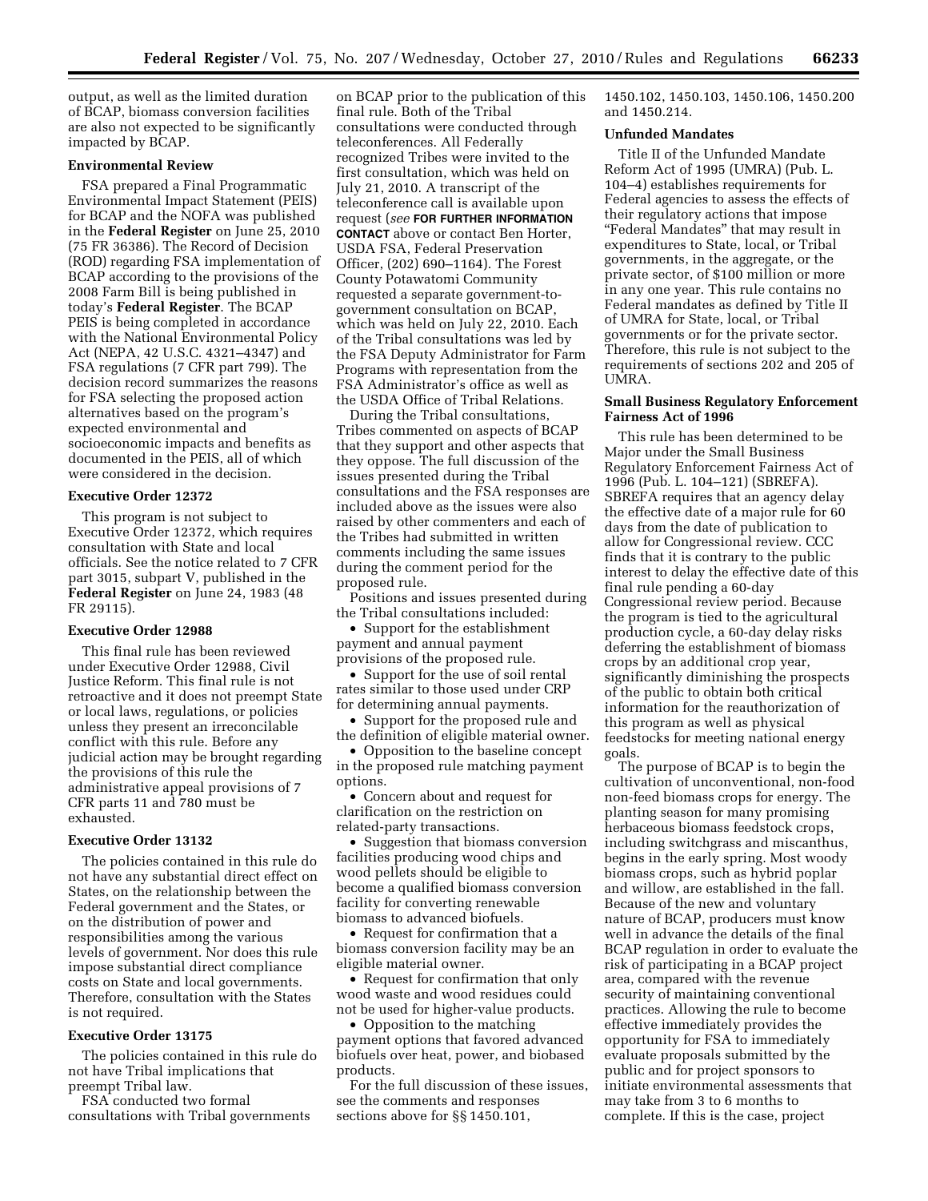output, as well as the limited duration of BCAP, biomass conversion facilities are also not expected to be significantly impacted by BCAP.

**Environmental Review**

FSA prepared a Final Programmatic Environmental Impact Statement (PEIS) for BCAP and the NOFA was published in the **Federal Register** on June 25, 2010 (75 FR 36386). The Record of Decision (ROD) regarding FSA implementation of BCAP according to the provisions of the 2008 Farm Bill is being published in today's **Federal Register**. The BCAP PEIS is being completed in accordance with the National Environmental Policy Act (NEPA, 42 U.S.C. 4321–4347) and FSA regulations (7 CFR part 799). The decision record summarizes the reasons for FSA selecting the proposed action alternatives based on the program's expected environmental and socioeconomic impacts and benefits as documented in the PEIS, all of which were considered in the decision.

**Executive Order 12372**

This program is not subject to Executive Order 12372, which requires consultation with State and local officials. See the notice related to 7 CFR part 3015, subpart V, published in the **Federal Register** on June 24, 1983 (48 FR 29115).

**Executive Order 12988**

This final rule has been reviewed under Executive Order 12988, Civil Justice Reform. This final rule is not retroactive and it does not preempt State or local laws, regulations, or policies unless they present an irreconcilable conflict with this rule. Before any judicial action may be brought regarding the provisions of this rule the administrative appeal provisions of 7 CFR parts 11 and 780 must be exhausted.

**Executive Order 13132**

The policies contained in this rule do not have any substantial direct effect on States, on the relationship between the Federal government and the States, or on the distribution of power and responsibilities among the various levels of government. Nor does this rule impose substantial direct compliance costs on State and local governments. Therefore, consultation with the States is not required.

**Executive Order 13175**

The policies contained in this rule do not have Tribal implications that preempt Tribal law.

FSA conducted two formal consultations with Tribal governments on BCAP prior to the publication of this final rule. Both of the Tribal consultations were conducted through teleconferences. All Federally recognized Tribes were invited to the first consultation, which was held on July 21, 2010. A transcript of the teleconference call is available upon request (*see* **FOR FURTHER INFORMATION CONTACT** above or contact Ben Horter, USDA FSA, Federal Preservation Officer, (202) 690–1164). The Forest County Potawatomi Community requested a separate government-to-government consultation on BCAP, which was held on July 22, 2010. Each of the Tribal consultations was led by the FSA Deputy Administrator for Farm Programs with representation from the FSA Administrator's office as well as the USDA Office of Tribal Relations.

During the Tribal consultations, Tribes commented on aspects of BCAP that they support and other aspects that they oppose. The full discussion of the issues presented during the Tribal consultations and the FSA responses are included above as the issues were also raised by other commenters and each of the Tribes had submitted in written comments including the same issues during the comment period for the proposed rule.

Positions and issues presented during the Tribal consultations included:

- Support for the establishment payment and annual payment provisions of the proposed rule.
- Support for the use of soil rental rates similar to those used under CRP for determining annual payments.
- Support for the proposed rule and the definition of eligible material owner.
- Opposition to the baseline concept in the proposed rule matching payment options.
- Concern about and request for clarification on the restriction on related-party transactions.
- Suggestion that biomass conversion facilities producing wood chips and wood pellets should be eligible to become a qualified biomass conversion facility for converting renewable biomass to advanced biofuels.
- Request for confirmation that a biomass conversion facility may be an eligible material owner.
- Request for confirmation that only wood waste and wood residues could not be used for higher-value products.
- Opposition to the matching payment options that favored advanced biofuels over heat, power, and biobased products.

For the full discussion of these issues, see the comments and responses sections above for §§ 1450.101, 1450.102, 1450.103, 1450.106, 1450.200 and 1450.214.

**Unfunded Mandates**

Title II of the Unfunded Mandate Reform Act of 1995 (UMRA) (Pub. L. 104–4) establishes requirements for Federal agencies to assess the effects of their regulatory actions that impose "Federal Mandates" that may result in expenditures to State, local, or Tribal governments, in the aggregate, or the private sector, of $100 million or more in any one year. This rule contains no Federal mandates as defined by Title II of UMRA for State, local, or Tribal governments or for the private sector. Therefore, this rule is not subject to the requirements of sections 202 and 205 of UMRA.

**Small Business Regulatory Enforcement Fairness Act of 1996**

This rule has been determined to be Major under the Small Business Regulatory Enforcement Fairness Act of 1996 (Pub. L. 104–121) (SBREFA). SBREFA requires that an agency delay the effective date of a major rule for 60 days from the date of publication to allow for Congressional review. CCC finds that it is contrary to the public interest to delay the effective date of this final rule pending a 60-day Congressional review period. Because the program is tied to the agricultural production cycle, a 60-day delay risks deferring the establishment of biomass crops by an additional crop year, significantly diminishing the prospects of the public to obtain both critical information for the reauthorization of this program as well as physical feedstocks for meeting national energy goals.

The purpose of BCAP is to begin the cultivation of unconventional, non-food non-feed biomass crops for energy. The planting season for many promising herbaceous biomass feedstock crops, including switchgrass and miscanthus, begins in the early spring. Most woody biomass crops, such as hybrid poplar and willow, are established in the fall. Because of the new and voluntary nature of BCAP, producers must know well in advance the details of the final BCAP regulation in order to evaluate the risk of participating in a BCAP project area, compared with the revenue security of maintaining conventional practices. Allowing the rule to become effective immediately provides the opportunity for FSA to immediately evaluate proposals submitted by the public and for project sponsors to initiate environmental assessments that may take from 3 to 6 months to complete. If this is the case, project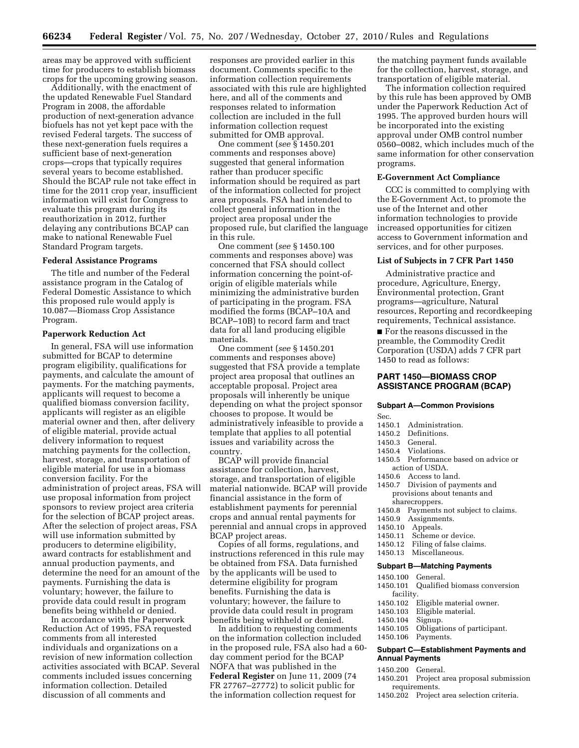areas may be approved with sufficient time for producers to establish biomass crops for the upcoming growing season.

Additionally, with the enactment of the updated Renewable Fuel Standard Program in 2008, the affordable production of next-generation advance biofuels has not yet kept pace with the revised Federal targets. The success of these next-generation fuels requires a sufficient base of next-generation crops—crops that typically requires several years to become established. Should the BCAP rule not take effect in time for the 2011 crop year, insufficient information will exist for Congress to evaluate this program during its reauthorization in 2012, further delaying any contributions BCAP can make to national Renewable Fuel Standard Program targets.

**Federal Assistance Programs**

The title and number of the Federal assistance program in the Catalog of Federal Domestic Assistance to which this proposed rule would apply is 10.087—Biomass Crop Assistance Program.

**Paperwork Reduction Act**

In general, FSA will use information submitted for BCAP to determine program eligibility, qualifications for payments, and calculate the amount of payments. For the matching payments, applicants will request to become a qualified biomass conversion facility, applicants will register as an eligible material owner and then, after delivery of eligible material, provide actual delivery information to request matching payments for the collection, harvest, storage, and transportation of eligible material for use in a biomass conversion facility. For the administration of project areas, FSA will use proposal information from project sponsors to review project area criteria for the selection of BCAP project areas. After the selection of project areas, FSA will use information submitted by producers to determine eligibility, award contracts for establishment and annual production payments, and determine the need for an amount of the payments. Furnishing the data is voluntary; however, the failure to provide data could result in program benefits being withheld or denied.

In accordance with the Paperwork Reduction Act of 1995, FSA requested comments from all interested individuals and organizations on a revision of new information collection activities associated with BCAP. Several comments included issues concerning information collection. Detailed discussion of all comments and responses are provided earlier in this document. Comments specific to the information collection requirements associated with this rule are highlighted here, and all of the comments and responses related to information collection are included in the full information collection request submitted for OMB approval.

One comment (*see* § 1450.201 comments and responses above) suggested that general information rather than producer specific information should be required as part of the information collected for project area proposals. FSA had intended to collect general information in the project area proposal under the proposed rule, but clarified the language in this rule.

One comment (*see* § 1450.100 comments and responses above) was concerned that FSA should collect information concerning the point-of-origin of eligible materials while minimizing the administrative burden of participating in the program. FSA modified the forms (BCAP–10A and BCAP–10B) to record farm and tract data for all land producing eligible materials.

One comment (*see* § 1450.201 comments and responses above) suggested that FSA provide a template project area proposal that outlines an acceptable proposal. Project area proposals will inherently be unique depending on what the project sponsor chooses to propose. It would be administratively infeasible to provide a template that applies to all potential issues and variability across the country.

BCAP will provide financial assistance for collection, harvest, storage, and transportation of eligible material nationwide. BCAP will provide financial assistance in the form of establishment payments for perennial crops and annual rental payments for perennial and annual crops in approved BCAP project areas.

Copies of all forms, regulations, and instructions referenced in this rule may be obtained from FSA. Data furnished by the applicants will be used to determine eligibility for program benefits. Furnishing the data is voluntary; however, the failure to provide data could result in program benefits being withheld or denied.

In addition to requesting comments on the information collection included in the proposed rule, FSA also had a 60-day comment period for the BCAP NOFA that was published in the **Federal Register** on June 11, 2009 (74 FR 27767–27772) to solicit public for the information collection request for the matching payment funds available for the collection, harvest, storage, and transportation of eligible material.

The information collection required by this rule has been approved by OMB under the Paperwork Reduction Act of 1995. The approved burden hours will be incorporated into the existing approval under OMB control number 0560–0082, which includes much of the same information for other conservation programs.

**E-Government Act Compliance**

CCC is committed to complying with the E-Government Act, to promote the use of the Internet and other information technologies to provide increased opportunities for citizen access to Government information and services, and for other purposes.

**List of Subjects in 7 CFR Part 1450**

Administrative practice and procedure, Agriculture, Energy, Environmental protection, Grant programs—agriculture, Natural resources, Reporting and recordkeeping requirements, Technical assistance.

■ For the reasons discussed in the preamble, the Commodity Credit Corporation (USDA) adds 7 CFR part 1450 to read as follows:

## PART 1450—BIOMASS CROP ASSISTANCE PROGRAM (BCAP)

### Subpart A—Common Provisions

Sec.
1450.1 Administration.
1450.2 Definitions.
1450.3 General.
1450.4 Violations.
1450.5 Performance based on advice or action of USDA.
1450.6 Access to land.
1450.7 Division of payments and provisions about tenants and sharecroppers.
1450.8 Payments not subject to claims.
1450.9 Assignments.
1450.10 Appeals.
1450.11 Scheme or device.
1450.12 Filing of false claims.
1450.13 Miscellaneous.

### Subpart B—Matching Payments

1450.100 General.
1450.101 Qualified biomass conversion facility.
1450.102 Eligible material owner.
1450.103 Eligible material.
1450.104 Signup.
1450.105 Obligations of participant.
1450.106 Payments.

### Subpart C—Establishment Payments and Annual Payments

1450.200 General.
1450.201 Project area proposal submission requirements.
1450.202 Project area selection criteria.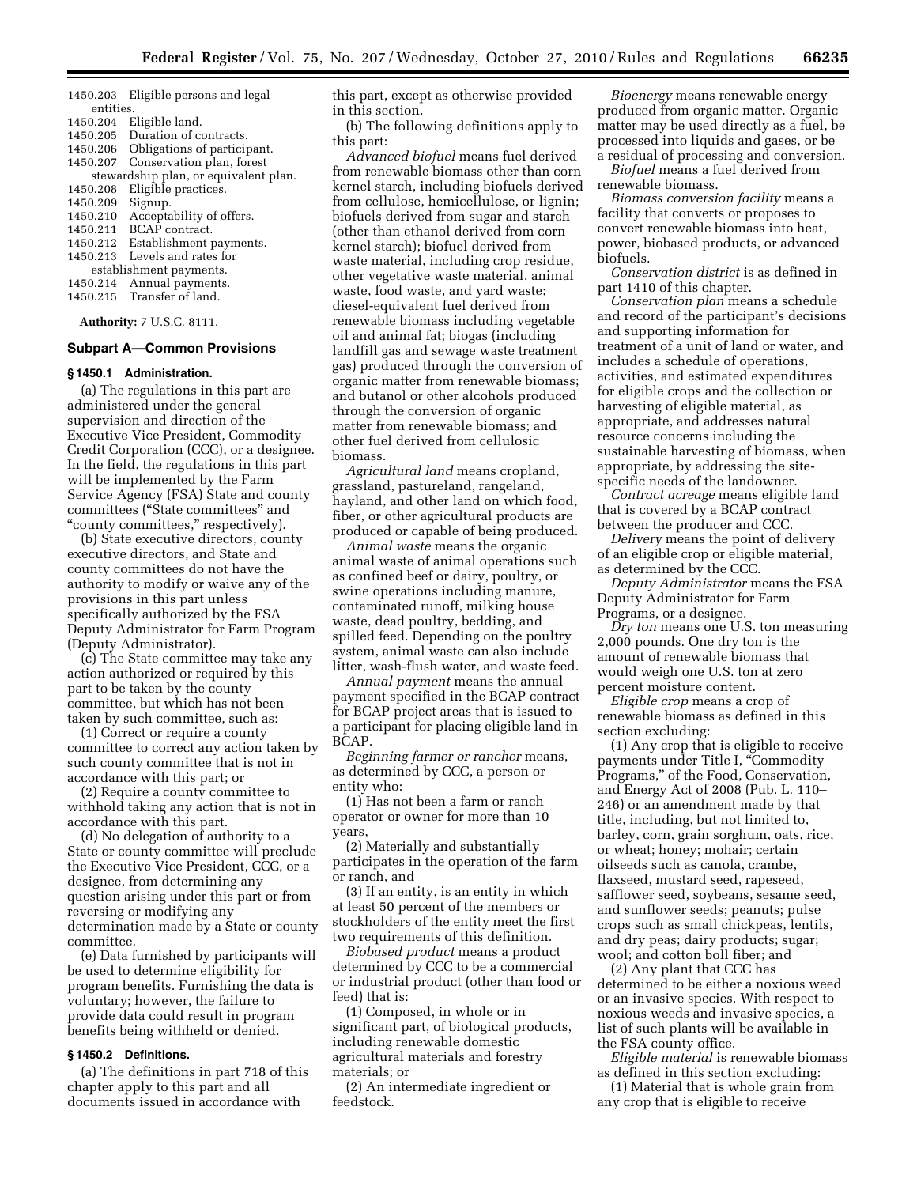1450.203 Eligible persons and legal entities.
1450.204 Eligible land.
1450.205 Duration of contracts.
1450.206 Obligations of participant.
1450.207 Conservation plan, forest stewardship plan, or equivalent plan.
1450.208 Eligible practices.
1450.209 Signup.
1450.210 Acceptability of offers.
1450.211 BCAP contract.
1450.212 Establishment payments.
1450.213 Levels and rates for establishment payments.
1450.214 Annual payments.
1450.215 Transfer of land.

**Authority:** 7 U.S.C. 8111.

### Subpart A—Common Provisions

#### § 1450.1 Administration.

(a) The regulations in this part are administered under the general supervision and direction of the Executive Vice President, Commodity Credit Corporation (CCC), or a designee. In the field, the regulations in this part will be implemented by the Farm Service Agency (FSA) State and county committees ("State committees" and "county committees," respectively).

(b) State executive directors, county executive directors, and State and county committees do not have the authority to modify or waive any of the provisions in this part unless specifically authorized by the FSA Deputy Administrator for Farm Program (Deputy Administrator).

(c) The State committee may take any action authorized or required by this part to be taken by the county committee, but which has not been taken by such committee, such as:

(1) Correct or require a county committee to correct any action taken by such county committee that is not in accordance with this part; or

(2) Require a county committee to withhold taking any action that is not in accordance with this part.

(d) No delegation of authority to a State or county committee will preclude the Executive Vice President, CCC, or a designee, from determining any question arising under this part or from reversing or modifying any determination made by a State or county committee.

(e) Data furnished by participants will be used to determine eligibility for program benefits. Furnishing the data is voluntary; however, the failure to provide data could result in program benefits being withheld or denied.

#### § 1450.2 Definitions.

(a) The definitions in part 718 of this chapter apply to this part and all documents issued in accordance with this part, except as otherwise provided in this section.

(b) The following definitions apply to this part:

*Advanced biofuel* means fuel derived from renewable biomass other than corn kernel starch, including biofuels derived from cellulose, hemicellulose, or lignin; biofuels derived from sugar and starch (other than ethanol derived from corn kernel starch); biofuel derived from waste material, including crop residue, other vegetative waste material, animal waste, food waste, and yard waste; diesel-equivalent fuel derived from renewable biomass including vegetable oil and animal fat; biogas (including landfill gas and sewage waste treatment gas) produced through the conversion of organic matter from renewable biomass; and butanol or other alcohols produced through the conversion of organic matter from renewable biomass; and other fuel derived from cellulosic biomass.

*Agricultural land* means cropland, grassland, pastureland, rangeland, hayland, and other land on which food, fiber, or other agricultural products are produced or capable of being produced.

*Animal waste* means the organic animal waste of animal operations such as confined beef or dairy, poultry, or swine operations including manure, contaminated runoff, milking house waste, dead poultry, bedding, and spilled feed. Depending on the poultry system, animal waste can also include litter, wash-flush water, and waste feed.

*Annual payment* means the annual payment specified in the BCAP contract for BCAP project areas that is issued to a participant for placing eligible land in BCAP.

*Beginning farmer or rancher* means, as determined by CCC, a person or entity who:

(1) Has not been a farm or ranch operator or owner for more than 10 years,

(2) Materially and substantially participates in the operation of the farm or ranch, and

(3) If an entity, is an entity in which at least 50 percent of the members or stockholders of the entity meet the first two requirements of this definition.

*Biobased product* means a product determined by CCC to be a commercial or industrial product (other than food or feed) that is:

(1) Composed, in whole or in significant part, of biological products, including renewable domestic agricultural materials and forestry materials; or

(2) An intermediate ingredient or feedstock.

*Bioenergy* means renewable energy produced from organic matter. Organic matter may be used directly as a fuel, be processed into liquids and gases, or be a residual of processing and conversion.

*Biofuel* means a fuel derived from renewable biomass.

*Biomass conversion facility* means a facility that converts or proposes to convert renewable biomass into heat, power, biobased products, or advanced biofuels.

*Conservation district* is as defined in part 1410 of this chapter.

*Conservation plan* means a schedule and record of the participant's decisions and supporting information for treatment of a unit of land or water, and includes a schedule of operations, activities, and estimated expenditures for eligible crops and the collection or harvesting of eligible material, as appropriate, and addresses natural resource concerns including the sustainable harvesting of biomass, when appropriate, by addressing the site-specific needs of the landowner.

*Contract acreage* means eligible land that is covered by a BCAP contract between the producer and CCC.

*Delivery* means the point of delivery of an eligible crop or eligible material, as determined by the CCC.

*Deputy Administrator* means the FSA Deputy Administrator for Farm Programs, or a designee.

*Dry ton* means one U.S. ton measuring 2,000 pounds. One dry ton is the amount of renewable biomass that would weigh one U.S. ton at zero percent moisture content.

*Eligible crop* means a crop of renewable biomass as defined in this section excluding:

(1) Any crop that is eligible to receive payments under Title I, "Commodity Programs," of the Food, Conservation, and Energy Act of 2008 (Pub. L. 110–246) or an amendment made by that title, including, but not limited to, barley, corn, grain sorghum, oats, rice, or wheat; honey; mohair; certain oilseeds such as canola, crambe, flaxseed, mustard seed, rapeseed, safflower seed, soybeans, sesame seed, and sunflower seeds; peanuts; pulse crops such as small chickpeas, lentils, and dry peas; dairy products; sugar; wool; and cotton boll fiber; and

(2) Any plant that CCC has determined to be either a noxious weed or an invasive species. With respect to noxious weeds and invasive species, a list of such plants will be available in the FSA county office.

*Eligible material* is renewable biomass as defined in this section excluding:

(1) Material that is whole grain from any crop that is eligible to receive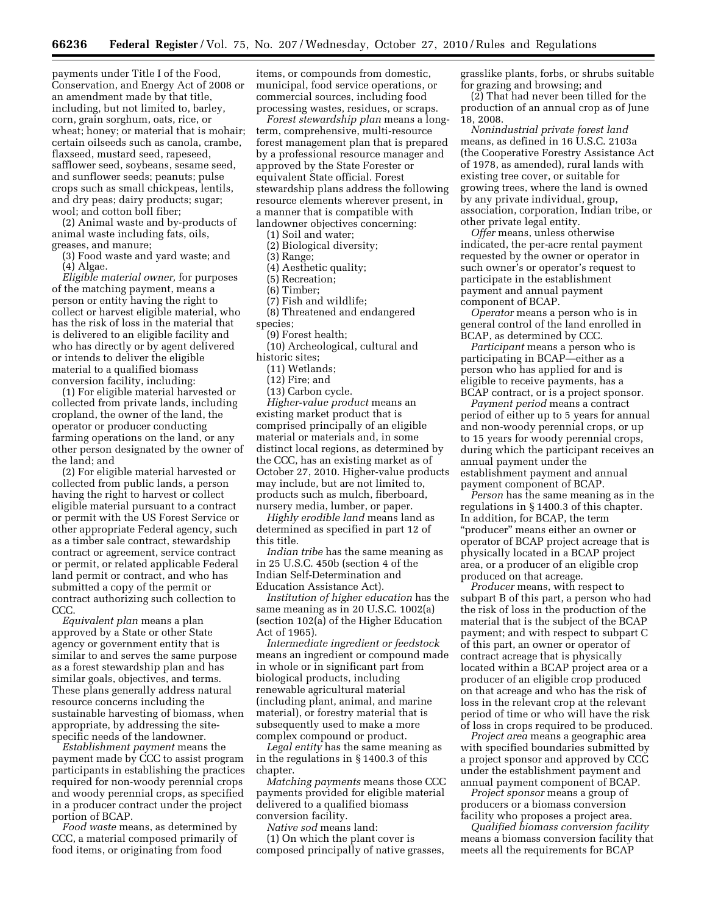payments under Title I of the Food, Conservation, and Energy Act of 2008 or an amendment made by that title, including, but not limited to, barley, corn, grain sorghum, oats, rice, or wheat; honey; or material that is mohair; certain oilseeds such as canola, crambe, flaxseed, mustard seed, rapeseed, safflower seed, soybeans, sesame seed, and sunflower seeds; peanuts; pulse crops such as small chickpeas, lentils, and dry peas; dairy products; sugar; wool; and cotton boll fiber;

(2) Animal waste and by-products of animal waste including fats, oils, greases, and manure;

(3) Food waste and yard waste; and

(4) Algae.

*Eligible material owner,* for purposes of the matching payment, means a person or entity having the right to collect or harvest eligible material, who has the risk of loss in the material that is delivered to an eligible facility and who has directly or by agent delivered or intends to deliver the eligible material to a qualified biomass conversion facility, including:

(1) For eligible material harvested or collected from private lands, including cropland, the owner of the land, the operator or producer conducting farming operations on the land, or any other person designated by the owner of the land; and

(2) For eligible material harvested or collected from public lands, a person having the right to harvest or collect eligible material pursuant to a contract or permit with the US Forest Service or other appropriate Federal agency, such as a timber sale contract, stewardship contract or agreement, service contract or permit, or related applicable Federal land permit or contract, and who has submitted a copy of the permit or contract authorizing such collection to CCC.

*Equivalent plan* means a plan approved by a State or other State agency or government entity that is similar to and serves the same purpose as a forest stewardship plan and has similar goals, objectives, and terms. These plans generally address natural resource concerns including the sustainable harvesting of biomass, when appropriate, by addressing the site-specific needs of the landowner.

*Establishment payment* means the payment made by CCC to assist program participants in establishing the practices required for non-woody perennial crops and woody perennial crops, as specified in a producer contract under the project portion of BCAP.

*Food waste* means, as determined by CCC, a material composed primarily of food items, or originating from food items, or compounds from domestic, municipal, food service operations, or commercial sources, including food processing wastes, residues, or scraps.

*Forest stewardship plan* means a long-term, comprehensive, multi-resource forest management plan that is prepared by a professional resource manager and approved by the State Forester or equivalent State official. Forest stewardship plans address the following resource elements wherever present, in a manner that is compatible with landowner objectives concerning:

(1) Soil and water;

(2) Biological diversity;

(3) Range;

(4) Aesthetic quality;

(5) Recreation;

(6) Timber;

(7) Fish and wildlife;

(8) Threatened and endangered species;

(9) Forest health;

(10) Archeological, cultural and historic sites;

(11) Wetlands;

(12) Fire; and

(13) Carbon cycle.

*Higher-value product* means an existing market product that is comprised principally of an eligible material or materials and, in some distinct local regions, as determined by the CCC, has an existing market as of October 27, 2010. Higher-value products may include, but are not limited to, products such as mulch, fiberboard, nursery media, lumber, or paper.

*Highly erodible land* means land as determined as specified in part 12 of this title.

*Indian tribe* has the same meaning as in 25 U.S.C. 450b (section 4 of the Indian Self-Determination and Education Assistance Act).

*Institution of higher education* has the same meaning as in 20 U.S.C. 1002(a) (section 102(a) of the Higher Education Act of 1965).

*Intermediate ingredient or feedstock* means an ingredient or compound made in whole or in significant part from biological products, including renewable agricultural material (including plant, animal, and marine material), or forestry material that is subsequently used to make a more complex compound or product.

*Legal entity* has the same meaning as in the regulations in § 1400.3 of this chapter.

*Matching payments* means those CCC payments provided for eligible material delivered to a qualified biomass conversion facility.

*Native sod* means land:

(1) On which the plant cover is composed principally of native grasses, grasslike plants, forbs, or shrubs suitable for grazing and browsing; and

(2) That had never been tilled for the production of an annual crop as of June 18, 2008.

*Nonindustrial private forest land* means, as defined in 16 U.S.C. 2103a (the Cooperative Forestry Assistance Act of 1978, as amended), rural lands with existing tree cover, or suitable for growing trees, where the land is owned by any private individual, group, association, corporation, Indian tribe, or other private legal entity.

*Offer* means, unless otherwise indicated, the per-acre rental payment requested by the owner or operator in such owner's or operator's request to participate in the establishment payment and annual payment component of BCAP.

*Operator* means a person who is in general control of the land enrolled in BCAP, as determined by CCC.

*Participant* means a person who is participating in BCAP—either as a person who has applied for and is eligible to receive payments, has a BCAP contract, or is a project sponsor.

*Payment period* means a contract period of either up to 5 years for annual and non-woody perennial crops, or up to 15 years for woody perennial crops, during which the participant receives an annual payment under the establishment payment and annual payment component of BCAP.

*Person* has the same meaning as in the regulations in § 1400.3 of this chapter. In addition, for BCAP, the term "producer" means either an owner or operator of BCAP project acreage that is physically located in a BCAP project area, or a producer of an eligible crop produced on that acreage.

*Producer* means, with respect to subpart B of this part, a person who had the risk of loss in the production of the material that is the subject of the BCAP payment; and with respect to subpart C of this part, an owner or operator of contract acreage that is physically located within a BCAP project area or a producer of an eligible crop produced on that acreage and who has the risk of loss in the relevant crop at the relevant period of time or who will have the risk of loss in crops required to be produced.

*Project area* means a geographic area with specified boundaries submitted by a project sponsor and approved by CCC under the establishment payment and annual payment component of BCAP.

*Project sponsor* means a group of producers or a biomass conversion facility who proposes a project area.

*Qualified biomass conversion facility* means a biomass conversion facility that meets all the requirements for BCAP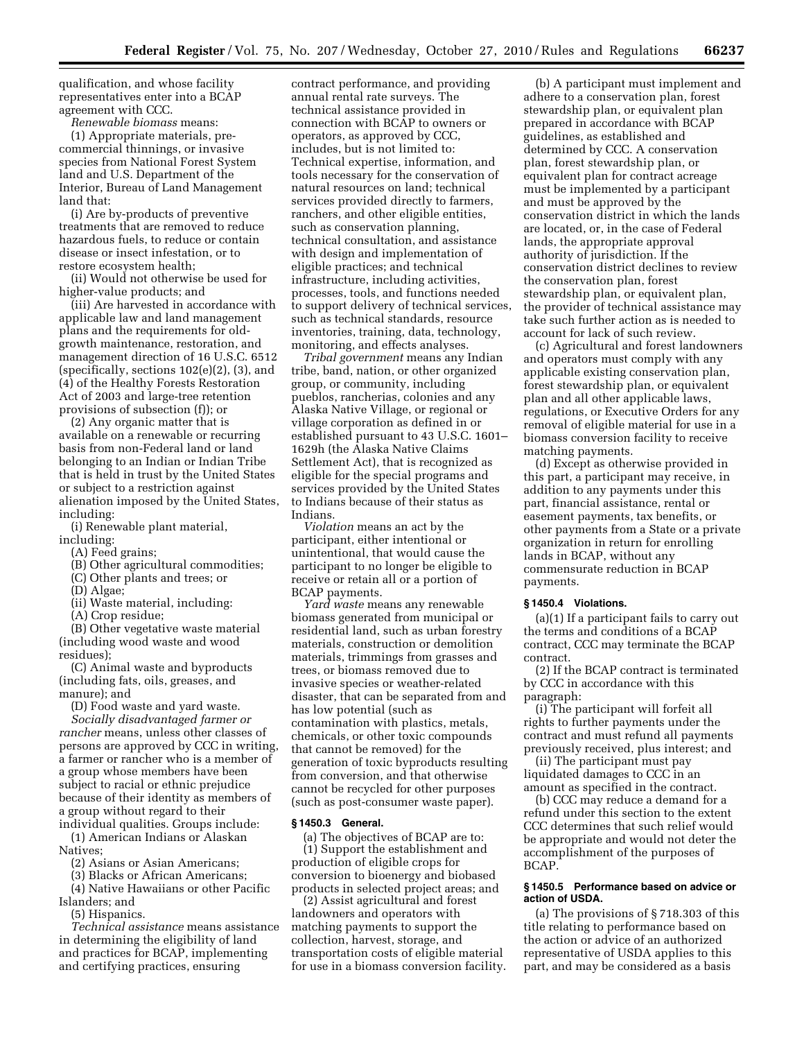qualification, and whose facility representatives enter into a BCAP agreement with CCC.

*Renewable biomass* means:

(1) Appropriate materials, pre-commercial thinnings, or invasive species from National Forest System land and U.S. Department of the Interior, Bureau of Land Management land that:

(i) Are by-products of preventive treatments that are removed to reduce hazardous fuels, to reduce or contain disease or insect infestation, or to restore ecosystem health;

(ii) Would not otherwise be used for higher-value products; and

(iii) Are harvested in accordance with applicable law and land management plans and the requirements for old-growth maintenance, restoration, and management direction of 16 U.S.C. 6512 (specifically, sections 102(e)(2), (3), and (4) of the Healthy Forests Restoration Act of 2003 and large-tree retention provisions of subsection (f)); or

(2) Any organic matter that is available on a renewable or recurring basis from non-Federal land or land belonging to an Indian or Indian Tribe that is held in trust by the United States or subject to a restriction against alienation imposed by the United States, including:

(i) Renewable plant material, including:

(A) Feed grains;

(B) Other agricultural commodities;

(C) Other plants and trees; or

(D) Algae;

(ii) Waste material, including:

(A) Crop residue;

(B) Other vegetative waste material (including wood waste and wood residues);

(C) Animal waste and byproducts (including fats, oils, greases, and manure); and

(D) Food waste and yard waste.

*Socially disadvantaged farmer or rancher* means, unless other classes of persons are approved by CCC in writing, a farmer or rancher who is a member of a group whose members have been subject to racial or ethnic prejudice because of their identity as members of a group without regard to their individual qualities. Groups include:

(1) American Indians or Alaskan Natives;

(2) Asians or Asian Americans;

(3) Blacks or African Americans;

(4) Native Hawaiians or other Pacific Islanders; and

(5) Hispanics.

*Technical assistance* means assistance in determining the eligibility of land and practices for BCAP, implementing and certifying practices, ensuring contract performance, and providing annual rental rate surveys. The technical assistance provided in connection with BCAP to owners or operators, as approved by CCC, includes, but is not limited to: Technical expertise, information, and tools necessary for the conservation of natural resources on land; technical services provided directly to farmers, ranchers, and other eligible entities, such as conservation planning, technical consultation, and assistance with design and implementation of eligible practices; and technical infrastructure, including activities, processes, tools, and functions needed to support delivery of technical services, such as technical standards, resource inventories, training, data, technology, monitoring, and effects analyses.

*Tribal government* means any Indian tribe, band, nation, or other organized group, or community, including pueblos, rancherias, colonies and any Alaska Native Village, or regional or village corporation as defined in or established pursuant to 43 U.S.C. 1601–1629h (the Alaska Native Claims Settlement Act), that is recognized as eligible for the special programs and services provided by the United States to Indians because of their status as Indians.

*Violation* means an act by the participant, either intentional or unintentional, that would cause the participant to no longer be eligible to receive or retain all or a portion of BCAP payments.

*Yard waste* means any renewable biomass generated from municipal or residential land, such as urban forestry materials, construction or demolition materials, trimmings from grasses and trees, or biomass removed due to invasive species or weather-related disaster, that can be separated from and has low potential (such as contamination with plastics, metals, chemicals, or other toxic compounds that cannot be removed) for the generation of toxic byproducts resulting from conversion, and that otherwise cannot be recycled for other purposes (such as post-consumer waste paper).

### § 1450.3 General.

(a) The objectives of BCAP are to:

(1) Support the establishment and production of eligible crops for conversion to bioenergy and biobased products in selected project areas; and

(2) Assist agricultural and forest landowners and operators with matching payments to support the collection, harvest, storage, and transportation costs of eligible material for use in a biomass conversion facility.

(b) A participant must implement and adhere to a conservation plan, forest stewardship plan, or equivalent plan prepared in accordance with BCAP guidelines, as established and determined by CCC. A conservation plan, forest stewardship plan, or equivalent plan for contract acreage must be implemented by a participant and must be approved by the conservation district in which the lands are located, or, in the case of Federal lands, the appropriate approval authority of jurisdiction. If the conservation district declines to review the conservation plan, forest stewardship plan, or equivalent plan, the provider of technical assistance may take such further action as is needed to account for lack of such review.

(c) Agricultural and forest landowners and operators must comply with any applicable existing conservation plan, forest stewardship plan, or equivalent plan and all other applicable laws, regulations, or Executive Orders for any removal of eligible material for use in a biomass conversion facility to receive matching payments.

(d) Except as otherwise provided in this part, a participant may receive, in addition to any payments under this part, financial assistance, rental or easement payments, tax benefits, or other payments from a State or a private organization in return for enrolling lands in BCAP, without any commensurate reduction in BCAP payments.

### § 1450.4 Violations.

(a)(1) If a participant fails to carry out the terms and conditions of a BCAP contract, CCC may terminate the BCAP contract.

(2) If the BCAP contract is terminated by CCC in accordance with this paragraph:

(i) The participant will forfeit all rights to further payments under the contract and must refund all payments previously received, plus interest; and

(ii) The participant must pay liquidated damages to CCC in an amount as specified in the contract.

(b) CCC may reduce a demand for a refund under this section to the extent CCC determines that such relief would be appropriate and would not deter the accomplishment of the purposes of BCAP.

### § 1450.5 Performance based on advice or action of USDA.

(a) The provisions of § 718.303 of this title relating to performance based on the action or advice of an authorized representative of USDA applies to this part, and may be considered as a basis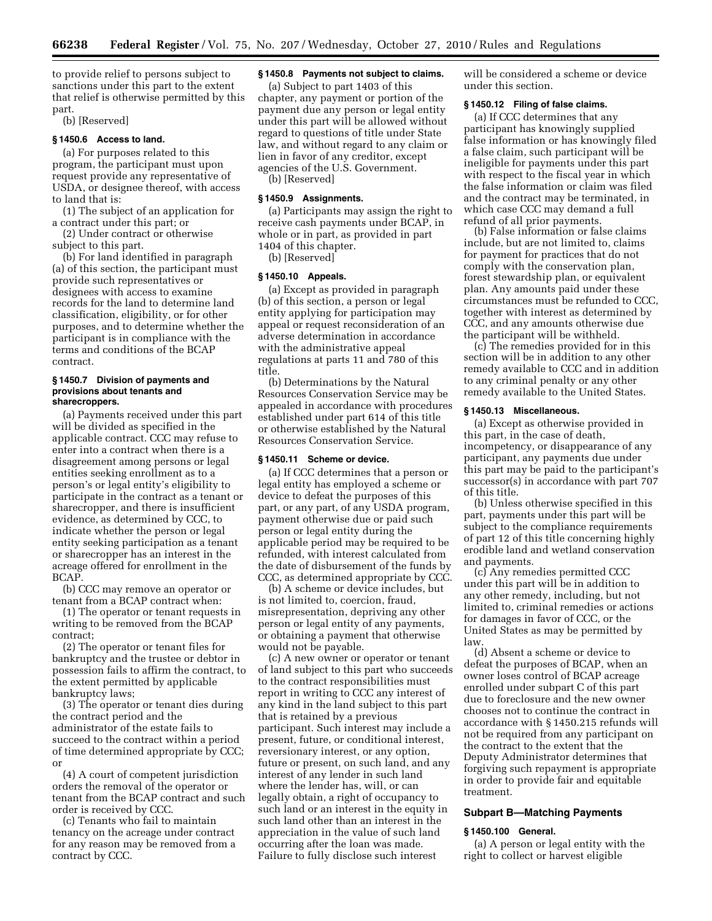to provide relief to persons subject to sanctions under this part to the extent that relief is otherwise permitted by this part.

(b) [Reserved]

### § 1450.6 Access to land.

(a) For purposes related to this program, the participant must upon request provide any representative of USDA, or designee thereof, with access to land that is:

(1) The subject of an application for a contract under this part; or

(2) Under contract or otherwise subject to this part.

(b) For land identified in paragraph (a) of this section, the participant must provide such representatives or designees with access to examine records for the land to determine land classification, eligibility, or for other purposes, and to determine whether the participant is in compliance with the terms and conditions of the BCAP contract.

### § 1450.7 Division of payments and provisions about tenants and sharecroppers.

(a) Payments received under this part will be divided as specified in the applicable contract. CCC may refuse to enter into a contract when there is a disagreement among persons or legal entities seeking enrollment as to a person's or legal entity's eligibility to participate in the contract as a tenant or sharecropper, and there is insufficient evidence, as determined by CCC, to indicate whether the person or legal entity seeking participation as a tenant or sharecropper has an interest in the acreage offered for enrollment in the BCAP.

(b) CCC may remove an operator or tenant from a BCAP contract when:

(1) The operator or tenant requests in writing to be removed from the BCAP contract;

(2) The operator or tenant files for bankruptcy and the trustee or debtor in possession fails to affirm the contract, to the extent permitted by applicable bankruptcy laws;

(3) The operator or tenant dies during the contract period and the administrator of the estate fails to succeed to the contract within a period of time determined appropriate by CCC; or

(4) A court of competent jurisdiction orders the removal of the operator or tenant from the BCAP contract and such order is received by CCC.

(c) Tenants who fail to maintain tenancy on the acreage under contract for any reason may be removed from a contract by CCC.

### § 1450.8 Payments not subject to claims.

(a) Subject to part 1403 of this chapter, any payment or portion of the payment due any person or legal entity under this part will be allowed without regard to questions of title under State law, and without regard to any claim or lien in favor of any creditor, except agencies of the U.S. Government.

(b) [Reserved]

### § 1450.9 Assignments.

(a) Participants may assign the right to receive cash payments under BCAP, in whole or in part, as provided in part 1404 of this chapter.

(b) [Reserved]

### § 1450.10 Appeals.

(a) Except as provided in paragraph (b) of this section, a person or legal entity applying for participation may appeal or request reconsideration of an adverse determination in accordance with the administrative appeal regulations at parts 11 and 780 of this title.

(b) Determinations by the Natural Resources Conservation Service may be appealed in accordance with procedures established under part 614 of this title or otherwise established by the Natural Resources Conservation Service.

### § 1450.11 Scheme or device.

(a) If CCC determines that a person or legal entity has employed a scheme or device to defeat the purposes of this part, or any part, of any USDA program, payment otherwise due or paid such person or legal entity during the applicable period may be required to be refunded, with interest calculated from the date of disbursement of the funds by CCC, as determined appropriate by CCC.

(b) A scheme or device includes, but is not limited to, coercion, fraud, misrepresentation, depriving any other person or legal entity of any payments, or obtaining a payment that otherwise would not be payable.

(c) A new owner or operator or tenant of land subject to this part who succeeds to the contract responsibilities must report in writing to CCC any interest of any kind in the land subject to this part that is retained by a previous participant. Such interest may include a present, future, or conditional interest, reversionary interest, or any option, future or present, on such land, and any interest of any lender in such land where the lender has, will, or can legally obtain, a right of occupancy to such land or an interest in the equity in such land other than an interest in the appreciation in the value of such land occurring after the loan was made. Failure to fully disclose such interest will be considered a scheme or device under this section.

### § 1450.12 Filing of false claims.

(a) If CCC determines that any participant has knowingly supplied false information or has knowingly filed a false claim, such participant will be ineligible for payments under this part with respect to the fiscal year in which the false information or claim was filed and the contract may be terminated, in which case CCC may demand a full refund of all prior payments.

(b) False information or false claims include, but are not limited to, claims for payment for practices that do not comply with the conservation plan, forest stewardship plan, or equivalent plan. Any amounts paid under these circumstances must be refunded to CCC, together with interest as determined by CCC, and any amounts otherwise due the participant will be withheld.

(c) The remedies provided for in this section will be in addition to any other remedy available to CCC and in addition to any criminal penalty or any other remedy available to the United States.

### § 1450.13 Miscellaneous.

(a) Except as otherwise provided in this part, in the case of death, incompetency, or disappearance of any participant, any payments due under this part may be paid to the participant's successor(s) in accordance with part 707 of this title.

(b) Unless otherwise specified in this part, payments under this part will be subject to the compliance requirements of part 12 of this title concerning highly erodible land and wetland conservation and payments.

(c) Any remedies permitted CCC under this part will be in addition to any other remedy, including, but not limited to, criminal remedies or actions for damages in favor of CCC, or the United States as may be permitted by law.

(d) Absent a scheme or device to defeat the purposes of BCAP, when an owner loses control of BCAP acreage enrolled under subpart C of this part due to foreclosure and the new owner chooses not to continue the contract in accordance with § 1450.215 refunds will not be required from any participant on the contract to the extent that the Deputy Administrator determines that forgiving such repayment is appropriate in order to provide fair and equitable treatment.

## Subpart B—Matching Payments

### § 1450.100 General.

(a) A person or legal entity with the right to collect or harvest eligible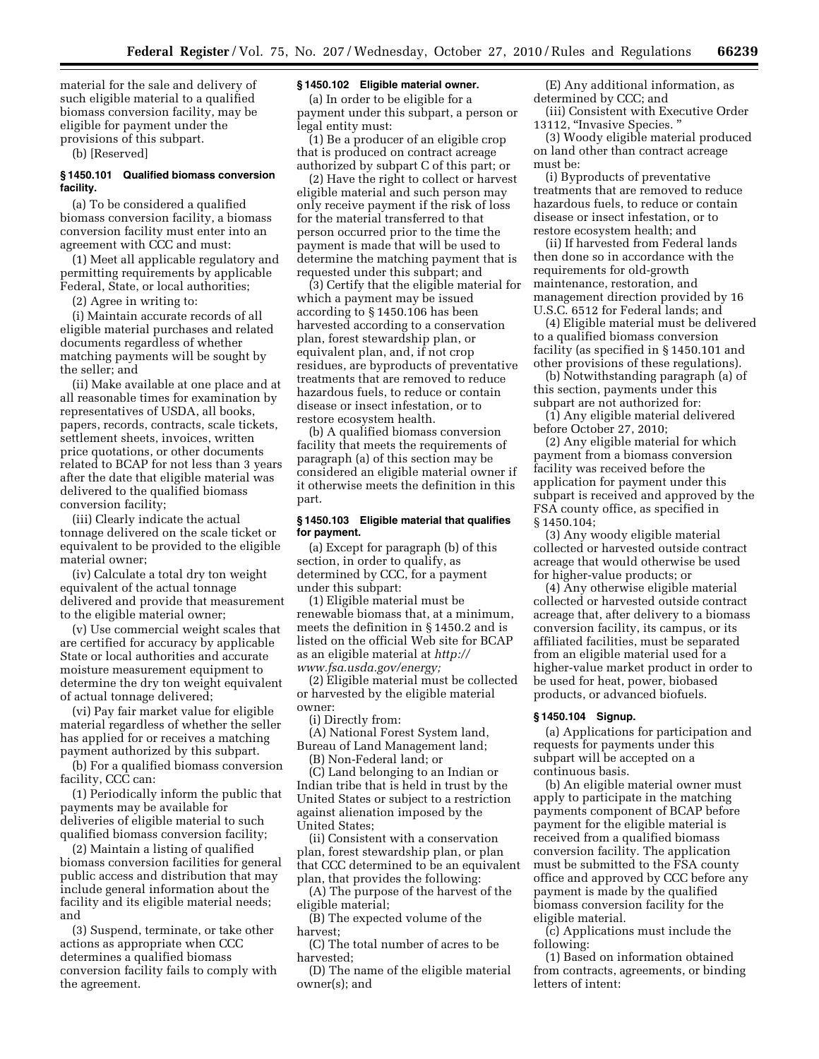material for the sale and delivery of such eligible material to a qualified biomass conversion facility, may be eligible for payment under the provisions of this subpart.

(b) [Reserved]

### § 1450.101 Qualified biomass conversion facility.

(a) To be considered a qualified biomass conversion facility, a biomass conversion facility must enter into an agreement with CCC and must:

(1) Meet all applicable regulatory and permitting requirements by applicable Federal, State, or local authorities;

(2) Agree in writing to:

(i) Maintain accurate records of all eligible material purchases and related documents regardless of whether matching payments will be sought by the seller; and

(ii) Make available at one place and at all reasonable times for examination by representatives of USDA, all books, papers, records, contracts, scale tickets, settlement sheets, invoices, written price quotations, or other documents related to BCAP for not less than 3 years after the date that eligible material was delivered to the qualified biomass conversion facility;

(iii) Clearly indicate the actual tonnage delivered on the scale ticket or equivalent to be provided to the eligible material owner;

(iv) Calculate a total dry ton weight equivalent of the actual tonnage delivered and provide that measurement to the eligible material owner;

(v) Use commercial weight scales that are certified for accuracy by applicable State or local authorities and accurate moisture measurement equipment to determine the dry ton weight equivalent of actual tonnage delivered;

(vi) Pay fair market value for eligible material regardless of whether the seller has applied for or receives a matching payment authorized by this subpart.

(b) For a qualified biomass conversion facility, CCC can:

(1) Periodically inform the public that payments may be available for deliveries of eligible material to such qualified biomass conversion facility;

(2) Maintain a listing of qualified biomass conversion facilities for general public access and distribution that may include general information about the facility and its eligible material needs; and

(3) Suspend, terminate, or take other actions as appropriate when CCC determines a qualified biomass conversion facility fails to comply with the agreement.

### § 1450.102 Eligible material owner.

(a) In order to be eligible for a payment under this subpart, a person or legal entity must:

(1) Be a producer of an eligible crop that is produced on contract acreage authorized by subpart C of this part; or

(2) Have the right to collect or harvest eligible material and such person may only receive payment if the risk of loss for the material transferred to that person occurred prior to the time the payment is made that will be used to determine the matching payment that is requested under this subpart; and

(3) Certify that the eligible material for which a payment may be issued according to § 1450.106 has been harvested according to a conservation plan, forest stewardship plan, or equivalent plan, and, if not crop residues, are byproducts of preventative treatments that are removed to reduce hazardous fuels, to reduce or contain disease or insect infestation, or to restore ecosystem health.

(b) A qualified biomass conversion facility that meets the requirements of paragraph (a) of this section may be considered an eligible material owner if it otherwise meets the definition in this part.

### § 1450.103 Eligible material that qualifies for payment.

(a) Except for paragraph (b) of this section, in order to qualify, as determined by CCC, for a payment under this subpart:

(1) Eligible material must be renewable biomass that, at a minimum, meets the definition in § 1450.2 and is listed on the official Web site for BCAP as an eligible material at *http://www.fsa.usda.gov/energy;*

(2) Eligible material must be collected or harvested by the eligible material owner:

(i) Directly from:

(A) National Forest System land, Bureau of Land Management land;

(B) Non-Federal land; or

(C) Land belonging to an Indian or Indian tribe that is held in trust by the United States or subject to a restriction against alienation imposed by the United States;

(ii) Consistent with a conservation plan, forest stewardship plan, or plan that CCC determined to be an equivalent plan, that provides the following:

(A) The purpose of the harvest of the eligible material;

(B) The expected volume of the harvest;

(C) The total number of acres to be harvested;

(D) The name of the eligible material owner(s); and

(E) Any additional information, as determined by CCC; and

(iii) Consistent with Executive Order 13112, "Invasive Species. "

(3) Woody eligible material produced on land other than contract acreage must be:

(i) Byproducts of preventative treatments that are removed to reduce hazardous fuels, to reduce or contain disease or insect infestation, or to restore ecosystem health; and

(ii) If harvested from Federal lands then done so in accordance with the requirements for old-growth maintenance, restoration, and management direction provided by 16 U.S.C. 6512 for Federal lands; and

(4) Eligible material must be delivered to a qualified biomass conversion facility (as specified in § 1450.101 and other provisions of these regulations).

(b) Notwithstanding paragraph (a) of this section, payments under this subpart are not authorized for:

(1) Any eligible material delivered before October 27, 2010;

(2) Any eligible material for which payment from a biomass conversion facility was received before the application for payment under this subpart is received and approved by the FSA county office, as specified in § 1450.104;

(3) Any woody eligible material collected or harvested outside contract acreage that would otherwise be used for higher-value products; or

(4) Any otherwise eligible material collected or harvested outside contract acreage that, after delivery to a biomass conversion facility, its campus, or its affiliated facilities, must be separated from an eligible material used for a higher-value market product in order to be used for heat, power, biobased products, or advanced biofuels.

### § 1450.104 Signup.

(a) Applications for participation and requests for payments under this subpart will be accepted on a continuous basis.

(b) An eligible material owner must apply to participate in the matching payments component of BCAP before payment for the eligible material is received from a qualified biomass conversion facility. The application must be submitted to the FSA county office and approved by CCC before any payment is made by the qualified biomass conversion facility for the eligible material.

(c) Applications must include the following:

(1) Based on information obtained from contracts, agreements, or binding letters of intent: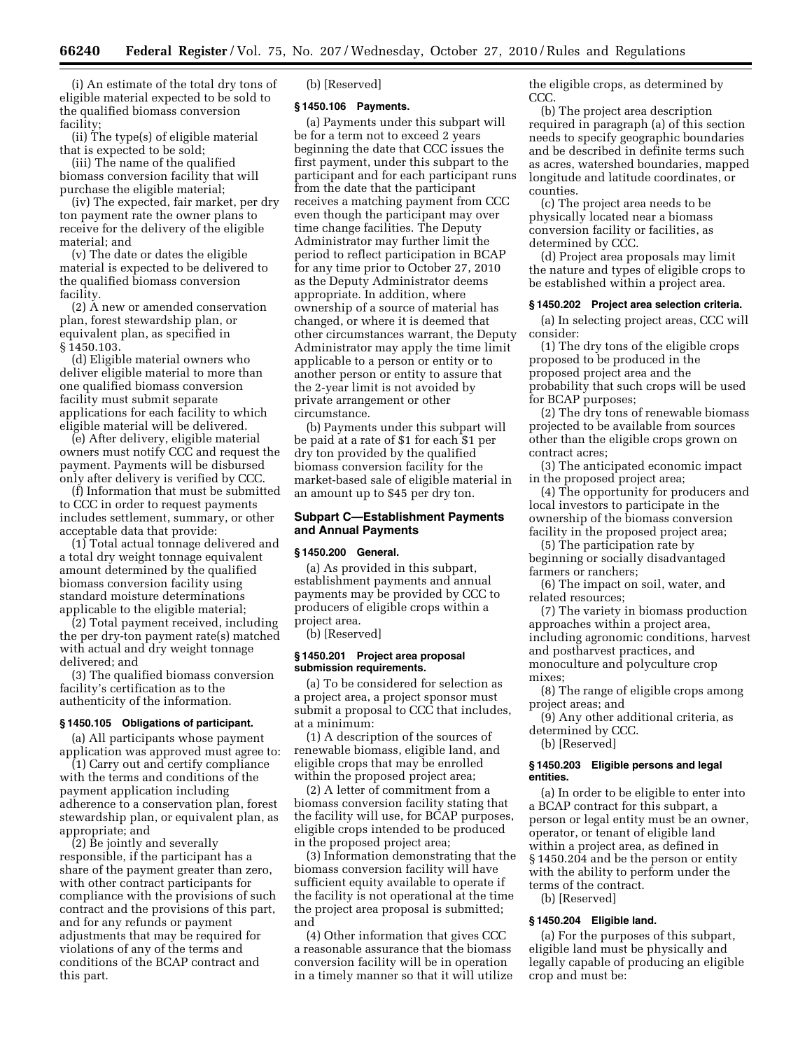(i) An estimate of the total dry tons of eligible material expected to be sold to the qualified biomass conversion facility;

(ii) The type(s) of eligible material that is expected to be sold;

(iii) The name of the qualified biomass conversion facility that will purchase the eligible material;

(iv) The expected, fair market, per dry ton payment rate the owner plans to receive for the delivery of the eligible material; and

(v) The date or dates the eligible material is expected to be delivered to the qualified biomass conversion facility.

(2) A new or amended conservation plan, forest stewardship plan, or equivalent plan, as specified in § 1450.103.

(d) Eligible material owners who deliver eligible material to more than one qualified biomass conversion facility must submit separate applications for each facility to which eligible material will be delivered.

(e) After delivery, eligible material owners must notify CCC and request the payment. Payments will be disbursed only after delivery is verified by CCC.

(f) Information that must be submitted to CCC in order to request payments includes settlement, summary, or other acceptable data that provide:

(1) Total actual tonnage delivered and a total dry weight tonnage equivalent amount determined by the qualified biomass conversion facility using standard moisture determinations applicable to the eligible material;

(2) Total payment received, including the per dry-ton payment rate(s) matched with actual and dry weight tonnage delivered; and

(3) The qualified biomass conversion facility's certification as to the authenticity of the information.

### § 1450.105 Obligations of participant.

(a) All participants whose payment application was approved must agree to:

(1) Carry out and certify compliance with the terms and conditions of the payment application including adherence to a conservation plan, forest stewardship plan, or equivalent plan, as appropriate; and

(2) Be jointly and severally responsible, if the participant has a share of the payment greater than zero, with other contract participants for compliance with the provisions of such contract and the provisions of this part, and for any refunds or payment adjustments that may be required for violations of any of the terms and conditions of the BCAP contract and this part.

(b) [Reserved]

### § 1450.106 Payments.

(a) Payments under this subpart will be for a term not to exceed 2 years beginning the date that CCC issues the first payment, under this subpart to the participant and for each participant runs from the date that the participant receives a matching payment from CCC even though the participant may over time change facilities. The Deputy Administrator may further limit the period to reflect participation in BCAP for any time prior to October 27, 2010 as the Deputy Administrator deems appropriate. In addition, where ownership of a source of material has changed, or where it is deemed that other circumstances warrant, the Deputy Administrator may apply the time limit applicable to a person or entity or to another person or entity to assure that the 2-year limit is not avoided by private arrangement or other circumstance.

(b) Payments under this subpart will be paid at a rate of $1 for each $1 per dry ton provided by the qualified biomass conversion facility for the market-based sale of eligible material in an amount up to $45 per dry ton.

## Subpart C—Establishment Payments and Annual Payments

### § 1450.200 General.

(a) As provided in this subpart, establishment payments and annual payments may be provided by CCC to producers of eligible crops within a project area.

(b) [Reserved]

### § 1450.201 Project area proposal submission requirements.

(a) To be considered for selection as a project area, a project sponsor must submit a proposal to CCC that includes, at a minimum:

(1) A description of the sources of renewable biomass, eligible land, and eligible crops that may be enrolled within the proposed project area;

(2) A letter of commitment from a biomass conversion facility stating that the facility will use, for BCAP purposes, eligible crops intended to be produced in the proposed project area;

(3) Information demonstrating that the biomass conversion facility will have sufficient equity available to operate if the facility is not operational at the time the project area proposal is submitted; and

(4) Other information that gives CCC a reasonable assurance that the biomass conversion facility will be in operation in a timely manner so that it will utilize the eligible crops, as determined by CCC.

(b) The project area description required in paragraph (a) of this section needs to specify geographic boundaries and be described in definite terms such as acres, watershed boundaries, mapped longitude and latitude coordinates, or counties.

(c) The project area needs to be physically located near a biomass conversion facility or facilities, as determined by CCC.

(d) Project area proposals may limit the nature and types of eligible crops to be established within a project area.

### § 1450.202 Project area selection criteria.

(a) In selecting project areas, CCC will consider:

(1) The dry tons of the eligible crops proposed to be produced in the proposed project area and the probability that such crops will be used for BCAP purposes;

(2) The dry tons of renewable biomass projected to be available from sources other than the eligible crops grown on contract acres;

(3) The anticipated economic impact in the proposed project area;

(4) The opportunity for producers and local investors to participate in the ownership of the biomass conversion facility in the proposed project area;

(5) The participation rate by beginning or socially disadvantaged farmers or ranchers;

(6) The impact on soil, water, and related resources;

(7) The variety in biomass production approaches within a project area, including agronomic conditions, harvest and postharvest practices, and monoculture and polyculture crop mixes;

(8) The range of eligible crops among project areas; and

(9) Any other additional criteria, as determined by CCC.

(b) [Reserved]

### § 1450.203 Eligible persons and legal entities.

(a) In order to be eligible to enter into a BCAP contract for this subpart, a person or legal entity must be an owner, operator, or tenant of eligible land within a project area, as defined in § 1450.204 and be the person or entity with the ability to perform under the terms of the contract.

(b) [Reserved]

### § 1450.204 Eligible land.

(a) For the purposes of this subpart, eligible land must be physically and legally capable of producing an eligible crop and must be: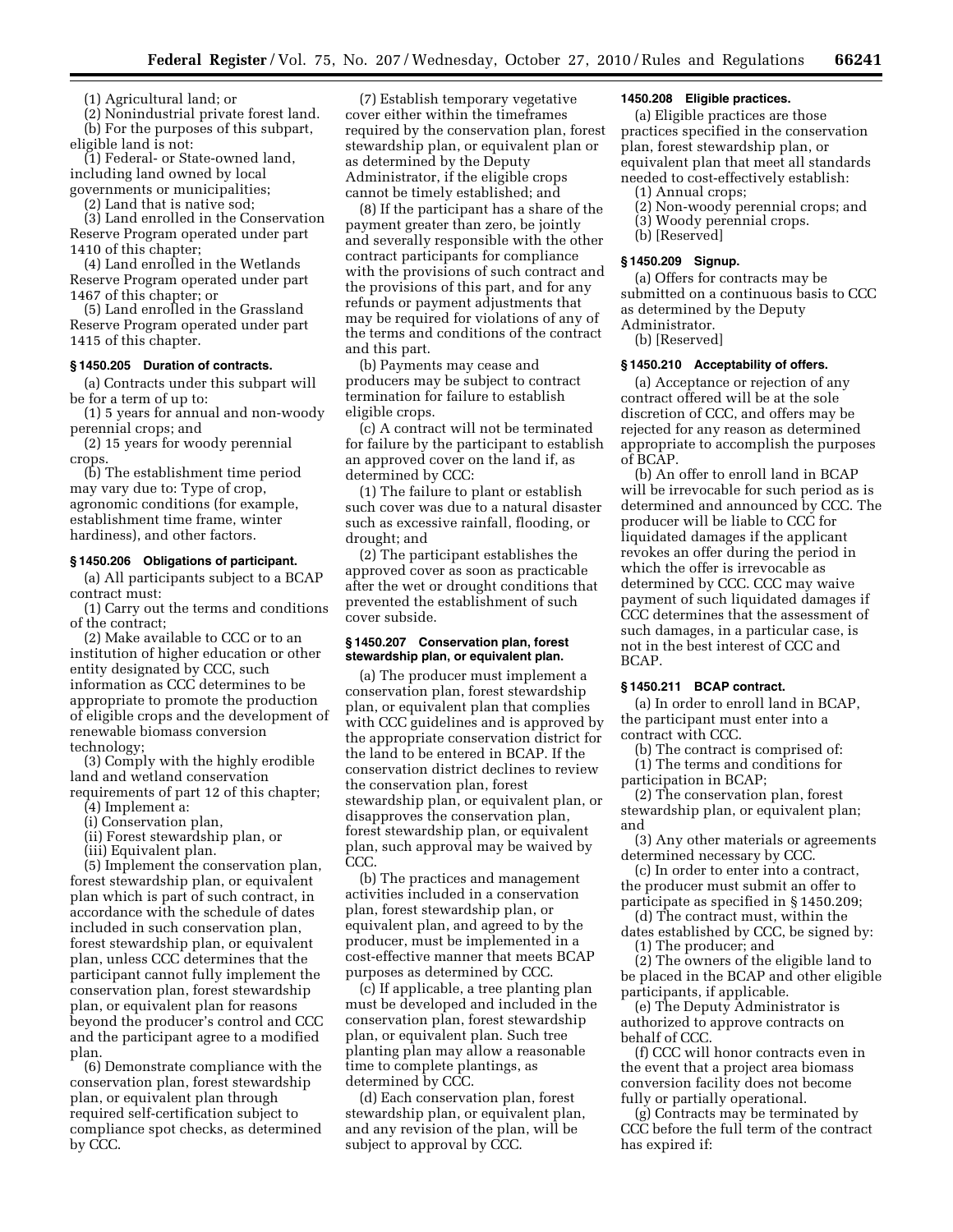(1) Agricultural land; or

(2) Nonindustrial private forest land.

(b) For the purposes of this subpart, eligible land is not:

(1) Federal- or State-owned land, including land owned by local governments or municipalities;

(2) Land that is native sod;

(3) Land enrolled in the Conservation Reserve Program operated under part 1410 of this chapter;

(4) Land enrolled in the Wetlands Reserve Program operated under part 1467 of this chapter; or

(5) Land enrolled in the Grassland Reserve Program operated under part 1415 of this chapter.

### § 1450.205 Duration of contracts.

(a) Contracts under this subpart will be for a term of up to:

(1) 5 years for annual and non-woody perennial crops; and

(2) 15 years for woody perennial crops.

(b) The establishment time period may vary due to: Type of crop, agronomic conditions (for example, establishment time frame, winter hardiness), and other factors.

### § 1450.206 Obligations of participant.

(a) All participants subject to a BCAP contract must:

(1) Carry out the terms and conditions of the contract;

(2) Make available to CCC or to an institution of higher education or other entity designated by CCC, such information as CCC determines to be appropriate to promote the production of eligible crops and the development of renewable biomass conversion technology;

(3) Comply with the highly erodible land and wetland conservation requirements of part 12 of this chapter;

(4) Implement a:

(i) Conservation plan,

(ii) Forest stewardship plan, or

(iii) Equivalent plan.

(5) Implement the conservation plan, forest stewardship plan, or equivalent plan which is part of such contract, in accordance with the schedule of dates included in such conservation plan, forest stewardship plan, or equivalent plan, unless CCC determines that the participant cannot fully implement the conservation plan, forest stewardship plan, or equivalent plan for reasons beyond the producer's control and CCC and the participant agree to a modified plan.

(6) Demonstrate compliance with the conservation plan, forest stewardship plan, or equivalent plan through required self-certification subject to compliance spot checks, as determined by CCC.

(7) Establish temporary vegetative cover either within the timeframes required by the conservation plan, forest stewardship plan, or equivalent plan or as determined by the Deputy Administrator, if the eligible crops cannot be timely established; and

(8) If the participant has a share of the payment greater than zero, be jointly and severally responsible with the other contract participants for compliance with the provisions of such contract and the provisions of this part, and for any refunds or payment adjustments that may be required for violations of any of the terms and conditions of the contract and this part.

(b) Payments may cease and producers may be subject to contract termination for failure to establish eligible crops.

(c) A contract will not be terminated for failure by the participant to establish an approved cover on the land if, as determined by CCC:

(1) The failure to plant or establish such cover was due to a natural disaster such as excessive rainfall, flooding, or drought; and

(2) The participant establishes the approved cover as soon as practicable after the wet or drought conditions that prevented the establishment of such cover subside.

### § 1450.207 Conservation plan, forest stewardship plan, or equivalent plan.

(a) The producer must implement a conservation plan, forest stewardship plan, or equivalent plan that complies with CCC guidelines and is approved by the appropriate conservation district for the land to be entered in BCAP. If the conservation district declines to review the conservation plan, forest stewardship plan, or equivalent plan, or disapproves the conservation plan, forest stewardship plan, or equivalent plan, such approval may be waived by CCC.

(b) The practices and management activities included in a conservation plan, forest stewardship plan, or equivalent plan, and agreed to by the producer, must be implemented in a cost-effective manner that meets BCAP purposes as determined by CCC.

(c) If applicable, a tree planting plan must be developed and included in the conservation plan, forest stewardship plan, or equivalent plan. Such tree planting plan may allow a reasonable time to complete plantings, as determined by CCC.

(d) Each conservation plan, forest stewardship plan, or equivalent plan, and any revision of the plan, will be subject to approval by CCC.

### 1450.208 Eligible practices.

(a) Eligible practices are those practices specified in the conservation plan, forest stewardship plan, or equivalent plan that meet all standards needed to cost-effectively establish:

(1) Annual crops;

(2) Non-woody perennial crops; and

(3) Woody perennial crops.

(b) [Reserved]

### § 1450.209 Signup.

(a) Offers for contracts may be submitted on a continuous basis to CCC as determined by the Deputy Administrator.

(b) [Reserved]

### § 1450.210 Acceptability of offers.

(a) Acceptance or rejection of any contract offered will be at the sole discretion of CCC, and offers may be rejected for any reason as determined appropriate to accomplish the purposes of BCAP.

(b) An offer to enroll land in BCAP will be irrevocable for such period as is determined and announced by CCC. The producer will be liable to CCC for liquidated damages if the applicant revokes an offer during the period in which the offer is irrevocable as determined by CCC. CCC may waive payment of such liquidated damages if CCC determines that the assessment of such damages, in a particular case, is not in the best interest of CCC and BCAP.

### § 1450.211 BCAP contract.

(a) In order to enroll land in BCAP, the participant must enter into a contract with CCC.

(b) The contract is comprised of:

(1) The terms and conditions for participation in BCAP;

(2) The conservation plan, forest stewardship plan, or equivalent plan; and

(3) Any other materials or agreements determined necessary by CCC.

(c) In order to enter into a contract, the producer must submit an offer to participate as specified in § 1450.209;

(d) The contract must, within the dates established by CCC, be signed by:

(1) The producer; and

(2) The owners of the eligible land to be placed in the BCAP and other eligible participants, if applicable.

(e) The Deputy Administrator is authorized to approve contracts on behalf of CCC.

(f) CCC will honor contracts even in the event that a project area biomass conversion facility does not become fully or partially operational.

(g) Contracts may be terminated by CCC before the full term of the contract has expired if: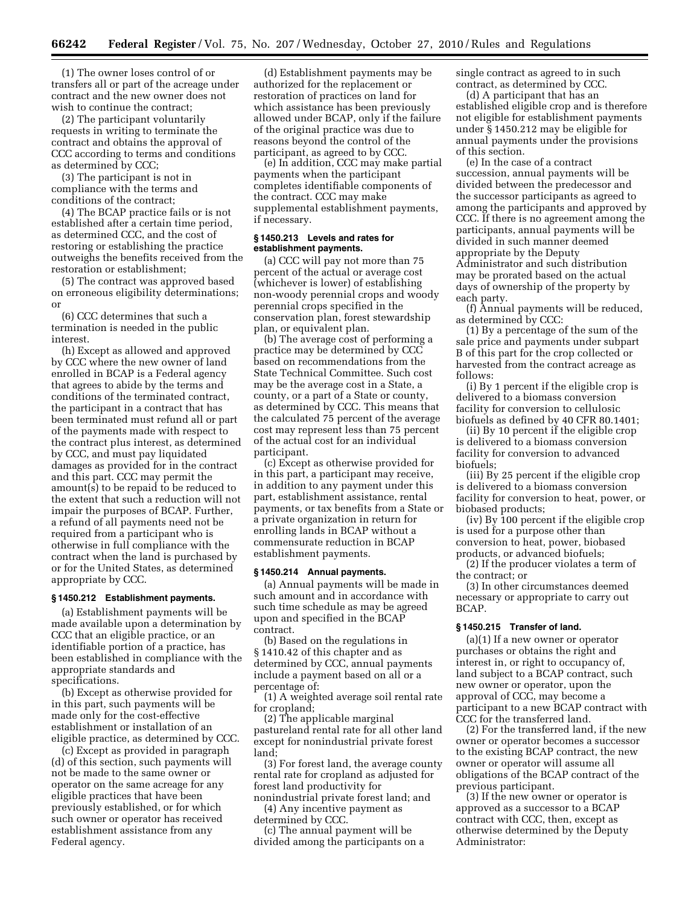(1) The owner loses control of or transfers all or part of the acreage under contract and the new owner does not wish to continue the contract;

(2) The participant voluntarily requests in writing to terminate the contract and obtains the approval of CCC according to terms and conditions as determined by CCC;

(3) The participant is not in compliance with the terms and conditions of the contract;

(4) The BCAP practice fails or is not established after a certain time period, as determined CCC, and the cost of restoring or establishing the practice outweighs the benefits received from the restoration or establishment;

(5) The contract was approved based on erroneous eligibility determinations; or

(6) CCC determines that such a termination is needed in the public interest.

(h) Except as allowed and approved by CCC where the new owner of land enrolled in BCAP is a Federal agency that agrees to abide by the terms and conditions of the terminated contract, the participant in a contract that has been terminated must refund all or part of the payments made with respect to the contract plus interest, as determined by CCC, and must pay liquidated damages as provided for in the contract and this part. CCC may permit the amount(s) to be repaid to be reduced to the extent that such a reduction will not impair the purposes of BCAP. Further, a refund of all payments need not be required from a participant who is otherwise in full compliance with the contract when the land is purchased by or for the United States, as determined appropriate by CCC.

### § 1450.212 Establishment payments.

(a) Establishment payments will be made available upon a determination by CCC that an eligible practice, or an identifiable portion of a practice, has been established in compliance with the appropriate standards and specifications.

(b) Except as otherwise provided for in this part, such payments will be made only for the cost-effective establishment or installation of an eligible practice, as determined by CCC.

(c) Except as provided in paragraph (d) of this section, such payments will not be made to the same owner or operator on the same acreage for any eligible practices that have been previously established, or for which such owner or operator has received establishment assistance from any Federal agency.

(d) Establishment payments may be authorized for the replacement or restoration of practices on land for which assistance has been previously allowed under BCAP, only if the failure of the original practice was due to reasons beyond the control of the participant, as agreed to by CCC.

(e) In addition, CCC may make partial payments when the participant completes identifiable components of the contract. CCC may make supplemental establishment payments, if necessary.

### § 1450.213 Levels and rates for establishment payments.

(a) CCC will pay not more than 75 percent of the actual or average cost (whichever is lower) of establishing non-woody perennial crops and woody perennial crops specified in the conservation plan, forest stewardship plan, or equivalent plan.

(b) The average cost of performing a practice may be determined by CCC based on recommendations from the State Technical Committee. Such cost may be the average cost in a State, a county, or a part of a State or county, as determined by CCC. This means that the calculated 75 percent of the average cost may represent less than 75 percent of the actual cost for an individual participant.

(c) Except as otherwise provided for in this part, a participant may receive, in addition to any payment under this part, establishment assistance, rental payments, or tax benefits from a State or a private organization in return for enrolling lands in BCAP without a commensurate reduction in BCAP establishment payments.

### § 1450.214 Annual payments.

(a) Annual payments will be made in such amount and in accordance with such time schedule as may be agreed upon and specified in the BCAP contract.

(b) Based on the regulations in § 1410.42 of this chapter and as determined by CCC, annual payments include a payment based on all or a percentage of:

(1) A weighted average soil rental rate for cropland;

(2) The applicable marginal pastureland rental rate for all other land except for nonindustrial private forest land;

(3) For forest land, the average county rental rate for cropland as adjusted for forest land productivity for nonindustrial private forest land; and

(4) Any incentive payment as determined by CCC.

(c) The annual payment will be divided among the participants on a single contract as agreed to in such contract, as determined by CCC.

(d) A participant that has an established eligible crop and is therefore not eligible for establishment payments under § 1450.212 may be eligible for annual payments under the provisions of this section.

(e) In the case of a contract succession, annual payments will be divided between the predecessor and the successor participants as agreed to among the participants and approved by CCC. If there is no agreement among the participants, annual payments will be divided in such manner deemed appropriate by the Deputy Administrator and such distribution may be prorated based on the actual days of ownership of the property by each party.

(f) Annual payments will be reduced, as determined by CCC:

(1) By a percentage of the sum of the sale price and payments under subpart B of this part for the crop collected or harvested from the contract acreage as follows:

(i) By 1 percent if the eligible crop is delivered to a biomass conversion facility for conversion to cellulosic biofuels as defined by 40 CFR 80.1401;

(ii) By 10 percent if the eligible crop is delivered to a biomass conversion facility for conversion to advanced biofuels;

(iii) By 25 percent if the eligible crop is delivered to a biomass conversion facility for conversion to heat, power, or biobased products;

(iv) By 100 percent if the eligible crop is used for a purpose other than conversion to heat, power, biobased products, or advanced biofuels;

(2) If the producer violates a term of the contract; or

(3) In other circumstances deemed necessary or appropriate to carry out BCAP.

### § 1450.215 Transfer of land.

(a)(1) If a new owner or operator purchases or obtains the right and interest in, or right to occupancy of, land subject to a BCAP contract, such new owner or operator, upon the approval of CCC, may become a participant to a new BCAP contract with CCC for the transferred land.

(2) For the transferred land, if the new owner or operator becomes a successor to the existing BCAP contract, the new owner or operator will assume all obligations of the BCAP contract of the previous participant.

(3) If the new owner or operator is approved as a successor to a BCAP contract with CCC, then, except as otherwise determined by the Deputy Administrator: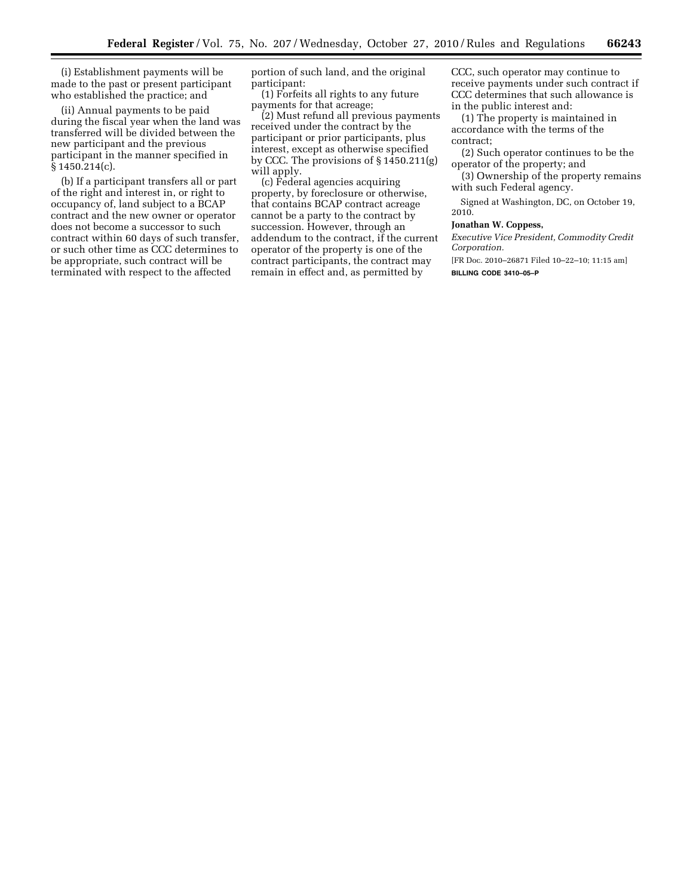(i) Establishment payments will be made to the past or present participant who established the practice; and

(ii) Annual payments to be paid during the fiscal year when the land was transferred will be divided between the new participant and the previous participant in the manner specified in § 1450.214(c).

(b) If a participant transfers all or part of the right and interest in, or right to occupancy of, land subject to a BCAP contract and the new owner or operator does not become a successor to such contract within 60 days of such transfer, or such other time as CCC determines to be appropriate, such contract will be terminated with respect to the affected portion of such land, and the original participant:

(1) Forfeits all rights to any future payments for that acreage;

(2) Must refund all previous payments received under the contract by the participant or prior participants, plus interest, except as otherwise specified by CCC. The provisions of § 1450.211(g) will apply.

(c) Federal agencies acquiring property, by foreclosure or otherwise, that contains BCAP contract acreage cannot be a party to the contract by succession. However, through an addendum to the contract, if the current operator of the property is one of the contract participants, the contract may remain in effect and, as permitted by CCC, such operator may continue to receive payments under such contract if CCC determines that such allowance is in the public interest and:

(1) The property is maintained in accordance with the terms of the contract;

(2) Such operator continues to be the operator of the property; and

(3) Ownership of the property remains with such Federal agency.

Signed at Washington, DC, on October 19, 2010.

**Jonathan W. Coppess,**

*Executive Vice President, Commodity Credit Corporation.*

[FR Doc. 2010–26871 Filed 10–22–10; 11:15 am]

**BILLING CODE 3410–05–P**